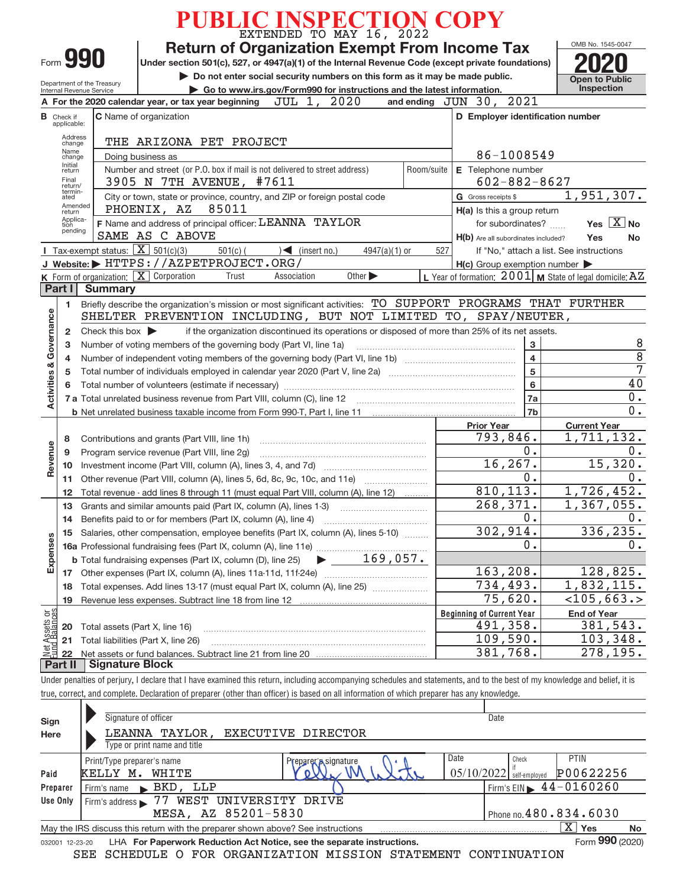# PUBLIC INSPECTION COPY

EXTENDED TO MAY 16, 2022

Form **990**

Department of the Treasury
Internal Revenue Service

## Return of Organization Exempt From Income Tax

Under section 501(c), 527, or 4947(a)(1) of the Internal Revenue Code (except private foundations)

▶ Do not enter social security numbers on this form as it may be made public.

▶ Go to www.irs.gov/Form990 for instructions and the latest information.

OMB No. 1545-0047

**2020**

Open to Public Inspection

**A** For the 2020 calendar year, or tax year beginning JUL 1, 2020 and ending JUN 30, 2021

**B** Check if applicable: Address change, Name change, Initial return, Final return/terminated, Amended return, Application pending

**C** Name of organization: THE ARIZONA PET PROJECT

Doing business as

Number and street (or P.O. box if mail is not delivered to street address): 3905 N 7TH AVENUE, #7611 Room/suite

City or town, state or province, country, and ZIP or foreign postal code: PHOENIX, AZ 85011

**F** Name and address of principal officer: LEANNA TAYLOR
SAME AS C ABOVE

**D** Employer identification number: 86-1008549

**E** Telephone number: 602-882-8627

**G** Gross receipts $ 1,951,307.

**H(a)** Is this a group return for subordinates? Yes [X] No

**H(b)** Are all subordinates included? Yes No
If "No," attach a list. See instructions

**H(c)** Group exemption number ▶

**I** Tax-exempt status: [X] 501(c)(3) 501(c) ( ) ◀ (insert no.) 4947(a)(1) or 527

**J** Website: ▶ HTTPS://AZPETPROJECT.ORG/

**K** Form of organization: [X] Corporation Trust Association Other ▶

**L** Year of formation: 2001 **M** State of legal domicile: AZ

## Part I Summary

**Activities & Governance**

1. Briefly describe the organization's mission or most significant activities: TO SUPPORT PROGRAMS THAT FURTHER SHELTER PREVENTION INCLUDING, BUT NOT LIMITED TO, SPAY/NEUTER,
2. Check this box ▶ if the organization discontinued its operations or disposed of more than 25% of its net assets.

| | | | |
|---|---|---|---|
| 3 | Number of voting members of the governing body (Part VI, line 1a) | 3 | 8 |
| 4 | Number of independent voting members of the governing body (Part VI, line 1b) | 4 | 8 |
| 5 | Total number of individuals employed in calendar year 2020 (Part V, line 2a) | 5 | 7 |
| 6 | Total number of volunteers (estimate if necessary) | 6 | 40 |
| 7a | Total unrelated business revenue from Part VIII, column (C), line 12 | 7a | 0. |
| b | Net unrelated business taxable income from Form 990-T, Part I, line 11 | 7b | 0. |

| | | Prior Year | Current Year |
|---|---|---|---|
| **Revenue** | | | |
| 8 | Contributions and grants (Part VIII, line 1h) | 793,846. | 1,711,132. |
| 9 | Program service revenue (Part VIII, line 2g) | 0. | 0. |
| 10 | Investment income (Part VIII, column (A), lines 3, 4, and 7d) | 16,267. | 15,320. |
| 11 | Other revenue (Part VIII, column (A), lines 5, 6d, 8c, 9c, 10c, and 11e) | 0. | 0. |
| 12 | Total revenue - add lines 8 through 11 (must equal Part VIII, column (A), line 12) | 810,113. | 1,726,452. |
| **Expenses** | | | |
| 13 | Grants and similar amounts paid (Part IX, column (A), lines 1-3) | 268,371. | 1,367,055. |
| 14 | Benefits paid to or for members (Part IX, column (A), line 4) | 0. | 0. |
| 15 | Salaries, other compensation, employee benefits (Part IX, column (A), lines 5-10) | 302,914. | 336,235. |
| 16a | Professional fundraising fees (Part IX, column (A), line 11e) | 0. | 0. |
| b | Total fundraising expenses (Part IX, column (D), line 25) ▶ 169,057. | | |
| 17 | Other expenses (Part IX, column (A), lines 11a-11d, 11f-24e) | 163,208. | 128,825. |
| 18 | Total expenses. Add lines 13-17 (must equal Part IX, column (A), line 25) | 734,493. | 1,832,115. |
| 19 | Revenue less expenses. Subtract line 18 from line 12 | 75,620. | <105,663.> |
| **Net Assets or Fund Balances** | | **Beginning of Current Year** | **End of Year** |
| 20 | Total assets (Part X, line 16) | 491,358. | 381,543. |
| 21 | Total liabilities (Part X, line 26) | 109,590. | 103,348. |
| 22 | Net assets or fund balances. Subtract line 21 from line 20 | 381,768. | 278,195. |

## Part II Signature Block

Under penalties of perjury, I declare that I have examined this return, including accompanying schedules and statements, and to the best of my knowledge and belief, it is true, correct, and complete. Declaration of preparer (other than officer) is based on all information of which preparer has any knowledge.

**Sign Here**

Signature of officer Date

LEANNA TAYLOR, EXECUTIVE DIRECTOR
Type or print name and title

**Paid Preparer Use Only**

| Print/Type preparer's name | Preparer's signature | Date | Check if self-employed | PTIN |
|---|---|---|---|---|
| KELLY M. WHITE | Kelly M White | 05/10/2022 | | P00622256 |

Firm's name ▶ BKD, LLP Firm's EIN ▶ 44-0160260

Firm's address ▶ 77 WEST UNIVERSITY DRIVE
MESA, AZ 85201-5830 Phone no. 480.834.6030

May the IRS discuss this return with the preparer shown above? See instructions [X] Yes No

032001 12-23-20 LHA For Paperwork Reduction Act Notice, see the separate instructions. Form **990** (2020)

SEE SCHEDULE O FOR ORGANIZATION MISSION STATEMENT CONTINUATION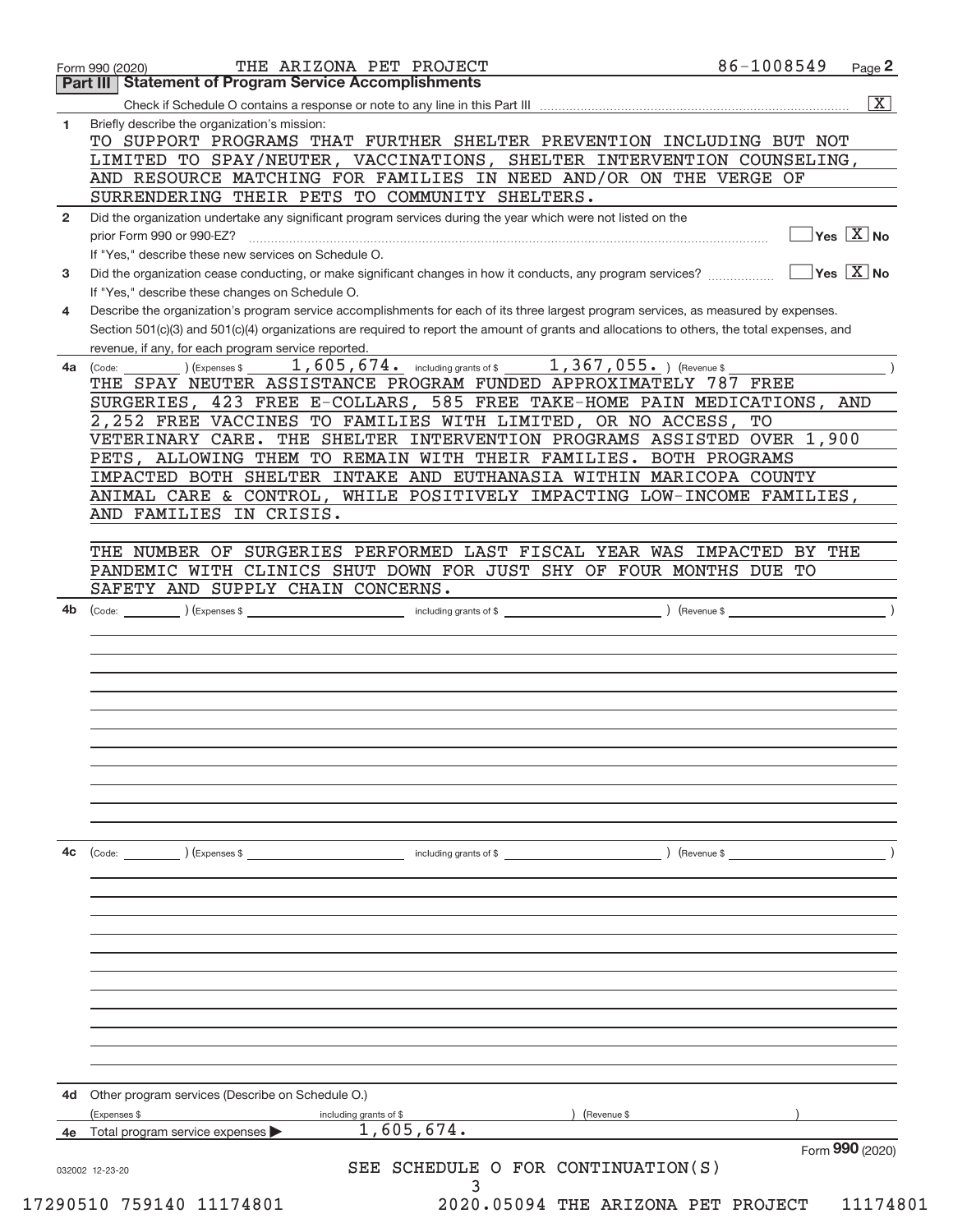Form 990 (2020) THE ARIZONA PET PROJECT 86-1008549

## Part III Statement of Program Service Accomplishments

Check if Schedule O contains a response or note to any line in this Part III ..... [X]

**1** Briefly describe the organization's mission:

TO SUPPORT PROGRAMS THAT FURTHER SHELTER PREVENTION INCLUDING BUT NOT LIMITED TO SPAY/NEUTER, VACCINATIONS, SHELTER INTERVENTION COUNSELING, AND RESOURCE MATCHING FOR FAMILIES IN NEED AND/OR ON THE VERGE OF SURRENDERING THEIR PETS TO COMMUNITY SHELTERS.

**2** Did the organization undertake any significant program services during the year which were not listed on the prior Form 990 or 990-EZ? ..... [ ] Yes [X] No

If "Yes," describe these new services on Schedule O.

**3** Did the organization cease conducting, or make significant changes in how it conducts, any program services? ..... [ ] Yes [X] No

If "Yes," describe these changes on Schedule O.

**4** Describe the organization's program service accomplishments for each of its three largest program services, as measured by expenses. Section 501(c)(3) and 501(c)(4) organizations are required to report the amount of grants and allocations to others, the total expenses, and revenue, if any, for each program service reported.

**4a** (Code: ) (Expenses $ 1,605,674. including grants of $ 1,367,055. ) (Revenue $ )

THE SPAY NEUTER ASSISTANCE PROGRAM FUNDED APPROXIMATELY 787 FREE SURGERIES, 423 FREE E-COLLARS, 585 FREE TAKE-HOME PAIN MEDICATIONS, AND 2,252 FREE VACCINES TO FAMILIES WITH LIMITED, OR NO ACCESS, TO VETERINARY CARE. THE SHELTER INTERVENTION PROGRAMS ASSISTED OVER 1,900 PETS, ALLOWING THEM TO REMAIN WITH THEIR FAMILIES. BOTH PROGRAMS IMPACTED BOTH SHELTER INTAKE AND EUTHANASIA WITHIN MARICOPA COUNTY ANIMAL CARE & CONTROL, WHILE POSITIVELY IMPACTING LOW-INCOME FAMILIES, AND FAMILIES IN CRISIS.

THE NUMBER OF SURGERIES PERFORMED LAST FISCAL YEAR WAS IMPACTED BY THE PANDEMIC WITH CLINICS SHUT DOWN FOR JUST SHY OF FOUR MONTHS DUE TO SAFETY AND SUPPLY CHAIN CONCERNS.

**4b** (Code: ) (Expenses $ including grants of $ ) (Revenue $ )

**4c** (Code: ) (Expenses $ including grants of $ ) (Revenue $ )

**4d** Other program services (Describe on Schedule O.)

(Expenses $ including grants of $ ) (Revenue $ )

**4e** Total program service expenses ▶ 1,605,674.

Form **990** (2020)

SEE SCHEDULE O FOR CONTINUATION(S)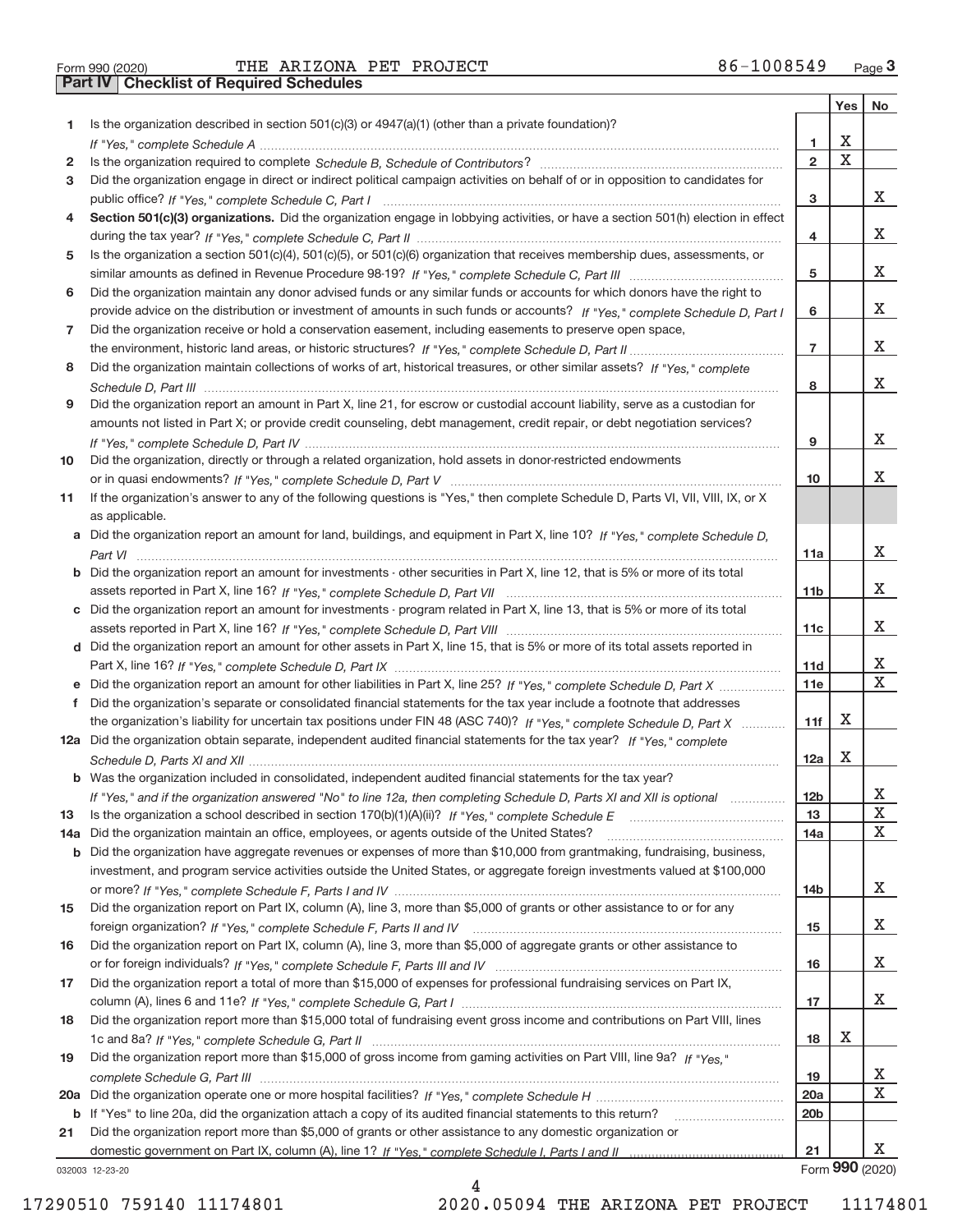Form 990 (2020) THE ARIZONA PET PROJECT 86-1008549 Page 3

**Part IV Checklist of Required Schedules**

| | | | Yes | No |
|---|---|---|---|---|
| 1 | Is the organization described in section 501(c)(3) or 4947(a)(1) (other than a private foundation)? *If "Yes," complete Schedule A* | 1 | X | |
| 2 | Is the organization required to complete *Schedule B, Schedule of Contributors*? | 2 | X | |
| 3 | Did the organization engage in direct or indirect political campaign activities on behalf of or in opposition to candidates for public office? *If "Yes," complete Schedule C, Part I* | 3 | | X |
| 4 | **Section 501(c)(3) organizations.** Did the organization engage in lobbying activities, or have a section 501(h) election in effect during the tax year? *If "Yes," complete Schedule C, Part II* | 4 | | X |
| 5 | Is the organization a section 501(c)(4), 501(c)(5), or 501(c)(6) organization that receives membership dues, assessments, or similar amounts as defined in Revenue Procedure 98-19? *If "Yes," complete Schedule C, Part III* | 5 | | X |
| 6 | Did the organization maintain any donor advised funds or any similar funds or accounts for which donors have the right to provide advice on the distribution or investment of amounts in such funds or accounts? *If "Yes," complete Schedule D, Part I* | 6 | | X |
| 7 | Did the organization receive or hold a conservation easement, including easements to preserve open space, the environment, historic land areas, or historic structures? *If "Yes," complete Schedule D, Part II* | 7 | | X |
| 8 | Did the organization maintain collections of works of art, historical treasures, or other similar assets? *If "Yes," complete Schedule D, Part III* | 8 | | X |
| 9 | Did the organization report an amount in Part X, line 21, for escrow or custodial account liability, serve as a custodian for amounts not listed in Part X; or provide credit counseling, debt management, credit repair, or debt negotiation services? *If "Yes," complete Schedule D, Part IV* | 9 | | X |
| 10 | Did the organization, directly or through a related organization, hold assets in donor-restricted endowments or in quasi endowments? *If "Yes," complete Schedule D, Part V* | 10 | | X |
| 11 | If the organization's answer to any of the following questions is "Yes," then complete Schedule D, Parts VI, VII, VIII, IX, or X as applicable. | | | |
| a | Did the organization report an amount for land, buildings, and equipment in Part X, line 10? *If "Yes," complete Schedule D, Part VI* | 11a | | X |
| b | Did the organization report an amount for investments - other securities in Part X, line 12, that is 5% or more of its total assets reported in Part X, line 16? *If "Yes," complete Schedule D, Part VII* | 11b | | X |
| c | Did the organization report an amount for investments - program related in Part X, line 13, that is 5% or more of its total assets reported in Part X, line 16? *If "Yes," complete Schedule D, Part VIII* | 11c | | X |
| d | Did the organization report an amount for other assets in Part X, line 15, that is 5% or more of its total assets reported in Part X, line 16? *If "Yes," complete Schedule D, Part IX* | 11d | | X |
| e | Did the organization report an amount for other liabilities in Part X, line 25? *If "Yes," complete Schedule D, Part X* | 11e | | X |
| f | Did the organization's separate or consolidated financial statements for the tax year include a footnote that addresses the organization's liability for uncertain tax positions under FIN 48 (ASC 740)? *If "Yes," complete Schedule D, Part X* | 11f | X | |
| 12a | Did the organization obtain separate, independent audited financial statements for the tax year? *If "Yes," complete Schedule D, Parts XI and XII* | 12a | X | |
| b | Was the organization included in consolidated, independent audited financial statements for the tax year? *If "Yes," and if the organization answered "No" to line 12a, then completing Schedule D, Parts XI and XII is optional* | 12b | | X |
| 13 | Is the organization a school described in section 170(b)(1)(A)(ii)? *If "Yes," complete Schedule E* | 13 | | X |
| 14a | Did the organization maintain an office, employees, or agents outside of the United States? | 14a | | X |
| b | Did the organization have aggregate revenues or expenses of more than $10,000 from grantmaking, fundraising, business, investment, and program service activities outside the United States, or aggregate foreign investments valued at $100,000 or more? *If "Yes," complete Schedule F, Parts I and IV* | 14b | | X |
| 15 | Did the organization report on Part IX, column (A), line 3, more than $5,000 of grants or other assistance to or for any foreign organization? *If "Yes," complete Schedule F, Parts II and IV* | 15 | | X |
| 16 | Did the organization report on Part IX, column (A), line 3, more than $5,000 of aggregate grants or other assistance to or for foreign individuals? *If "Yes," complete Schedule F, Parts III and IV* | 16 | | X |
| 17 | Did the organization report a total of more than $15,000 of expenses for professional fundraising services on Part IX, column (A), lines 6 and 11e? *If "Yes," complete Schedule G, Part I* | 17 | | X |
| 18 | Did the organization report more than $15,000 total of fundraising event gross income and contributions on Part VIII, lines 1c and 8a? *If "Yes," complete Schedule G, Part II* | 18 | X | |
| 19 | Did the organization report more than $15,000 of gross income from gaming activities on Part VIII, line 9a? *If "Yes," complete Schedule G, Part III* | 19 | | X |
| 20a | Did the organization operate one or more hospital facilities? *If "Yes," complete Schedule H* | 20a | | X |
| b | If "Yes" to line 20a, did the organization attach a copy of its audited financial statements to this return? | 20b | | |
| 21 | Did the organization report more than $5,000 of grants or other assistance to any domestic organization or domestic government on Part IX, column (A), line 1? *If "Yes," complete Schedule I, Parts I and II* | 21 | | X |

032003 12-23-20 Form **990** (2020)

17290510 759140 11174801 2020.05094 THE ARIZONA PET PROJECT 11174801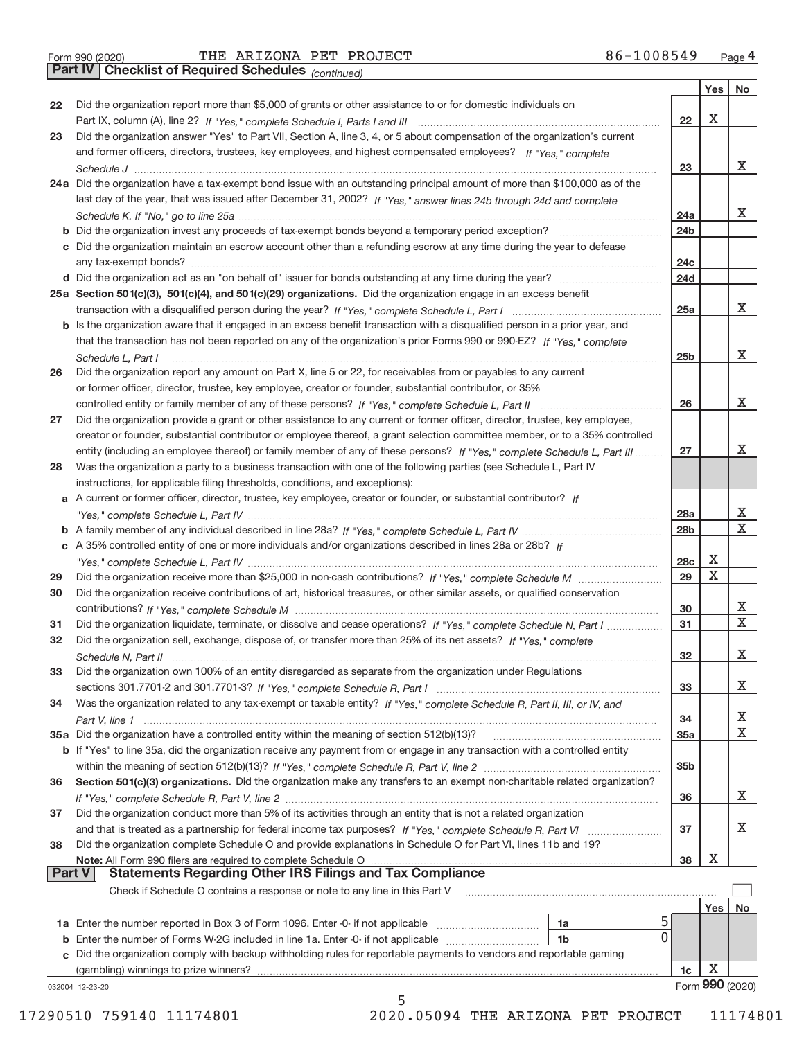Form 990 (2020) THE ARIZONA PET PROJECT 86-1008549 Page 4

## Part IV Checklist of Required Schedules *(continued)*

| | | | Yes | No |
|---|---|---|---|---|
| 22 | Did the organization report more than $5,000 of grants or other assistance to or for domestic individuals on Part IX, column (A), line 2? *If "Yes," complete Schedule I, Parts I and III* | 22 | X | |
| 23 | Did the organization answer "Yes" to Part VII, Section A, line 3, 4, or 5 about compensation of the organization's current and former officers, directors, trustees, key employees, and highest compensated employees? *If "Yes," complete Schedule J* | 23 | | X |
| 24a | Did the organization have a tax-exempt bond issue with an outstanding principal amount of more than $100,000 as of the last day of the year, that was issued after December 31, 2002? *If "Yes," answer lines 24b through 24d and complete Schedule K. If "No," go to line 25a* | 24a | | X |
| b | Did the organization invest any proceeds of tax-exempt bonds beyond a temporary period exception? | 24b | | |
| c | Did the organization maintain an escrow account other than a refunding escrow at any time during the year to defease any tax-exempt bonds? | 24c | | |
| d | Did the organization act as an "on behalf of" issuer for bonds outstanding at any time during the year? | 24d | | |
| 25a | **Section 501(c)(3), 501(c)(4), and 501(c)(29) organizations.** Did the organization engage in an excess benefit transaction with a disqualified person during the year? *If "Yes," complete Schedule L, Part I* | 25a | | X |
| b | Is the organization aware that it engaged in an excess benefit transaction with a disqualified person in a prior year, and that the transaction has not been reported on any of the organization's prior Forms 990 or 990-EZ? *If "Yes," complete Schedule L, Part I* | 25b | | X |
| 26 | Did the organization report any amount on Part X, line 5 or 22, for receivables from or payables to any current or former officer, director, trustee, key employee, creator or founder, substantial contributor, or 35% controlled entity or family member of any of these persons? *If "Yes," complete Schedule L, Part II* | 26 | | X |
| 27 | Did the organization provide a grant or other assistance to any current or former officer, director, trustee, key employee, creator or founder, substantial contributor or employee thereof, a grant selection committee member, or to a 35% controlled entity (including an employee thereof) or family member of any of these persons? *If "Yes," complete Schedule L, Part III* | 27 | | X |
| 28 | Was the organization a party to a business transaction with one of the following parties (see Schedule L, Part IV instructions, for applicable filing thresholds, conditions, and exceptions): | | | |
| a | A current or former officer, director, trustee, key employee, creator or founder, or substantial contributor? *If "Yes," complete Schedule L, Part IV* | 28a | | X |
| b | A family member of any individual described in line 28a? *If "Yes," complete Schedule L, Part IV* | 28b | | X |
| c | A 35% controlled entity of one or more individuals and/or organizations described in lines 28a or 28b? *If "Yes," complete Schedule L, Part IV* | 28c | X | |
| 29 | Did the organization receive more than $25,000 in non-cash contributions? *If "Yes," complete Schedule M* | 29 | X | |
| 30 | Did the organization receive contributions of art, historical treasures, or other similar assets, or qualified conservation contributions? *If "Yes," complete Schedule M* | 30 | | X |
| 31 | Did the organization liquidate, terminate, or dissolve and cease operations? *If "Yes," complete Schedule N, Part I* | 31 | | X |
| 32 | Did the organization sell, exchange, dispose of, or transfer more than 25% of its net assets? *If "Yes," complete Schedule N, Part II* | 32 | | X |
| 33 | Did the organization own 100% of an entity disregarded as separate from the organization under Regulations sections 301.7701-2 and 301.7701-3? *If "Yes," complete Schedule R, Part I* | 33 | | X |
| 34 | Was the organization related to any tax-exempt or taxable entity? *If "Yes," complete Schedule R, Part II, III, or IV, and Part V, line 1* | 34 | | X |
| 35a | Did the organization have a controlled entity within the meaning of section 512(b)(13)? | 35a | | X |
| b | If "Yes" to line 35a, did the organization receive any payment from or engage in any transaction with a controlled entity within the meaning of section 512(b)(13)? *If "Yes," complete Schedule R, Part V, line 2* | 35b | | |
| 36 | **Section 501(c)(3) organizations.** Did the organization make any transfers to an exempt non-charitable related organization? *If "Yes," complete Schedule R, Part V, line 2* | 36 | | X |
| 37 | Did the organization conduct more than 5% of its activities through an entity that is not a related organization and that is treated as a partnership for federal income tax purposes? *If "Yes," complete Schedule R, Part VI* | 37 | | X |
| 38 | Did the organization complete Schedule O and provide explanations in Schedule O for Part VI, lines 11b and 19? **Note:** All Form 990 filers are required to complete Schedule O | 38 | X | |

## Part V Statements Regarding Other IRS Filings and Tax Compliance

Check if Schedule O contains a response or note to any line in this Part V ☐

| | | | | | Yes | No |
|---|---|---|---|---|---|---|
| 1a | Enter the number reported in Box 3 of Form 1096. Enter -0- if not applicable | 1a | 5 | | | |
| b | Enter the number of Forms W-2G included in line 1a. Enter -0- if not applicable | 1b | 0 | | | |
| c | Did the organization comply with backup withholding rules for reportable payments to vendors and reportable gaming (gambling) winnings to prize winners? | | | 1c | X | |

032004 12-23-20

Form **990** (2020)

5

17290510 759140 11174801 2020.05094 THE ARIZONA PET PROJECT 11174801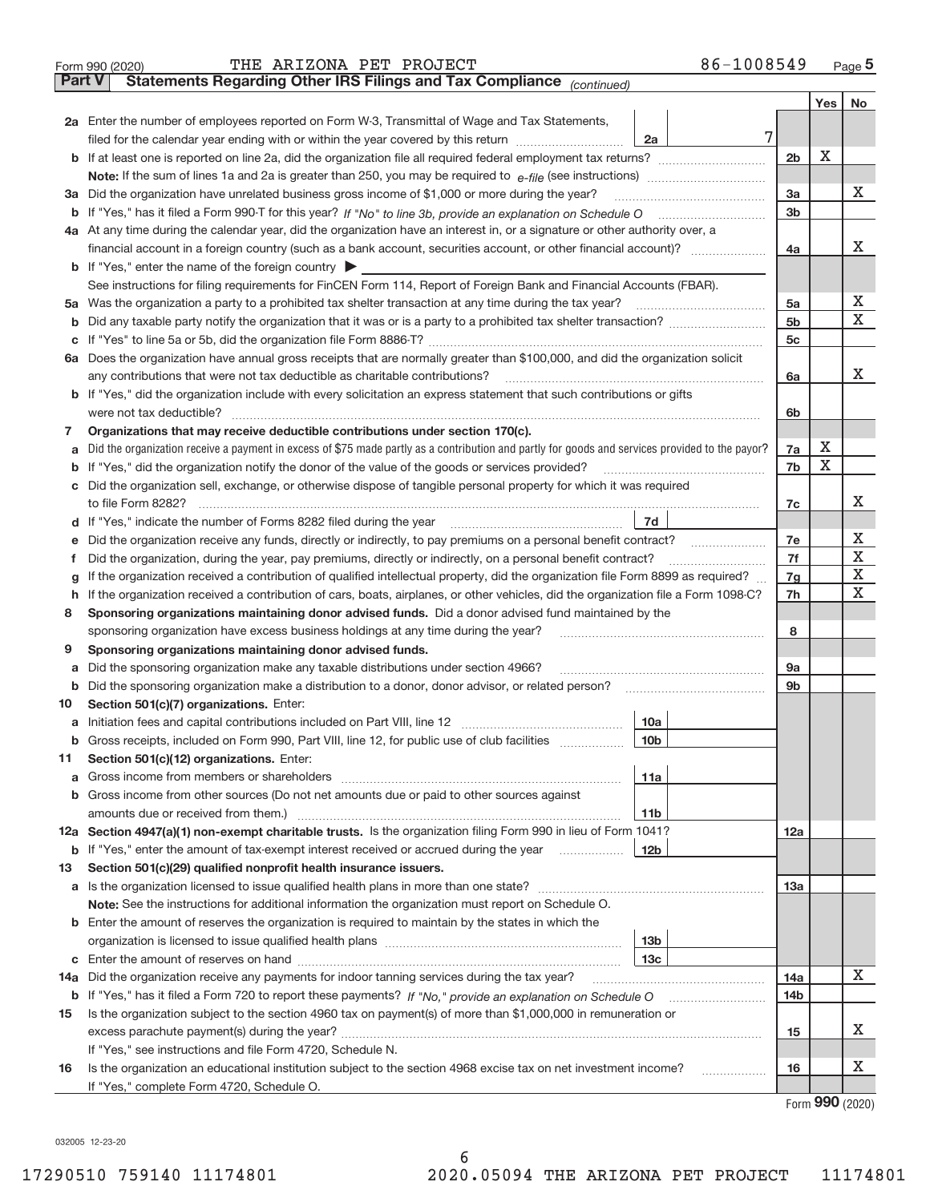Form 990 (2020) THE ARIZONA PET PROJECT 86-1008549 Page 5

**Part V Statements Regarding Other IRS Filings and Tax Compliance** *(continued)*

| | | | | Yes | No |
|---|---|---|---|---|---|
| **2a** | Enter the number of employees reported on Form W-3, Transmittal of Wage and Tax Statements, filed for the calendar year ending with or within the year covered by this return | 2a 7 | | | |
| **b** | If at least one is reported on line 2a, did the organization file all required federal employment tax returns? | | 2b | X | |
| | **Note:** If the sum of lines 1a and 2a is greater than 250, you may be required to *e-file* (see instructions) | | | | |
| **3a** | Did the organization have unrelated business gross income of $1,000 or more during the year? | | 3a | | X |
| **b** | If "Yes," has it filed a Form 990-T for this year? *If "No" to line 3b, provide an explanation on Schedule O* | | 3b | | |
| **4a** | At any time during the calendar year, did the organization have an interest in, or a signature or other authority over, a financial account in a foreign country (such as a bank account, securities account, or other financial account)? | | 4a | | X |
| **b** | If "Yes," enter the name of the foreign country ▶ | | | | |
| | See instructions for filing requirements for FinCEN Form 114, Report of Foreign Bank and Financial Accounts (FBAR). | | | | |
| **5a** | Was the organization a party to a prohibited tax shelter transaction at any time during the tax year? | | 5a | | X |
| **b** | Did any taxable party notify the organization that it was or is a party to a prohibited tax shelter transaction? | | 5b | | X |
| **c** | If "Yes" to line 5a or 5b, did the organization file Form 8886-T? | | 5c | | |
| **6a** | Does the organization have annual gross receipts that are normally greater than $100,000, and did the organization solicit any contributions that were not tax deductible as charitable contributions? | | 6a | | X |
| **b** | If "Yes," did the organization include with every solicitation an express statement that such contributions or gifts were not tax deductible? | | 6b | | |
| **7** | **Organizations that may receive deductible contributions under section 170(c).** | | | | |
| **a** | Did the organization receive a payment in excess of $75 made partly as a contribution and partly for goods and services provided to the payor? | | 7a | X | |
| **b** | If "Yes," did the organization notify the donor of the value of the goods or services provided? | | 7b | X | |
| **c** | Did the organization sell, exchange, or otherwise dispose of tangible personal property for which it was required to file Form 8282? | | 7c | | X |
| **d** | If "Yes," indicate the number of Forms 8282 filed during the year | 7d | | | |
| **e** | Did the organization receive any funds, directly or indirectly, to pay premiums on a personal benefit contract? | | 7e | | X |
| **f** | Did the organization, during the year, pay premiums, directly or indirectly, on a personal benefit contract? | | 7f | | X |
| **g** | If the organization received a contribution of qualified intellectual property, did the organization file Form 8899 as required? | | 7g | | X |
| **h** | If the organization received a contribution of cars, boats, airplanes, or other vehicles, did the organization file a Form 1098-C? | | 7h | | X |
| **8** | **Sponsoring organizations maintaining donor advised funds.** Did a donor advised fund maintained by the sponsoring organization have excess business holdings at any time during the year? | | 8 | | |
| **9** | **Sponsoring organizations maintaining donor advised funds.** | | | | |
| **a** | Did the sponsoring organization make any taxable distributions under section 4966? | | 9a | | |
| **b** | Did the sponsoring organization make a distribution to a donor, donor advisor, or related person? | | 9b | | |
| **10** | **Section 501(c)(7) organizations.** Enter: | | | | |
| **a** | Initiation fees and capital contributions included on Part VIII, line 12 | 10a | | | |
| **b** | Gross receipts, included on Form 990, Part VIII, line 12, for public use of club facilities | 10b | | | |
| **11** | **Section 501(c)(12) organizations.** Enter: | | | | |
| **a** | Gross income from members or shareholders | 11a | | | |
| **b** | Gross income from other sources (Do not net amounts due or paid to other sources against amounts due or received from them.) | 11b | | | |
| **12a** | **Section 4947(a)(1) non-exempt charitable trusts.** Is the organization filing Form 990 in lieu of Form 1041? | | 12a | | |
| **b** | If "Yes," enter the amount of tax-exempt interest received or accrued during the year | 12b | | | |
| **13** | **Section 501(c)(29) qualified nonprofit health insurance issuers.** | | | | |
| **a** | Is the organization licensed to issue qualified health plans in more than one state? | | 13a | | |
| | **Note:** See the instructions for additional information the organization must report on Schedule O. | | | | |
| **b** | Enter the amount of reserves the organization is required to maintain by the states in which the organization is licensed to issue qualified health plans | 13b | | | |
| **c** | Enter the amount of reserves on hand | 13c | | | |
| **14a** | Did the organization receive any payments for indoor tanning services during the tax year? | | 14a | | X |
| **b** | If "Yes," has it filed a Form 720 to report these payments? *If "No," provide an explanation on Schedule O* | | 14b | | |
| **15** | Is the organization subject to the section 4960 tax on payment(s) of more than $1,000,000 in remuneration or excess parachute payment(s) during the year? | | 15 | | X |
| | If "Yes," see instructions and file Form 4720, Schedule N. | | | | |
| **16** | Is the organization an educational institution subject to the section 4968 excise tax on net investment income? | | 16 | | X |
| | If "Yes," complete Form 4720, Schedule O. | | | | |

Form **990** (2020)

032005 12-23-20

17290510 759140 11174801 2020.05094 THE ARIZONA PET PROJECT 11174801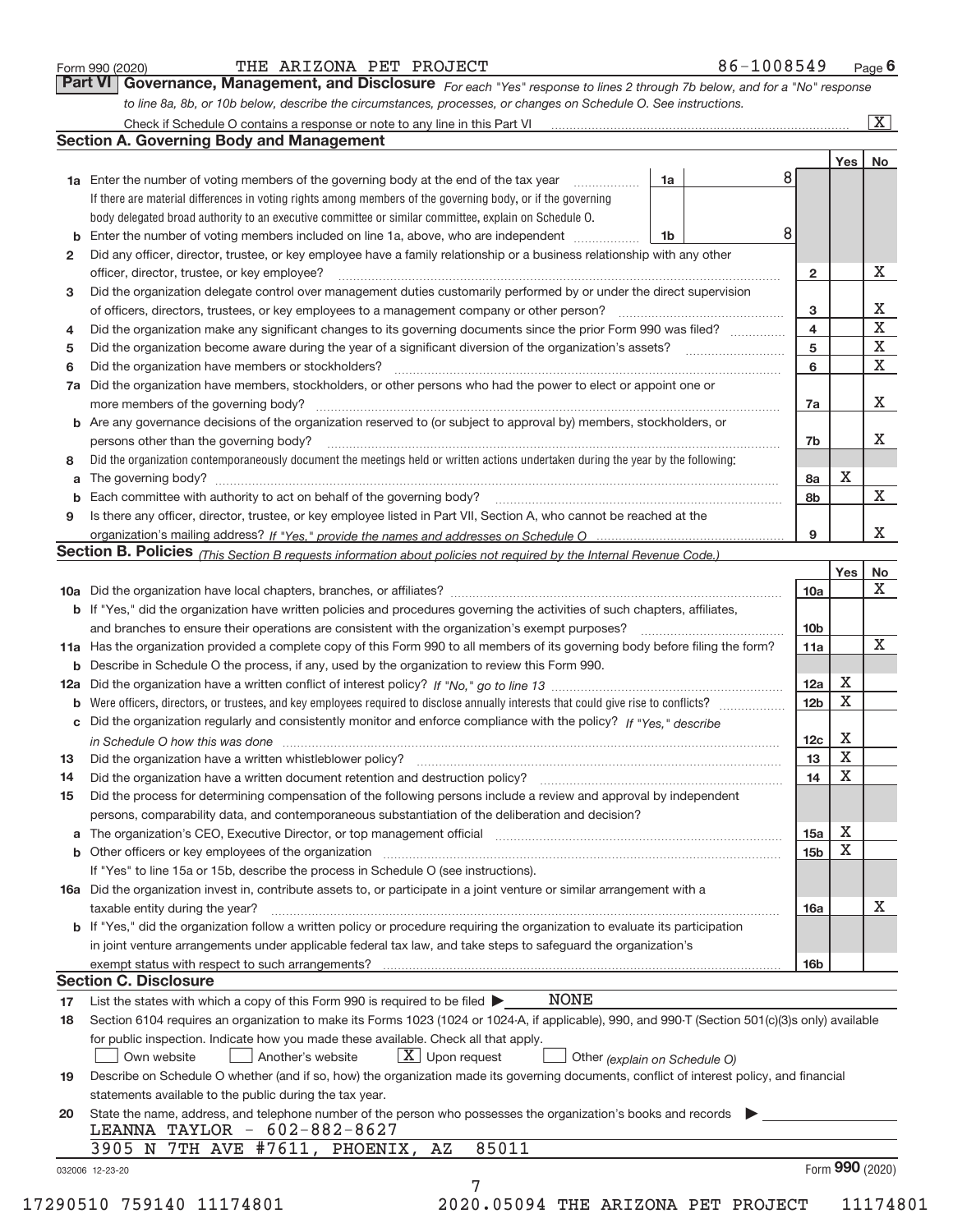Form 990 (2020) THE ARIZONA PET PROJECT 86-1008549 Page 6

## Part VI Governance, Management, and Disclosure

*For each "Yes" response to lines 2 through 7b below, and for a "No" response to line 8a, 8b, or 10b below, describe the circumstances, processes, or changes on Schedule O. See instructions.*

Check if Schedule O contains a response or note to any line in this Part VI ☒

### Section A. Governing Body and Management

| | | | | Yes | No |
|---|---|---|---|---|---|
| 1a | Enter the number of voting members of the governing body at the end of the tax year | 1a | 8 | | |
| | If there are material differences in voting rights among members of the governing body, or if the governing body delegated broad authority to an executive committee or similar committee, explain on Schedule O. | | | | |
| b | Enter the number of voting members included on line 1a, above, who are independent | 1b | 8 | | |
| 2 | Did any officer, director, trustee, or key employee have a family relationship or a business relationship with any other officer, director, trustee, or key employee? | 2 | | | X |
| 3 | Did the organization delegate control over management duties customarily performed by or under the direct supervision of officers, directors, trustees, or key employees to a management company or other person? | 3 | | | X |
| 4 | Did the organization make any significant changes to its governing documents since the prior Form 990 was filed? | 4 | | | X |
| 5 | Did the organization become aware during the year of a significant diversion of the organization's assets? | 5 | | | X |
| 6 | Did the organization have members or stockholders? | 6 | | | X |
| 7a | Did the organization have members, stockholders, or other persons who had the power to elect or appoint one or more members of the governing body? | 7a | | | X |
| b | Are any governance decisions of the organization reserved to (or subject to approval by) members, stockholders, or persons other than the governing body? | 7b | | | X |
| 8 | Did the organization contemporaneously document the meetings held or written actions undertaken during the year by the following: | | | | |
| a | The governing body? | 8a | | X | |
| b | Each committee with authority to act on behalf of the governing body? | 8b | | | X |
| 9 | Is there any officer, director, trustee, or key employee listed in Part VII, Section A, who cannot be reached at the organization's mailing address? *If "Yes," provide the names and addresses on Schedule O* | 9 | | | X |

### Section B. Policies *(This Section B requests information about policies not required by the Internal Revenue Code.)*

| | | | Yes | No |
|---|---|---|---|---|
| 10a | Did the organization have local chapters, branches, or affiliates? | 10a | | X |
| b | If "Yes," did the organization have written policies and procedures governing the activities of such chapters, affiliates, and branches to ensure their operations are consistent with the organization's exempt purposes? | 10b | | |
| 11a | Has the organization provided a complete copy of this Form 990 to all members of its governing body before filing the form? | 11a | | X |
| b | Describe in Schedule O the process, if any, used by the organization to review this Form 990. | | | |
| 12a | Did the organization have a written conflict of interest policy? *If "No," go to line 13* | 12a | X | |
| b | Were officers, directors, or trustees, and key employees required to disclose annually interests that could give rise to conflicts? | 12b | X | |
| c | Did the organization regularly and consistently monitor and enforce compliance with the policy? *If "Yes," describe in Schedule O how this was done* | 12c | X | |
| 13 | Did the organization have a written whistleblower policy? | 13 | X | |
| 14 | Did the organization have a written document retention and destruction policy? | 14 | X | |
| 15 | Did the process for determining compensation of the following persons include a review and approval by independent persons, comparability data, and contemporaneous substantiation of the deliberation and decision? | | | |
| a | The organization's CEO, Executive Director, or top management official | 15a | X | |
| b | Other officers or key employees of the organization | 15b | X | |
| | If "Yes" to line 15a or 15b, describe the process in Schedule O (see instructions). | | | |
| 16a | Did the organization invest in, contribute assets to, or participate in a joint venture or similar arrangement with a taxable entity during the year? | 16a | | X |
| b | If "Yes," did the organization follow a written policy or procedure requiring the organization to evaluate its participation in joint venture arrangements under applicable federal tax law, and take steps to safeguard the organization's exempt status with respect to such arrangements? | 16b | | |

### Section C. Disclosure

17 List the states with which a copy of this Form 990 is required to be filed ▶ NONE

18 Section 6104 requires an organization to make its Forms 1023 (1024 or 1024-A, if applicable), 990, and 990-T (Section 501(c)(3)s only) available for public inspection. Indicate how you made these available. Check all that apply.

☐ Own website ☐ Another's website ☒ Upon request ☐ Other *(explain on Schedule O)*

19 Describe on Schedule O whether (and if so, how) the organization made its governing documents, conflict of interest policy, and financial statements available to the public during the tax year.

20 State the name, address, and telephone number of the person who possesses the organization's books and records ▶

LEANNA TAYLOR - 602-882-8627
3905 N 7TH AVE #7611, PHOENIX, AZ 85011

032006 12-23-20 Form 990 (2020)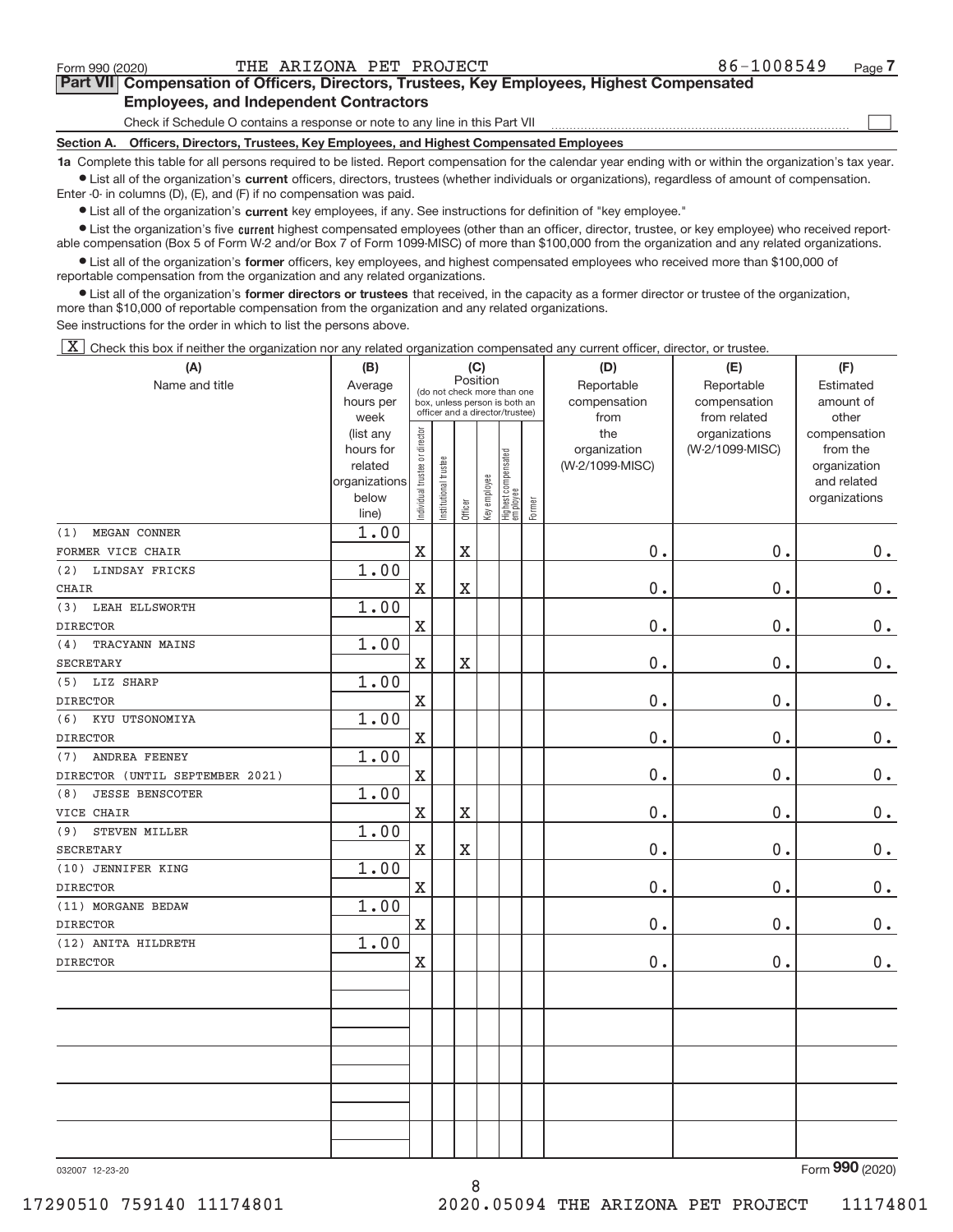Form 990 (2020) THE ARIZONA PET PROJECT 86-1008549

## Part VII Compensation of Officers, Directors, Trustees, Key Employees, Highest Compensated Employees, and Independent Contractors

Check if Schedule O contains a response or note to any line in this Part VII ☐

### Section A. Officers, Directors, Trustees, Key Employees, and Highest Compensated Employees

**1a** Complete this table for all persons required to be listed. Report compensation for the calendar year ending with or within the organization's tax year.

- List all of the organization's **current** officers, directors, trustees (whether individuals or organizations), regardless of amount of compensation. Enter -0- in columns (D), (E), and (F) if no compensation was paid.
- List all of the organization's **current** key employees, if any. See instructions for definition of "key employee."
- List the organization's five **current** highest compensated employees (other than an officer, director, trustee, or key employee) who received reportable compensation (Box 5 of Form W-2 and/or Box 7 of Form 1099-MISC) of more than $100,000 from the organization and any related organizations.
- List all of the organization's **former** officers, key employees, and highest compensated employees who received more than $100,000 of reportable compensation from the organization and any related organizations.
- List all of the organization's **former directors or trustees** that received, in the capacity as a former director or trustee of the organization, more than $10,000 of reportable compensation from the organization and any related organizations.

See instructions for the order in which to list the persons above.

☒ Check this box if neither the organization nor any related organization compensated any current officer, director, or trustee.

| (A) Name and title | (B) Average hours per week (list any hours for related organizations below line) | (C) Position (do not check more than one box, unless person is both an officer and a director/trustee) | | | | | | (D) Reportable compensation from the organization (W-2/1099-MISC) | (E) Reportable compensation from related organizations (W-2/1099-MISC) | (F) Estimated amount of other compensation from the organization and related organizations |
|---|---|---|---|---|---|---|---|---|---|---|
| | | Individual trustee or director | Institutional trustee | Officer | Key employee | Highest compensated employee | Former | | | |
| (1) MEGAN CONNER<br>FORMER VICE CHAIR | 1.00 | X | | X | | | | 0. | 0. | 0. |
| (2) LINDSAY FRICKS<br>CHAIR | 1.00 | X | | X | | | | 0. | 0. | 0. |
| (3) LEAH ELLSWORTH<br>DIRECTOR | 1.00 | X | | | | | | 0. | 0. | 0. |
| (4) TRACYANN MAINS<br>SECRETARY | 1.00 | X | | X | | | | 0. | 0. | 0. |
| (5) LIZ SHARP<br>DIRECTOR | 1.00 | X | | | | | | 0. | 0. | 0. |
| (6) KYU UTSONOMIYA<br>DIRECTOR | 1.00 | X | | | | | | 0. | 0. | 0. |
| (7) ANDREA FEENEY<br>DIRECTOR (UNTIL SEPTEMBER 2021) | 1.00 | X | | | | | | 0. | 0. | 0. |
| (8) JESSE BENSCOTER<br>VICE CHAIR | 1.00 | X | | X | | | | 0. | 0. | 0. |
| (9) STEVEN MILLER<br>SECRETARY | 1.00 | X | | X | | | | 0. | 0. | 0. |
| (10) JENNIFER KING<br>DIRECTOR | 1.00 | X | | | | | | 0. | 0. | 0. |
| (11) MORGANE BEDAW<br>DIRECTOR | 1.00 | X | | | | | | 0. | 0. | 0. |
| (12) ANITA HILDRETH<br>DIRECTOR | 1.00 | X | | | | | | 0. | 0. | 0. |

032007 12-23-20 Form **990** (2020)

17290510 759140 11174801 2020.05094 THE ARIZONA PET PROJECT 11174801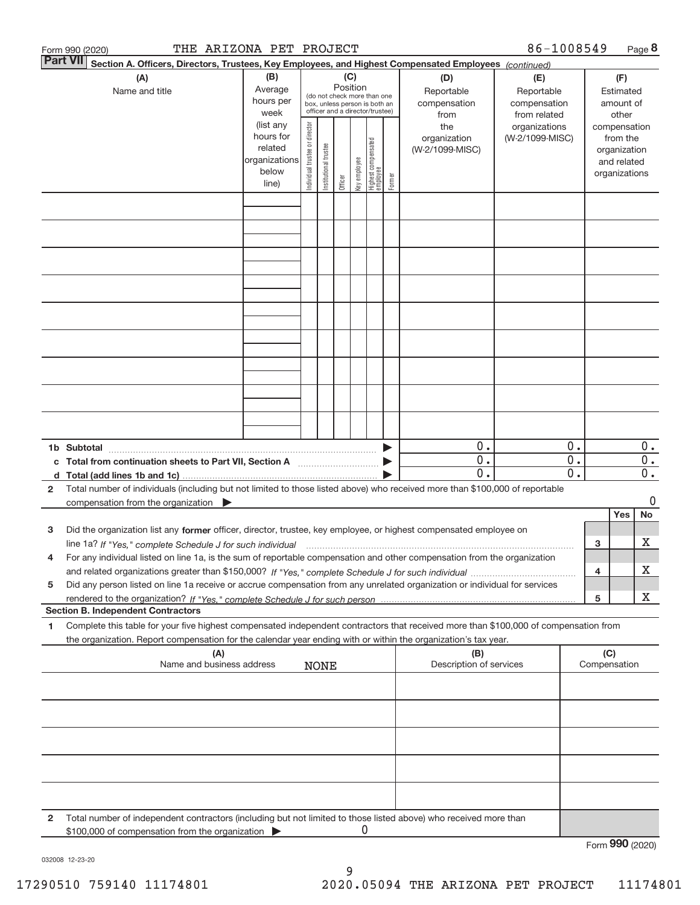Form 990 (2020) THE ARIZONA PET PROJECT 86-1008549

## Part VII Section A. Officers, Directors, Trustees, Key Employees, and Highest Compensated Employees *(continued)*

| (A) Name and title | (B) Average hours per week (list any hours for related organizations below line) | (C) Position: Individual trustee or director | Institutional trustee | Officer | Key employee | Highest compensated employee | Former | (D) Reportable compensation from the organization (W-2/1099-MISC) | (E) Reportable compensation from related organizations (W-2/1099-MISC) | (F) Estimated amount of other compensation from the organization and related organizations |
|---|---|---|---|---|---|---|---|---|---|---|
| | | | | | | | | | | |
| | | | | | | | | | | |
| | | | | | | | | | | |
| | | | | | | | | | | |
| | | | | | | | | | | |
| | | | | | | | | | | |
| | | | | | | | | | | |
| | | | | | | | | | | |
| | | | | | | | | | | |
| **1b Subtotal** | | | | | | | | 0. | 0. | 0. |
| **c Total from continuation sheets to Part VII, Section A** | | | | | | | | 0. | 0. | 0. |
| **d Total (add lines 1b and 1c)** | | | | | | | | 0. | 0. | 0. |

**2** Total number of individuals (including but not limited to those listed above) who received more than $100,000 of reportable compensation from the organization ▶ 0

| | | Yes | No |
|---|---|---|---|
| **3** Did the organization list any **former** officer, director, trustee, key employee, or highest compensated employee on line 1a? *If "Yes," complete Schedule J for such individual* | 3 | | X |
| **4** For any individual listed on line 1a, is the sum of reportable compensation and other compensation from the organization and related organizations greater than $150,000? *If "Yes," complete Schedule J for such individual* | 4 | | X |
| **5** Did any person listed on line 1a receive or accrue compensation from any unrelated organization or individual for services rendered to the organization? *If "Yes," complete Schedule J for such person* | 5 | | X |

### Section B. Independent Contractors

**1** Complete this table for your five highest compensated independent contractors that received more than $100,000 of compensation from the organization. Report compensation for the calendar year ending with or within the organization's tax year.

| (A) Name and business address | (B) Description of services | (C) Compensation |
|---|---|---|
| NONE | | |
| | | |
| | | |
| | | |
| | | |

**2** Total number of independent contractors (including but not limited to those listed above) who received more than $100,000 of compensation from the organization ▶ 0

Form **990** (2020)

032008 12-23-20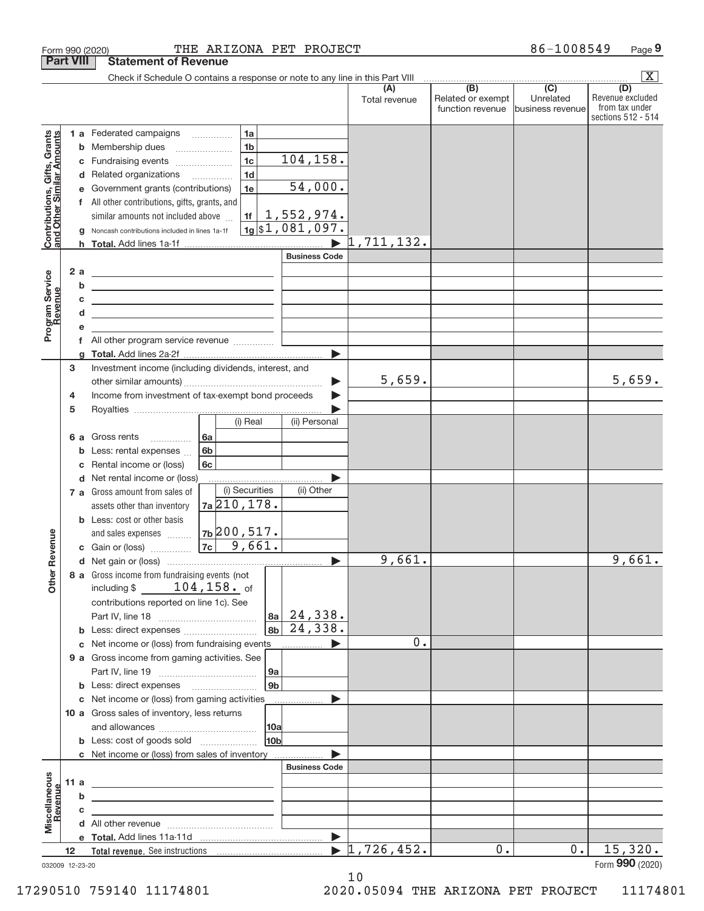Form 990 (2020) THE ARIZONA PET PROJECT 86-1008549 Page 9

## Part VIII Statement of Revenue

Check if Schedule O contains a response or note to any line in this Part VIII [X]

| | | | (A) Total revenue | (B) Related or exempt function revenue | (C) Unrelated business revenue | (D) Revenue excluded from tax under sections 512 - 514 |
|---|---|---|---|---|---|---|
| **Contributions, Gifts, Grants and Other Similar Amounts** | 1a Federated campaigns | 1a | | | | |
| | b Membership dues | 1b | | | | |
| | c Fundraising events | 1c 104,158. | | | | |
| | d Related organizations | 1d | | | | |
| | e Government grants (contributions) | 1e 54,000. | | | | |
| | f All other contributions, gifts, grants, and similar amounts not included above | 1f 1,552,974. | | | | |
| | g Noncash contributions included in lines 1a-1f | 1g $1,081,097. | | | | |
| | h Total. Add lines 1a-1f | | 1,711,132. | | | |
| **Program Service Revenue** | | Business Code | | | | |
| | 2a | | | | | |
| | b | | | | | |
| | c | | | | | |
| | d | | | | | |
| | e | | | | | |
| | f All other program service revenue | | | | | |
| | g Total. Add lines 2a-2f | | | | | |
| **Other Revenue** | 3 Investment income (including dividends, interest, and other similar amounts) | | 5,659. | | | 5,659. |
| | 4 Income from investment of tax-exempt bond proceeds | | | | | |
| | 5 Royalties | | | | | |
| | | (i) Real / (ii) Personal | | | | |
| | 6a Gross rents | 6a | | | | |
| | b Less: rental expenses | 6b | | | | |
| | c Rental income or (loss) | 6c | | | | |
| | d Net rental income or (loss) | | | | | |
| | | (i) Securities / (ii) Other | | | | |
| | 7a Gross amount from sales of assets other than inventory | 7a 210,178. | | | | |
| | b Less: cost or other basis and sales expenses | 7b 200,517. | | | | |
| | c Gain or (loss) | 7c 9,661. | | | | |
| | d Net gain or (loss) | | 9,661. | | | 9,661. |
| | 8a Gross income from fundraising events (not including $ 104,158. of contributions reported on line 1c). See Part IV, line 18 | 8a 24,338. | | | | |
| | b Less: direct expenses | 8b 24,338. | | | | |
| | c Net income or (loss) from fundraising events | | 0. | | | |
| | 9a Gross income from gaming activities. See Part IV, line 19 | 9a | | | | |
| | b Less: direct expenses | 9b | | | | |
| | c Net income or (loss) from gaming activities | | | | | |
| | 10a Gross sales of inventory, less returns and allowances | 10a | | | | |
| | b Less: cost of goods sold | 10b | | | | |
| | c Net income or (loss) from sales of inventory | | | | | |
| **Miscellaneous Revenue** | | Business Code | | | | |
| | 11a | | | | | |
| | b | | | | | |
| | c | | | | | |
| | d All other revenue | | | | | |
| | e Total. Add lines 11a-11d | | | | | |
| | 12 Total revenue. See instructions | | 1,726,452. | 0. | 0. | 15,320. |

032009 12-23-20 Form 990 (2020)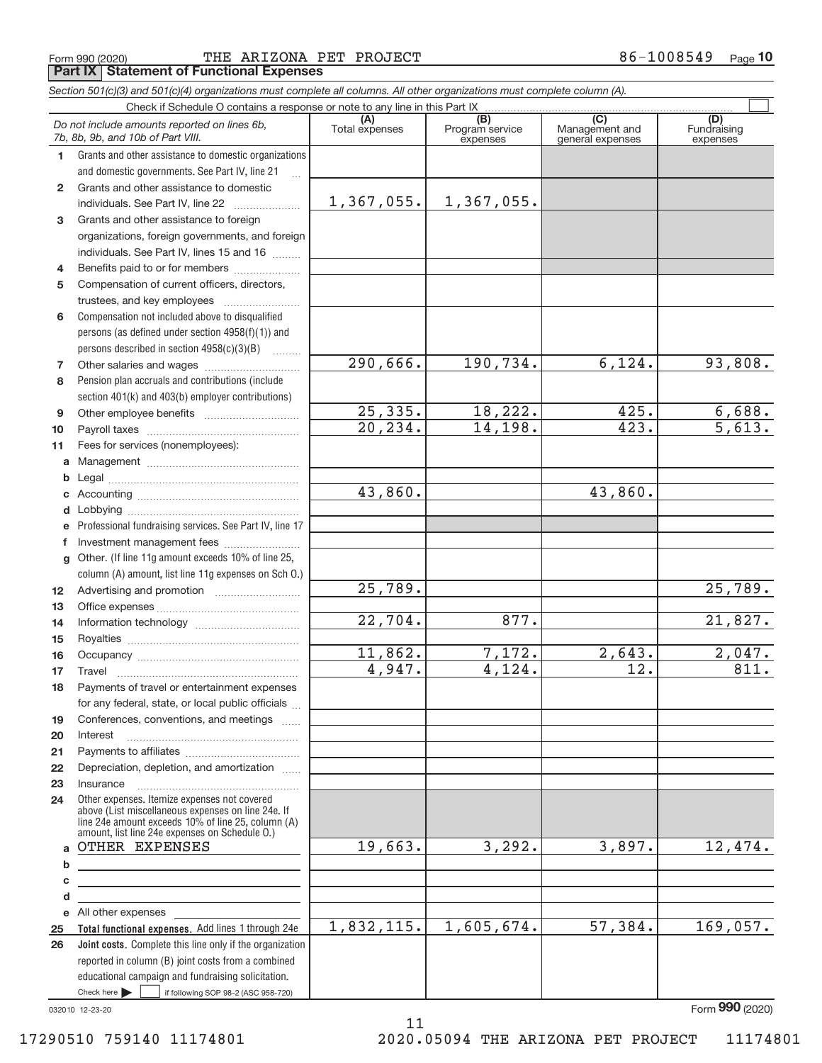Form 990 (2020) THE ARIZONA PET PROJECT 86-1008549

**Part IX Statement of Functional Expenses**

*Section 501(c)(3) and 501(c)(4) organizations must complete all columns. All other organizations must complete column (A).*

Check if Schedule O contains a response or note to any line in this Part IX ☐

| *Do not include amounts reported on lines 6b, 7b, 8b, 9b, and 10b of Part VIII.* | (A) Total expenses | (B) Program service expenses | (C) Management and general expenses | (D) Fundraising expenses |
|---|---|---|---|---|
| 1 Grants and other assistance to domestic organizations and domestic governments. See Part IV, line 21 | | | | |
| 2 Grants and other assistance to domestic individuals. See Part IV, line 22 | 1,367,055. | 1,367,055. | | |
| 3 Grants and other assistance to foreign organizations, foreign governments, and foreign individuals. See Part IV, lines 15 and 16 | | | | |
| 4 Benefits paid to or for members | | | | |
| 5 Compensation of current officers, directors, trustees, and key employees | | | | |
| 6 Compensation not included above to disqualified persons (as defined under section 4958(f)(1)) and persons described in section 4958(c)(3)(B) | | | | |
| 7 Other salaries and wages | 290,666. | 190,734. | 6,124. | 93,808. |
| 8 Pension plan accruals and contributions (include section 401(k) and 403(b) employer contributions) | | | | |
| 9 Other employee benefits | 25,335. | 18,222. | 425. | 6,688. |
| 10 Payroll taxes | 20,234. | 14,198. | 423. | 5,613. |
| 11 Fees for services (nonemployees): | | | | |
| a Management | | | | |
| b Legal | | | | |
| c Accounting | 43,860. | | 43,860. | |
| d Lobbying | | | | |
| e Professional fundraising services. See Part IV, line 17 | | | | |
| f Investment management fees | | | | |
| g Other. (If line 11g amount exceeds 10% of line 25, column (A) amount, list line 11g expenses on Sch O.) | | | | |
| 12 Advertising and promotion | 25,789. | | | 25,789. |
| 13 Office expenses | | | | |
| 14 Information technology | 22,704. | 877. | | 21,827. |
| 15 Royalties | | | | |
| 16 Occupancy | 11,862. | 7,172. | 2,643. | 2,047. |
| 17 Travel | 4,947. | 4,124. | 12. | 811. |
| 18 Payments of travel or entertainment expenses for any federal, state, or local public officials | | | | |
| 19 Conferences, conventions, and meetings | | | | |
| 20 Interest | | | | |
| 21 Payments to affiliates | | | | |
| 22 Depreciation, depletion, and amortization | | | | |
| 23 Insurance | | | | |
| 24 Other expenses. Itemize expenses not covered above (List miscellaneous expenses on line 24e. If line 24e amount exceeds 10% of line 25, column (A) amount, list line 24e expenses on Schedule O.) | | | | |
| a OTHER EXPENSES | 19,663. | 3,292. | 3,897. | 12,474. |
| b | | | | |
| c | | | | |
| d | | | | |
| e All other expenses | | | | |
| 25 **Total functional expenses.** Add lines 1 through 24e | 1,832,115. | 1,605,674. | 57,384. | 169,057. |
| 26 **Joint costs.** Complete this line only if the organization reported in column (B) joint costs from a combined educational campaign and fundraising solicitation. Check here ☐ if following SOP 98-2 (ASC 958-720) | | | | |

032010 12-23-20

Form 990 (2020)

17290510 759140 11174801 2020.05094 THE ARIZONA PET PROJECT 11174801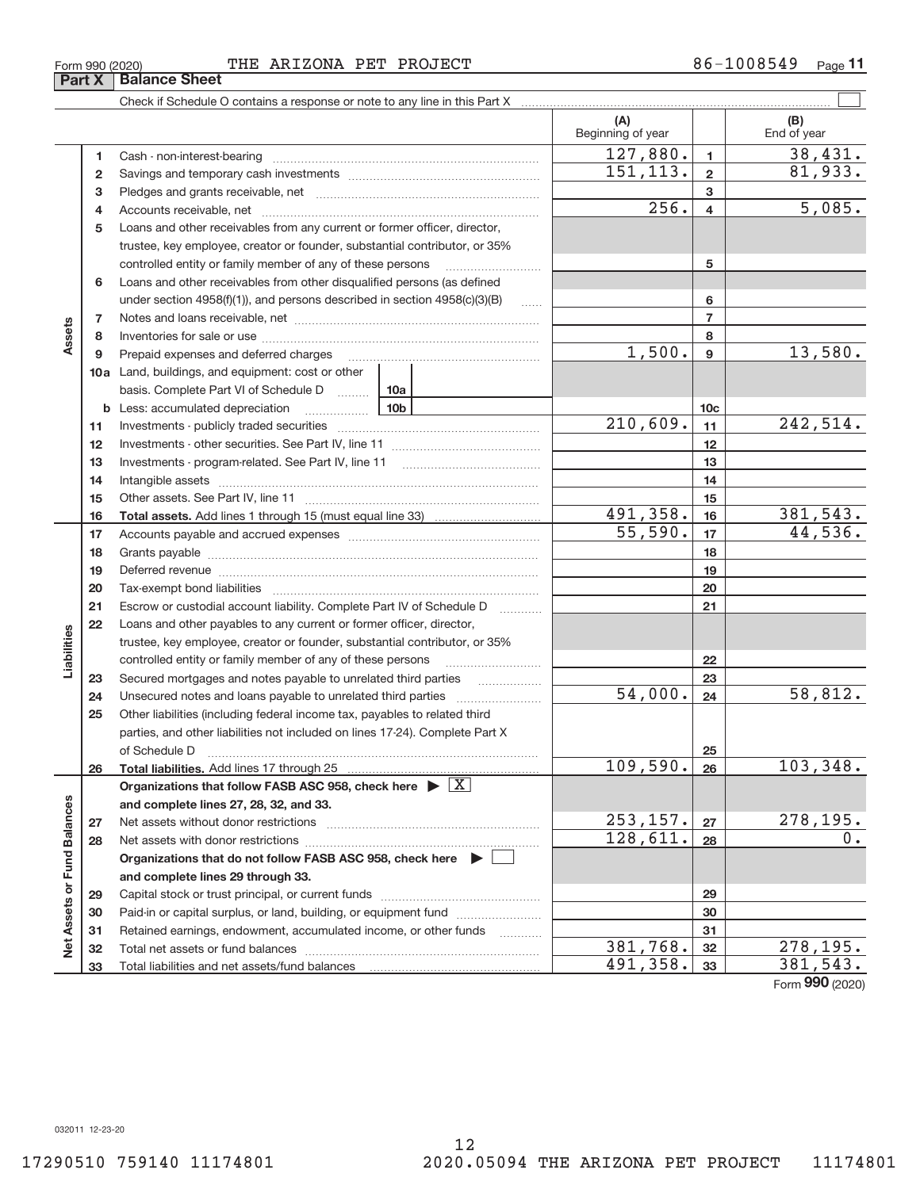Form 990 (2020) THE ARIZONA PET PROJECT 86-1008549

## Part X | Balance Sheet

Check if Schedule O contains a response or note to any line in this Part X ☐

| | | | (A) Beginning of year | | (B) End of year |
|---|---|---|---|---|---|
| **Assets** | 1 | Cash - non-interest-bearing | 127,880. | 1 | 38,431. |
| | 2 | Savings and temporary cash investments | 151,113. | 2 | 81,933. |
| | 3 | Pledges and grants receivable, net | | 3 | |
| | 4 | Accounts receivable, net | 256. | 4 | 5,085. |
| | 5 | Loans and other receivables from any current or former officer, director, trustee, key employee, creator or founder, substantial contributor, or 35% controlled entity or family member of any of these persons | | 5 | |
| | 6 | Loans and other receivables from other disqualified persons (as defined under section 4958(f)(1)), and persons described in section 4958(c)(3)(B) | | 6 | |
| | 7 | Notes and loans receivable, net | | 7 | |
| | 8 | Inventories for sale or use | | 8 | |
| | 9 | Prepaid expenses and deferred charges | 1,500. | 9 | 13,580. |
| | 10a | Land, buildings, and equipment: cost or other basis. Complete Part VI of Schedule D (10a) | | | |
| | b | Less: accumulated depreciation (10b) | | 10c | |
| | 11 | Investments - publicly traded securities | 210,609. | 11 | 242,514. |
| | 12 | Investments - other securities. See Part IV, line 11 | | 12 | |
| | 13 | Investments - program-related. See Part IV, line 11 | | 13 | |
| | 14 | Intangible assets | | 14 | |
| | 15 | Other assets. See Part IV, line 11 | | 15 | |
| | 16 | **Total assets.** Add lines 1 through 15 (must equal line 33) | 491,358. | 16 | 381,543. |
| **Liabilities** | 17 | Accounts payable and accrued expenses | 55,590. | 17 | 44,536. |
| | 18 | Grants payable | | 18 | |
| | 19 | Deferred revenue | | 19 | |
| | 20 | Tax-exempt bond liabilities | | 20 | |
| | 21 | Escrow or custodial account liability. Complete Part IV of Schedule D | | 21 | |
| | 22 | Loans and other payables to any current or former officer, director, trustee, key employee, creator or founder, substantial contributor, or 35% controlled entity or family member of any of these persons | | 22 | |
| | 23 | Secured mortgages and notes payable to unrelated third parties | | 23 | |
| | 24 | Unsecured notes and loans payable to unrelated third parties | 54,000. | 24 | 58,812. |
| | 25 | Other liabilities (including federal income tax, payables to related third parties, and other liabilities not included on lines 17-24). Complete Part X of Schedule D | | 25 | |
| | 26 | **Total liabilities.** Add lines 17 through 25 | 109,590. | 26 | 103,348. |
| **Net Assets or Fund Balances** | | **Organizations that follow FASB ASC 958, check here** ☒ **and complete lines 27, 28, 32, and 33.** | | | |
| | 27 | Net assets without donor restrictions | 253,157. | 27 | 278,195. |
| | 28 | Net assets with donor restrictions | 128,611. | 28 | 0. |
| | | **Organizations that do not follow FASB ASC 958, check here** ☐ **and complete lines 29 through 33.** | | | |
| | 29 | Capital stock or trust principal, or current funds | | 29 | |
| | 30 | Paid-in or capital surplus, or land, building, or equipment fund | | 30 | |
| | 31 | Retained earnings, endowment, accumulated income, or other funds | | 31 | |
| | 32 | Total net assets or fund balances | 381,768. | 32 | 278,195. |
| | 33 | Total liabilities and net assets/fund balances | 491,358. | 33 | 381,543. |

Form **990** (2020)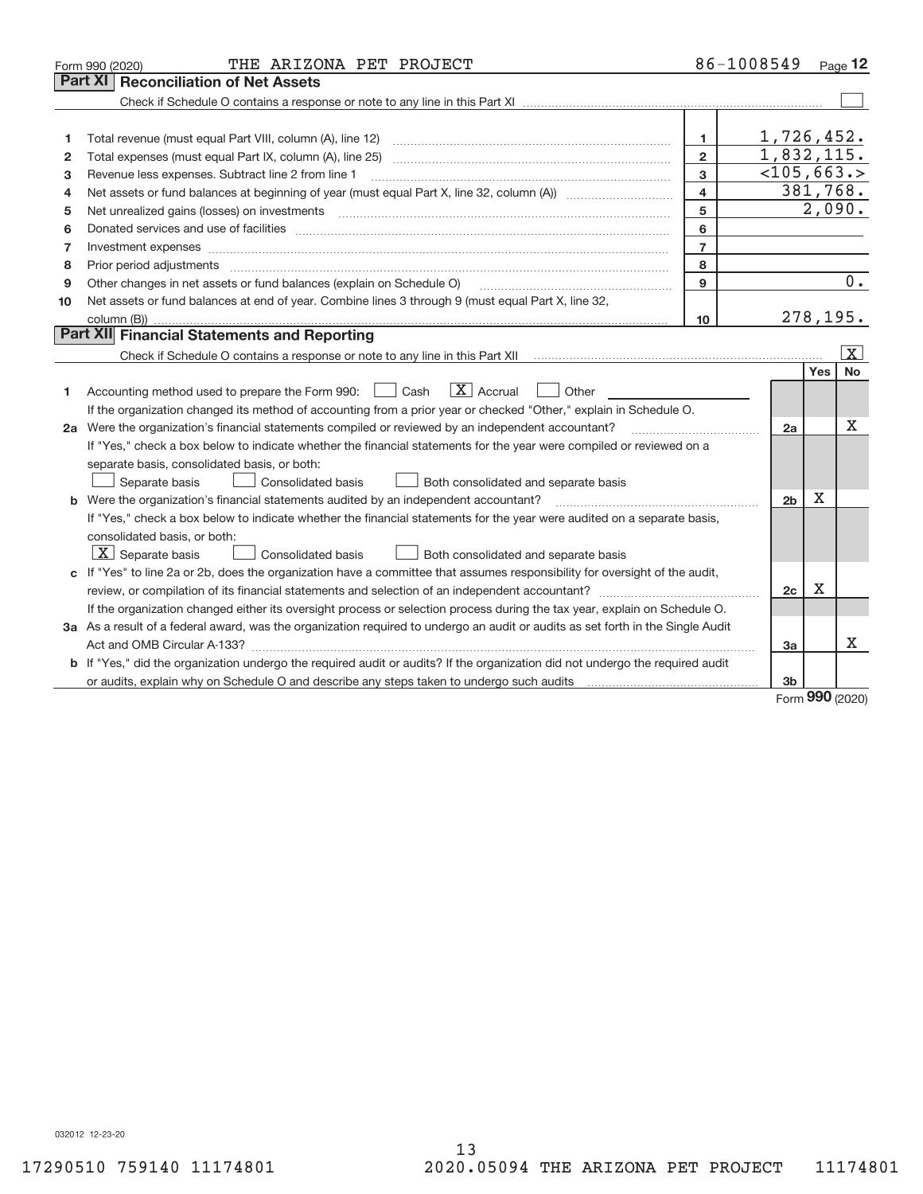Form 990 (2020) THE ARIZONA PET PROJECT 86-1008549

## Part XI Reconciliation of Net Assets

Check if Schedule O contains a response or note to any line in this Part XI ☐

| | | | |
|---|---|---|---|
| 1 | Total revenue (must equal Part VIII, column (A), line 12) | 1 | 1,726,452. |
| 2 | Total expenses (must equal Part IX, column (A), line 25) | 2 | 1,832,115. |
| 3 | Revenue less expenses. Subtract line 2 from line 1 | 3 | <105,663.> |
| 4 | Net assets or fund balances at beginning of year (must equal Part X, line 32, column (A)) | 4 | 381,768. |
| 5 | Net unrealized gains (losses) on investments | 5 | 2,090. |
| 6 | Donated services and use of facilities | 6 | |
| 7 | Investment expenses | 7 | |
| 8 | Prior period adjustments | 8 | |
| 9 | Other changes in net assets or fund balances (explain on Schedule O) | 9 | 0. |
| 10 | Net assets or fund balances at end of year. Combine lines 3 through 9 (must equal Part X, line 32, column (B)) | 10 | 278,195. |

## Part XII Financial Statements and Reporting

Check if Schedule O contains a response or note to any line in this Part XII ☒

| | | | Yes | No |
|---|---|---|---|---|
| 1 | Accounting method used to prepare the Form 990: ☐ Cash ☒ Accrual ☐ Other<br>If the organization changed its method of accounting from a prior year or checked "Other," explain in Schedule O. | | | |
| 2a | Were the organization's financial statements compiled or reviewed by an independent accountant?<br>If "Yes," check a box below to indicate whether the financial statements for the year were compiled or reviewed on a separate basis, consolidated basis, or both:<br>☐ Separate basis ☐ Consolidated basis ☐ Both consolidated and separate basis | 2a | | X |
| b | Were the organization's financial statements audited by an independent accountant?<br>If "Yes," check a box below to indicate whether the financial statements for the year were audited on a separate basis, consolidated basis, or both:<br>☒ Separate basis ☐ Consolidated basis ☐ Both consolidated and separate basis | 2b | X | |
| c | If "Yes" to line 2a or 2b, does the organization have a committee that assumes responsibility for oversight of the audit, review, or compilation of its financial statements and selection of an independent accountant?<br>If the organization changed either its oversight process or selection process during the tax year, explain on Schedule O. | 2c | X | |
| 3a | As a result of a federal award, was the organization required to undergo an audit or audits as set forth in the Single Audit Act and OMB Circular A-133? | 3a | | X |
| b | If "Yes," did the organization undergo the required audit or audits? If the organization did not undergo the required audit or audits, explain why on Schedule O and describe any steps taken to undergo such audits | 3b | | |

Form **990** (2020)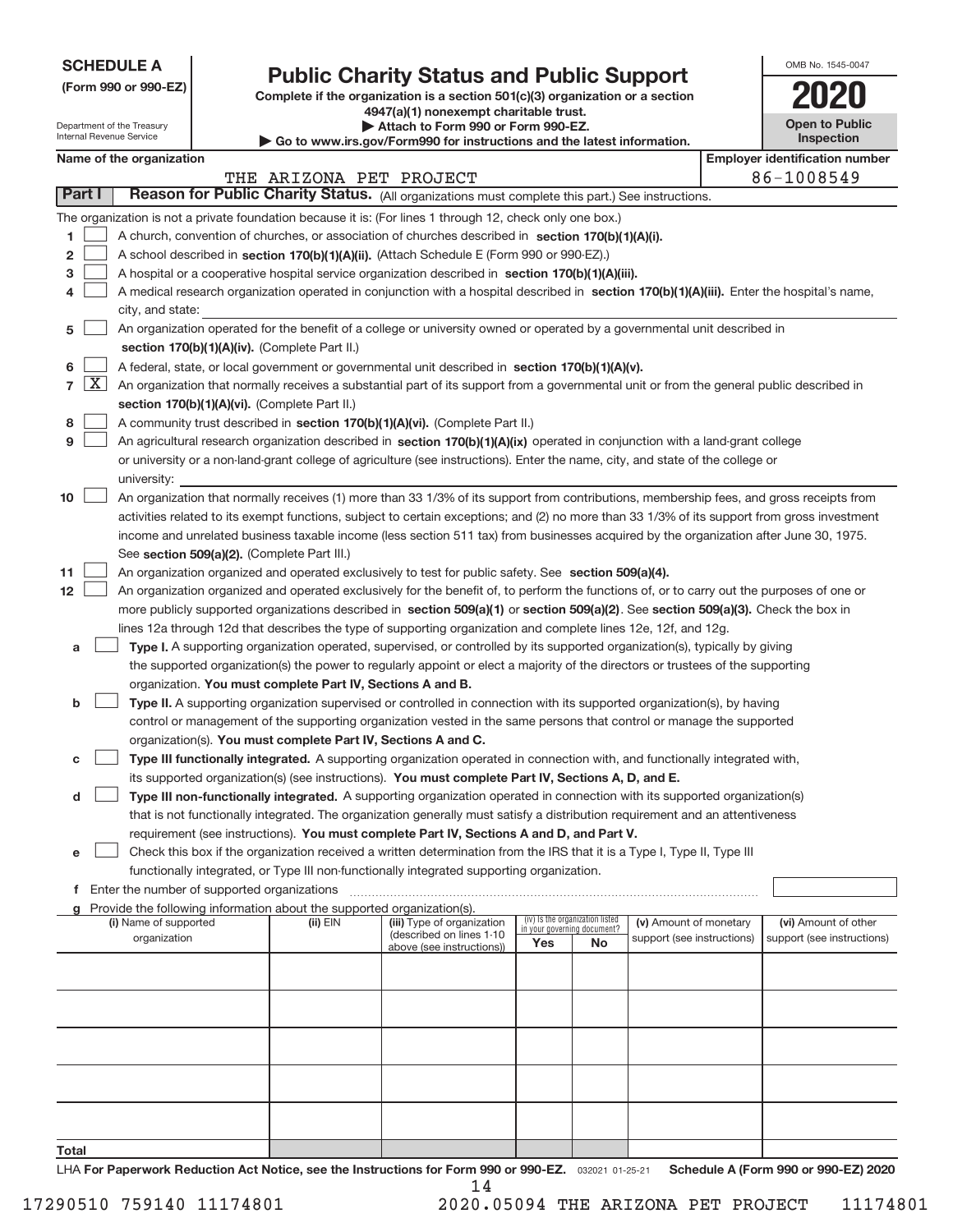**SCHEDULE A**
**(Form 990 or 990-EZ)**

Department of the Treasury
Internal Revenue Service

# Public Charity Status and Public Support

**Complete if the organization is a section 501(c)(3) organization or a section 4947(a)(1) nonexempt charitable trust.**
**▶ Attach to Form 990 or Form 990-EZ.**
**▶ Go to www.irs.gov/Form990 for instructions and the latest information.**

OMB No. 1545-0047

**2020**

**Open to Public Inspection**

**Name of the organization:** THE ARIZONA PET PROJECT

**Employer identification number:** 86-1008549

**Part I** **Reason for Public Charity Status.** (All organizations must complete this part.) See instructions.

The organization is not a private foundation because it is: (For lines 1 through 12, check only one box.)

1 [ ] A church, convention of churches, or association of churches described in **section 170(b)(1)(A)(i).**

2 [ ] A school described in **section 170(b)(1)(A)(ii).** (Attach Schedule E (Form 990 or 990-EZ).)

3 [ ] A hospital or a cooperative hospital service organization described in **section 170(b)(1)(A)(iii).**

4 [ ] A medical research organization operated in conjunction with a hospital described in **section 170(b)(1)(A)(iii).** Enter the hospital's name, city, and state:

5 [ ] An organization operated for the benefit of a college or university owned or operated by a governmental unit described in **section 170(b)(1)(A)(iv).** (Complete Part II.)

6 [ ] A federal, state, or local government or governmental unit described in **section 170(b)(1)(A)(v).**

7 [X] An organization that normally receives a substantial part of its support from a governmental unit or from the general public described in **section 170(b)(1)(A)(vi).** (Complete Part II.)

8 [ ] A community trust described in **section 170(b)(1)(A)(vi).** (Complete Part II.)

9 [ ] An agricultural research organization described in **section 170(b)(1)(A)(ix)** operated in conjunction with a land-grant college or university or a non-land-grant college of agriculture (see instructions). Enter the name, city, and state of the college or university:

10 [ ] An organization that normally receives (1) more than 33 1/3% of its support from contributions, membership fees, and gross receipts from activities related to its exempt functions, subject to certain exceptions; and (2) no more than 33 1/3% of its support from gross investment income and unrelated business taxable income (less section 511 tax) from businesses acquired by the organization after June 30, 1975. See **section 509(a)(2).** (Complete Part III.)

11 [ ] An organization organized and operated exclusively to test for public safety. See **section 509(a)(4).**

12 [ ] An organization organized and operated exclusively for the benefit of, to perform the functions of, or to carry out the purposes of one or more publicly supported organizations described in **section 509(a)(1)** or **section 509(a)(2)**. See **section 509(a)(3).** Check the box in lines 12a through 12d that describes the type of supporting organization and complete lines 12e, 12f, and 12g.

a [ ] **Type I.** A supporting organization operated, supervised, or controlled by its supported organization(s), typically by giving the supported organization(s) the power to regularly appoint or elect a majority of the directors or trustees of the supporting organization. **You must complete Part IV, Sections A and B.**

b [ ] **Type II.** A supporting organization supervised or controlled in connection with its supported organization(s), by having control or management of the supporting organization vested in the same persons that control or manage the supported organization(s). **You must complete Part IV, Sections A and C.**

c [ ] **Type III functionally integrated.** A supporting organization operated in connection with, and functionally integrated with, its supported organization(s) (see instructions). **You must complete Part IV, Sections A, D, and E.**

d [ ] **Type III non-functionally integrated.** A supporting organization operated in connection with its supported organization(s) that is not functionally integrated. The organization generally must satisfy a distribution requirement and an attentiveness requirement (see instructions). **You must complete Part IV, Sections A and D, and Part V.**

e [ ] Check this box if the organization received a written determination from the IRS that it is a Type I, Type II, Type III functionally integrated, or Type III non-functionally integrated supporting organization.

f Enter the number of supported organizations

g Provide the following information about the supported organization(s).

| (i) Name of supported organization | (ii) EIN | (iii) Type of organization (described on lines 1-10 above (see instructions)) | (iv) Is the organization listed in your governing document? Yes | No | (v) Amount of monetary support (see instructions) | (vi) Amount of other support (see instructions) |
|---|---|---|---|---|---|---|
| | | | | | | |
| | | | | | | |
| | | | | | | |
| | | | | | | |
| | | | | | | |
| **Total** | | | | | | |

LHA **For Paperwork Reduction Act Notice, see the Instructions for Form 990 or 990-EZ.** 032021 01-25-21 **Schedule A (Form 990 or 990-EZ) 2020**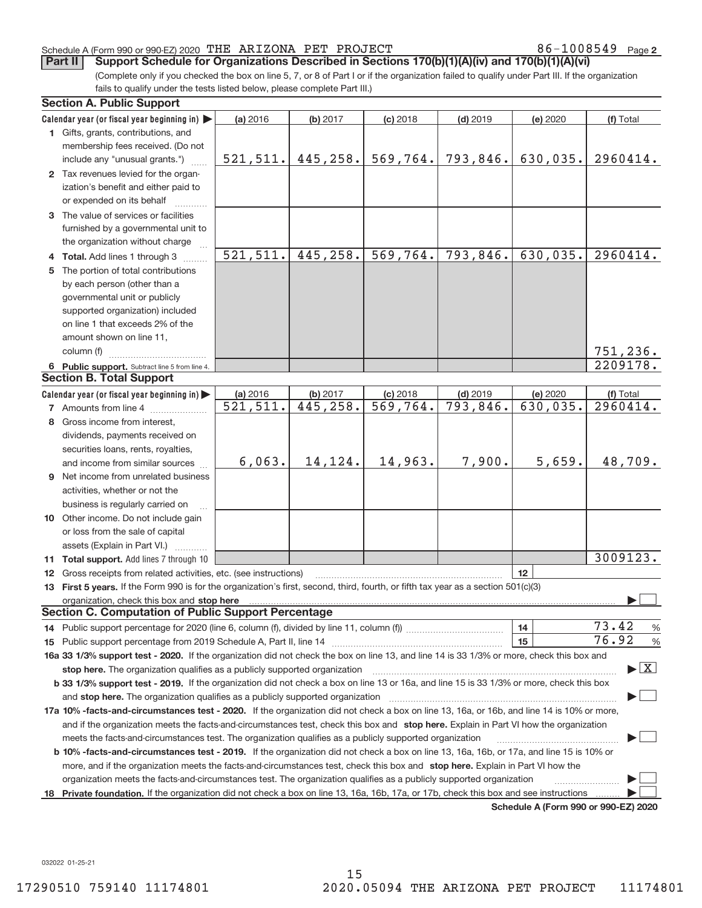Schedule A (Form 990 or 990-EZ) 2020 THE ARIZONA PET PROJECT 86-1008549 Page 2

**Part II Support Schedule for Organizations Described in Sections 170(b)(1)(A)(iv) and 170(b)(1)(A)(vi)**

(Complete only if you checked the box on line 5, 7, or 8 of Part I or if the organization failed to qualify under Part III. If the organization fails to qualify under the tests listed below, please complete Part III.)

**Section A. Public Support**

| Calendar year (or fiscal year beginning in) ▶ | (a) 2016 | (b) 2017 | (c) 2018 | (d) 2019 | (e) 2020 | (f) Total |
|---|---|---|---|---|---|---|
| 1 Gifts, grants, contributions, and membership fees received. (Do not include any "unusual grants.") | 521,511. | 445,258. | 569,764. | 793,846. | 630,035. | 2960414. |
| 2 Tax revenues levied for the organization's benefit and either paid to or expended on its behalf | | | | | | |
| 3 The value of services or facilities furnished by a governmental unit to the organization without charge | | | | | | |
| 4 **Total.** Add lines 1 through 3 | 521,511. | 445,258. | 569,764. | 793,846. | 630,035. | 2960414. |
| 5 The portion of total contributions by each person (other than a governmental unit or publicly supported organization) included on line 1 that exceeds 2% of the amount shown on line 11, column (f) | | | | | | 751,236. |
| 6 **Public support.** Subtract line 5 from line 4. | | | | | | 2209178. |

**Section B. Total Support**

| Calendar year (or fiscal year beginning in) ▶ | (a) 2016 | (b) 2017 | (c) 2018 | (d) 2019 | (e) 2020 | (f) Total |
|---|---|---|---|---|---|---|
| 7 Amounts from line 4 | 521,511. | 445,258. | 569,764. | 793,846. | 630,035. | 2960414. |
| 8 Gross income from interest, dividends, payments received on securities loans, rents, royalties, and income from similar sources | 6,063. | 14,124. | 14,963. | 7,900. | 5,659. | 48,709. |
| 9 Net income from unrelated business activities, whether or not the business is regularly carried on | | | | | | |
| 10 Other income. Do not include gain or loss from the sale of capital assets (Explain in Part VI.) | | | | | | |
| 11 **Total support.** Add lines 7 through 10 | | | | | | 3009123. |

12 Gross receipts from related activities, etc. (see instructions) | 12 |

13 **First 5 years.** If the Form 990 is for the organization's first, second, third, fourth, or fifth tax year as a section 501(c)(3) organization, check this box and **stop here** ▶ ☐

**Section C. Computation of Public Support Percentage**

14 Public support percentage for 2020 (line 6, column (f), divided by line 11, column (f)) | 14 | 73.42 %

15 Public support percentage from 2019 Schedule A, Part II, line 14 | 15 | 76.92 %

**16a 33 1/3% support test - 2020.** If the organization did not check the box on line 13, and line 14 is 33 1/3% or more, check this box and **stop here.** The organization qualifies as a publicly supported organization ▶ ☒

**b 33 1/3% support test - 2019.** If the organization did not check a box on line 13 or 16a, and line 15 is 33 1/3% or more, check this box and **stop here.** The organization qualifies as a publicly supported organization ▶ ☐

**17a 10% -facts-and-circumstances test - 2020.** If the organization did not check a box on line 13, 16a, or 16b, and line 14 is 10% or more, and if the organization meets the facts-and-circumstances test, check this box and **stop here.** Explain in Part VI how the organization meets the facts-and-circumstances test. The organization qualifies as a publicly supported organization ▶ ☐

**b 10% -facts-and-circumstances test - 2019.** If the organization did not check a box on line 13, 16a, 16b, or 17a, and line 15 is 10% or more, and if the organization meets the facts-and-circumstances test, check this box and **stop here.** Explain in Part VI how the organization meets the facts-and-circumstances test. The organization qualifies as a publicly supported organization ▶ ☐

**18 Private foundation.** If the organization did not check a box on line 13, 16a, 16b, 17a, or 17b, check this box and see instructions ▶ ☐

**Schedule A (Form 990 or 990-EZ) 2020**

032022 01-25-21

17290510 759140 11174801 2020.05094 THE ARIZONA PET PROJECT 11174801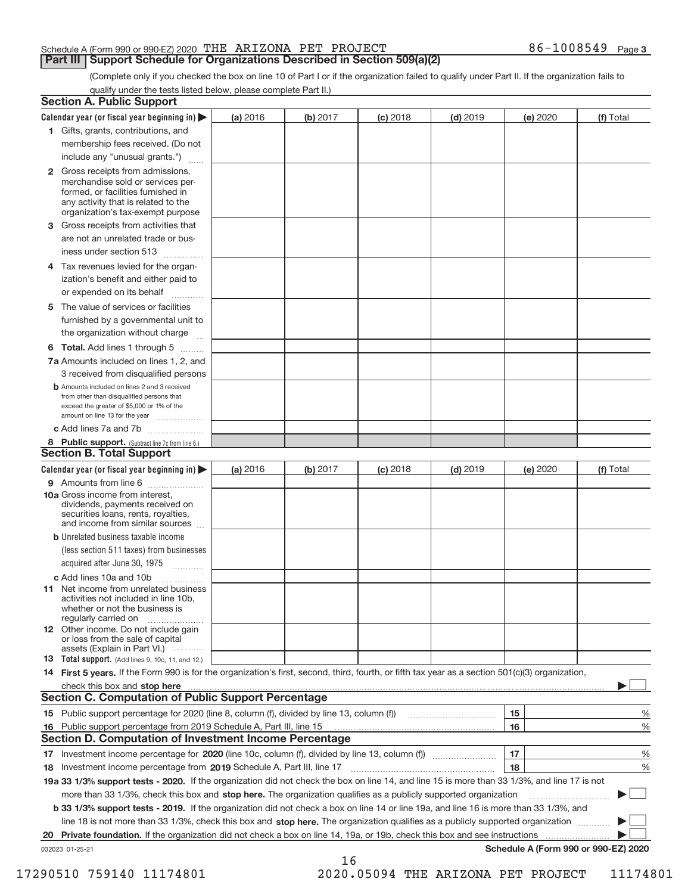Schedule A (Form 990 or 990-EZ) 2020 THE ARIZONA PET PROJECT 86-1008549 Page 3

## Part III | Support Schedule for Organizations Described in Section 509(a)(2)

(Complete only if you checked the box on line 10 of Part I or if the organization failed to qualify under Part II. If the organization fails to qualify under the tests listed below, please complete Part II.)

### Section A. Public Support

| Calendar year (or fiscal year beginning in) ▶ | (a) 2016 | (b) 2017 | (c) 2018 | (d) 2019 | (e) 2020 | (f) Total |
|---|---|---|---|---|---|---|
| 1 Gifts, grants, contributions, and membership fees received. (Do not include any "unusual grants.") | | | | | | |
| 2 Gross receipts from admissions, merchandise sold or services performed, or facilities furnished in any activity that is related to the organization's tax-exempt purpose | | | | | | |
| 3 Gross receipts from activities that are not an unrelated trade or business under section 513 | | | | | | |
| 4 Tax revenues levied for the organization's benefit and either paid to or expended on its behalf | | | | | | |
| 5 The value of services or facilities furnished by a governmental unit to the organization without charge | | | | | | |
| 6 **Total.** Add lines 1 through 5 | | | | | | |
| 7a Amounts included on lines 1, 2, and 3 received from disqualified persons | | | | | | |
| b Amounts included on lines 2 and 3 received from other than disqualified persons that exceed the greater of $5,000 or 1% of the amount on line 13 for the year | | | | | | |
| c Add lines 7a and 7b | | | | | | |
| 8 **Public support.** (Subtract line 7c from line 6.) | | | | | | |

### Section B. Total Support

| Calendar year (or fiscal year beginning in) ▶ | (a) 2016 | (b) 2017 | (c) 2018 | (d) 2019 | (e) 2020 | (f) Total |
|---|---|---|---|---|---|---|
| 9 Amounts from line 6 | | | | | | |
| 10a Gross income from interest, dividends, payments received on securities loans, rents, royalties, and income from similar sources | | | | | | |
| b Unrelated business taxable income (less section 511 taxes) from businesses acquired after June 30, 1975 | | | | | | |
| c Add lines 10a and 10b | | | | | | |
| 11 Net income from unrelated business activities not included in line 10b, whether or not the business is regularly carried on | | | | | | |
| 12 Other income. Do not include gain or loss from the sale of capital assets (Explain in Part VI.) | | | | | | |
| 13 **Total support.** (Add lines 9, 10c, 11, and 12.) | | | | | | |

14 **First 5 years.** If the Form 990 is for the organization's first, second, third, fourth, or fifth tax year as a section 501(c)(3) organization, check this box and **stop here** ▶ ☐

### Section C. Computation of Public Support Percentage

| | | | |
|---|---|---|---|
| 15 | Public support percentage for 2020 (line 8, column (f), divided by line 13, column (f)) | 15 | % |
| 16 | Public support percentage from 2019 Schedule A, Part III, line 15 | 16 | % |

### Section D. Computation of Investment Income Percentage

| | | | |
|---|---|---|---|
| 17 | Investment income percentage for **2020** (line 10c, column (f), divided by line 13, column (f)) | 17 | % |
| 18 | Investment income percentage from **2019** Schedule A, Part III, line 17 | 18 | % |

19a **33 1/3% support tests - 2020.** If the organization did not check the box on line 14, and line 15 is more than 33 1/3%, and line 17 is not more than 33 1/3%, check this box and **stop here.** The organization qualifies as a publicly supported organization ▶ ☐

b **33 1/3% support tests - 2019.** If the organization did not check a box on line 14 or line 19a, and line 16 is more than 33 1/3%, and line 18 is not more than 33 1/3%, check this box and **stop here.** The organization qualifies as a publicly supported organization ▶ ☐

20 **Private foundation.** If the organization did not check a box on line 14, 19a, or 19b, check this box and see instructions ▶ ☐

032023 01-25-21 **Schedule A (Form 990 or 990-EZ) 2020**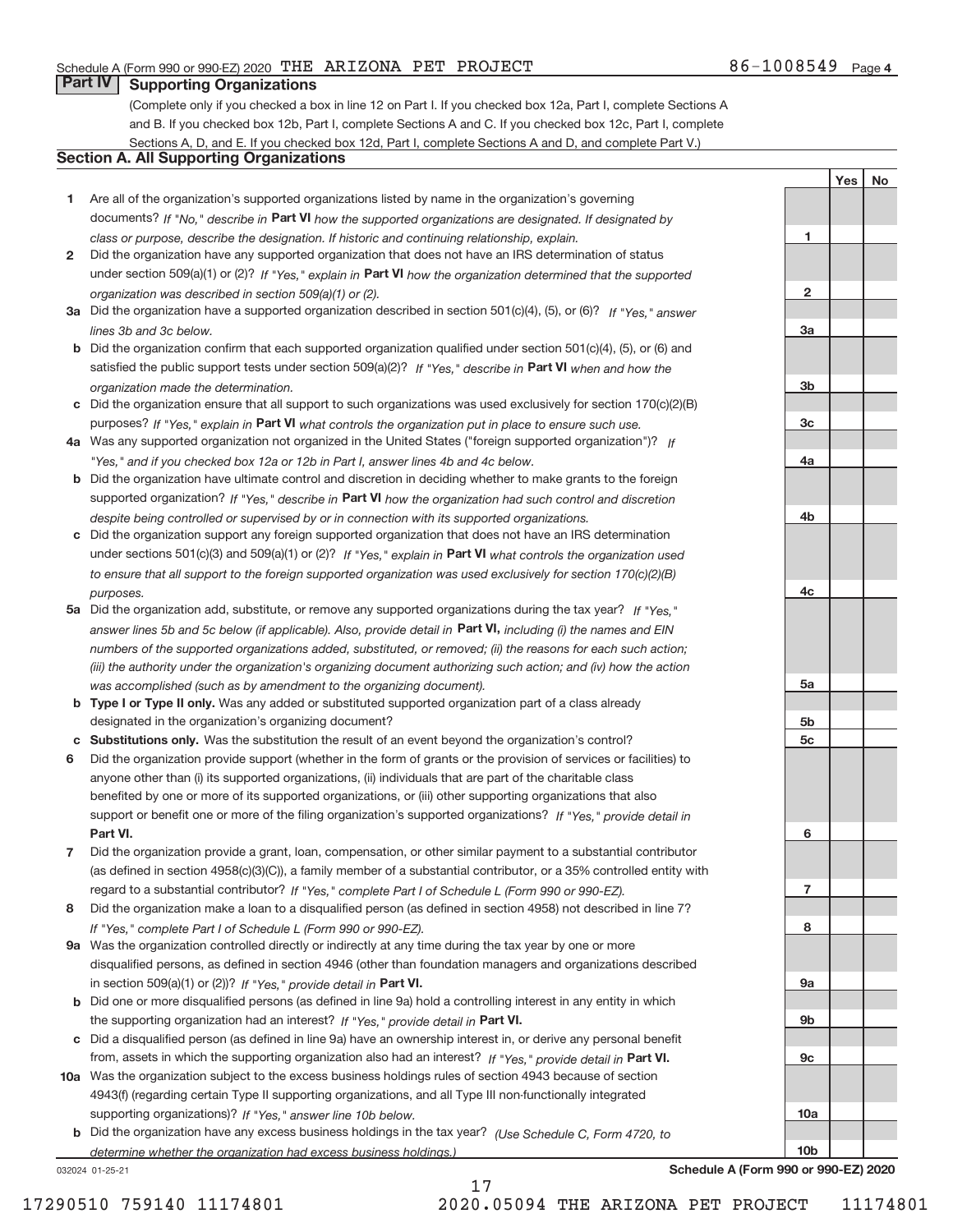Schedule A (Form 990 or 990-EZ) 2020 THE ARIZONA PET PROJECT 86-1008549 Page 4

## Part IV Supporting Organizations

(Complete only if you checked a box in line 12 on Part I. If you checked box 12a, Part I, complete Sections A and B. If you checked box 12b, Part I, complete Sections A and C. If you checked box 12c, Part I, complete Sections A, D, and E. If you checked box 12d, Part I, complete Sections A and D, and complete Part V.)

### Section A. All Supporting Organizations

| | | | Yes | No |
|---|---|---|---|---|
| **1** | Are all of the organization's supported organizations listed by name in the organization's governing documents? *If "No," describe in* **Part VI** *how the supported organizations are designated. If designated by class or purpose, describe the designation. If historic and continuing relationship, explain.* | 1 | | |
| **2** | Did the organization have any supported organization that does not have an IRS determination of status under section 509(a)(1) or (2)? *If "Yes," explain in* **Part VI** *how the organization determined that the supported organization was described in section 509(a)(1) or (2).* | 2 | | |
| **3a** | Did the organization have a supported organization described in section 501(c)(4), (5), or (6)? *If "Yes," answer lines 3b and 3c below.* | 3a | | |
| **b** | Did the organization confirm that each supported organization qualified under section 501(c)(4), (5), or (6) and satisfied the public support tests under section 509(a)(2)? *If "Yes," describe in* **Part VI** *when and how the organization made the determination.* | 3b | | |
| **c** | Did the organization ensure that all support to such organizations was used exclusively for section 170(c)(2)(B) purposes? *If "Yes," explain in* **Part VI** *what controls the organization put in place to ensure such use.* | 3c | | |
| **4a** | Was any supported organization not organized in the United States ("foreign supported organization")? *If "Yes," and if you checked box 12a or 12b in Part I, answer lines 4b and 4c below.* | 4a | | |
| **b** | Did the organization have ultimate control and discretion in deciding whether to make grants to the foreign supported organization? *If "Yes," describe in* **Part VI** *how the organization had such control and discretion despite being controlled or supervised by or in connection with its supported organizations.* | 4b | | |
| **c** | Did the organization support any foreign supported organization that does not have an IRS determination under sections 501(c)(3) and 509(a)(1) or (2)? *If "Yes," explain in* **Part VI** *what controls the organization used to ensure that all support to the foreign supported organization was used exclusively for section 170(c)(2)(B) purposes.* | 4c | | |
| **5a** | Did the organization add, substitute, or remove any supported organizations during the tax year? *If "Yes," answer lines 5b and 5c below (if applicable). Also, provide detail in* **Part VI,** *including (i) the names and EIN numbers of the supported organizations added, substituted, or removed; (ii) the reasons for each such action; (iii) the authority under the organization's organizing document authorizing such action; and (iv) how the action was accomplished (such as by amendment to the organizing document).* | 5a | | |
| **b** | **Type I or Type II only.** Was any added or substituted supported organization part of a class already designated in the organization's organizing document? | 5b | | |
| **c** | **Substitutions only.** Was the substitution the result of an event beyond the organization's control? | 5c | | |
| **6** | Did the organization provide support (whether in the form of grants or the provision of services or facilities) to anyone other than (i) its supported organizations, (ii) individuals that are part of the charitable class benefited by one or more of its supported organizations, or (iii) other supporting organizations that also support or benefit one or more of the filing organization's supported organizations? *If "Yes," provide detail in* **Part VI.** | 6 | | |
| **7** | Did the organization provide a grant, loan, compensation, or other similar payment to a substantial contributor (as defined in section 4958(c)(3)(C)), a family member of a substantial contributor, or a 35% controlled entity with regard to a substantial contributor? *If "Yes," complete Part I of Schedule L (Form 990 or 990-EZ).* | 7 | | |
| **8** | Did the organization make a loan to a disqualified person (as defined in section 4958) not described in line 7? *If "Yes," complete Part I of Schedule L (Form 990 or 990-EZ).* | 8 | | |
| **9a** | Was the organization controlled directly or indirectly at any time during the tax year by one or more disqualified persons, as defined in section 4946 (other than foundation managers and organizations described in section 509(a)(1) or (2))? *If "Yes," provide detail in* **Part VI.** | 9a | | |
| **b** | Did one or more disqualified persons (as defined in line 9a) hold a controlling interest in any entity in which the supporting organization had an interest? *If "Yes," provide detail in* **Part VI.** | 9b | | |
| **c** | Did a disqualified person (as defined in line 9a) have an ownership interest in, or derive any personal benefit from, assets in which the supporting organization also had an interest? *If "Yes," provide detail in* **Part VI.** | 9c | | |
| **10a** | Was the organization subject to the excess business holdings rules of section 4943 because of section 4943(f) (regarding certain Type II supporting organizations, and all Type III non-functionally integrated supporting organizations)? *If "Yes," answer line 10b below.* | 10a | | |
| **b** | Did the organization have any excess business holdings in the tax year? *(Use Schedule C, Form 4720, to determine whether the organization had excess business holdings.)* | 10b | | |

032024 01-25-21 **Schedule A (Form 990 or 990-EZ) 2020**

17290510 759140 11174801 2020.05094 THE ARIZONA PET PROJECT 11174801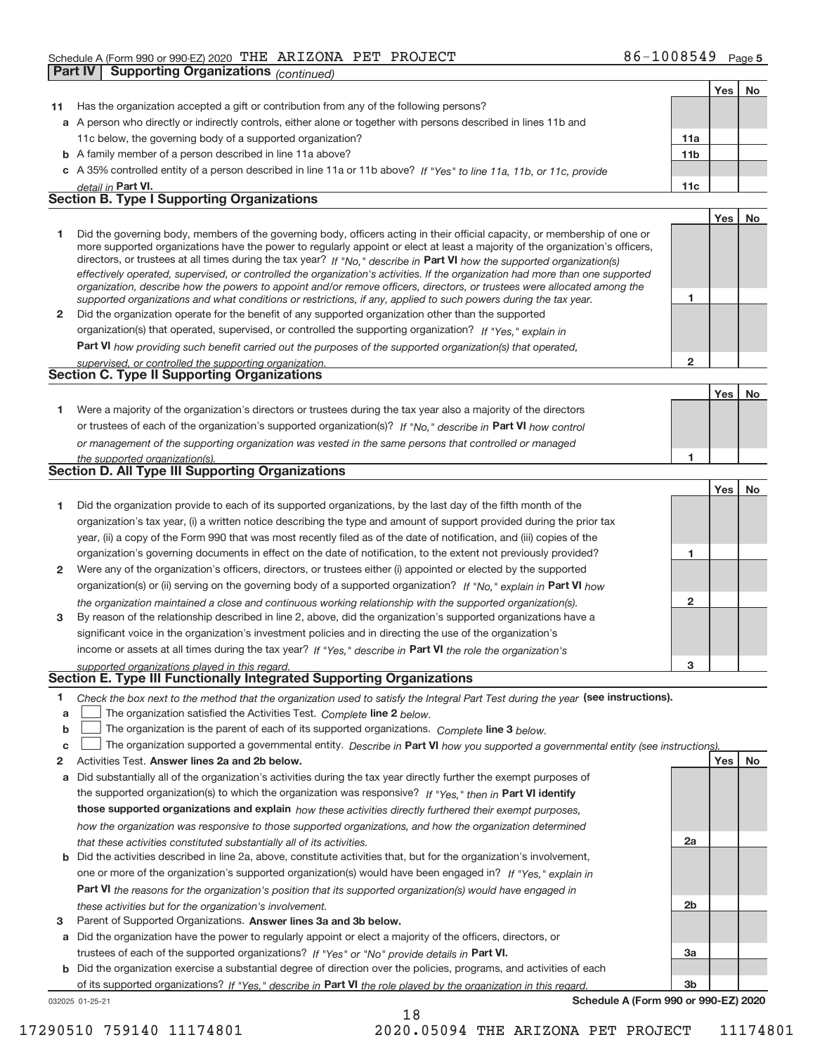Schedule A (Form 990 or 990-EZ) 2020 THE ARIZONA PET PROJECT 86-1008549 Page 5

## Part IV Supporting Organizations *(continued)*

| | | | Yes | No |
|---|---|---|---|---|
| 11 | Has the organization accepted a gift or contribution from any of the following persons? | | | |
| a | A person who directly or indirectly controls, either alone or together with persons described in lines 11b and 11c below, the governing body of a supported organization? | 11a | | |
| b | A family member of a person described in line 11a above? | 11b | | |
| c | A 35% controlled entity of a person described in line 11a or 11b above? *If "Yes" to line 11a, 11b, or 11c, provide detail in* **Part VI.** | 11c | | |

### Section B. Type I Supporting Organizations

| | | | Yes | No |
|---|---|---|---|---|
| 1 | Did the governing body, members of the governing body, officers acting in their official capacity, or membership of one or more supported organizations have the power to regularly appoint or elect at least a majority of the organization's officers, directors, or trustees at all times during the tax year? *If "No," describe in* **Part VI** *how the supported organization(s) effectively operated, supervised, or controlled the organization's activities. If the organization had more than one supported organization, describe how the powers to appoint and/or remove officers, directors, or trustees were allocated among the supported organizations and what conditions or restrictions, if any, applied to such powers during the tax year.* | 1 | | |
| 2 | Did the organization operate for the benefit of any supported organization other than the supported organization(s) that operated, supervised, or controlled the supporting organization? *If "Yes," explain in* **Part VI** *how providing such benefit carried out the purposes of the supported organization(s) that operated, supervised, or controlled the supporting organization.* | 2 | | |

### Section C. Type II Supporting Organizations

| | | | Yes | No |
|---|---|---|---|---|
| 1 | Were a majority of the organization's directors or trustees during the tax year also a majority of the directors or trustees of each of the organization's supported organization(s)? *If "No," describe in* **Part VI** *how control or management of the supporting organization was vested in the same persons that controlled or managed the supported organization(s).* | 1 | | |

### Section D. All Type III Supporting Organizations

| | | | Yes | No |
|---|---|---|---|---|
| 1 | Did the organization provide to each of its supported organizations, by the last day of the fifth month of the organization's tax year, (i) a written notice describing the type and amount of support provided during the prior tax year, (ii) a copy of the Form 990 that was most recently filed as of the date of notification, and (iii) copies of the organization's governing documents in effect on the date of notification, to the extent not previously provided? | 1 | | |
| 2 | Were any of the organization's officers, directors, or trustees either (i) appointed or elected by the supported organization(s) or (ii) serving on the governing body of a supported organization? *If "No," explain in* **Part VI** *how the organization maintained a close and continuous working relationship with the supported organization(s).* | 2 | | |
| 3 | By reason of the relationship described in line 2, above, did the organization's supported organizations have a significant voice in the organization's investment policies and in directing the use of the organization's income or assets at all times during the tax year? *If "Yes," describe in* **Part VI** *the role the organization's supported organizations played in this regard.* | 3 | | |

### Section E. Type III Functionally Integrated Supporting Organizations

1 *Check the box next to the method that the organization used to satisfy the Integral Part Test during the year* **(see instructions).**

- a ☐ The organization satisfied the Activities Test. *Complete* **line 2** *below.*
- b ☐ The organization is the parent of each of its supported organizations. *Complete* **line 3** *below.*
- c ☐ The organization supported a governmental entity. *Describe in* **Part VI** *how you supported a governmental entity (see instructions).*

| | | | Yes | No |
|---|---|---|---|---|
| 2 | Activities Test. **Answer lines 2a and 2b below.** | | | |
| a | Did substantially all of the organization's activities during the tax year directly further the exempt purposes of the supported organization(s) to which the organization was responsive? *If "Yes," then in* **Part VI identify those supported organizations and explain** *how these activities directly furthered their exempt purposes, how the organization was responsive to those supported organizations, and how the organization determined that these activities constituted substantially all of its activities.* | 2a | | |
| b | Did the activities described in line 2a, above, constitute activities that, but for the organization's involvement, one or more of the organization's supported organization(s) would have been engaged in? *If "Yes," explain in* **Part VI** *the reasons for the organization's position that its supported organization(s) would have engaged in these activities but for the organization's involvement.* | 2b | | |
| 3 | Parent of Supported Organizations. **Answer lines 3a and 3b below.** | | | |
| a | Did the organization have the power to regularly appoint or elect a majority of the officers, directors, or trustees of each of the supported organizations? *If "Yes" or "No" provide details in* **Part VI.** | 3a | | |
| b | Did the organization exercise a substantial degree of direction over the policies, programs, and activities of each of its supported organizations? *If "Yes," describe in* **Part VI** *the role played by the organization in this regard.* | 3b | | |

032025 01-25-21 **Schedule A (Form 990 or 990-EZ) 2020**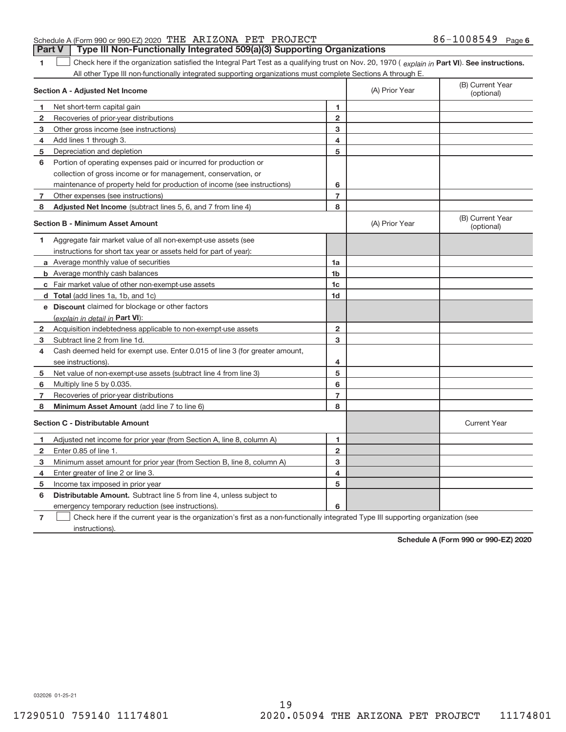Schedule A (Form 990 or 990-EZ) 2020 THE ARIZONA PET PROJECT 86-1008549 Page 6

**Part V | Type III Non-Functionally Integrated 509(a)(3) Supporting Organizations**

1 ☐ Check here if the organization satisfied the Integral Part Test as a qualifying trust on Nov. 20, 1970 ( *explain in* **Part VI**). **See instructions.** All other Type III non-functionally integrated supporting organizations must complete Sections A through E.

| **Section A - Adjusted Net Income** | | | (A) Prior Year | (B) Current Year (optional) |
|---|---|---|---|---|
| 1 | Net short-term capital gain | 1 | | |
| 2 | Recoveries of prior-year distributions | 2 | | |
| 3 | Other gross income (see instructions) | 3 | | |
| 4 | Add lines 1 through 3. | 4 | | |
| 5 | Depreciation and depletion | 5 | | |
| 6 | Portion of operating expenses paid or incurred for production or collection of gross income or for management, conservation, or maintenance of property held for production of income (see instructions) | 6 | | |
| 7 | Other expenses (see instructions) | 7 | | |
| 8 | **Adjusted Net Income** (subtract lines 5, 6, and 7 from line 4) | 8 | | |

| **Section B - Minimum Asset Amount** | | | (A) Prior Year | (B) Current Year (optional) |
|---|---|---|---|---|
| 1 | Aggregate fair market value of all non-exempt-use assets (see instructions for short tax year or assets held for part of year): | | | |
| a | Average monthly value of securities | 1a | | |
| b | Average monthly cash balances | 1b | | |
| c | Fair market value of other non-exempt-use assets | 1c | | |
| d | **Total** (add lines 1a, 1b, and 1c) | 1d | | |
| e | **Discount** claimed for blockage or other factors (*explain in detail in* **Part VI**): | | | |
| 2 | Acquisition indebtedness applicable to non-exempt-use assets | 2 | | |
| 3 | Subtract line 2 from line 1d. | 3 | | |
| 4 | Cash deemed held for exempt use. Enter 0.015 of line 3 (for greater amount, see instructions). | 4 | | |
| 5 | Net value of non-exempt-use assets (subtract line 4 from line 3) | 5 | | |
| 6 | Multiply line 5 by 0.035. | 6 | | |
| 7 | Recoveries of prior-year distributions | 7 | | |
| 8 | **Minimum Asset Amount** (add line 7 to line 6) | 8 | | |

| **Section C - Distributable Amount** | | | | Current Year |
|---|---|---|---|---|
| 1 | Adjusted net income for prior year (from Section A, line 8, column A) | 1 | | |
| 2 | Enter 0.85 of line 1. | 2 | | |
| 3 | Minimum asset amount for prior year (from Section B, line 8, column A) | 3 | | |
| 4 | Enter greater of line 2 or line 3. | 4 | | |
| 5 | Income tax imposed in prior year | 5 | | |
| 6 | **Distributable Amount.** Subtract line 5 from line 4, unless subject to emergency temporary reduction (see instructions). | 6 | | |

7 ☐ Check here if the current year is the organization's first as a non-functionally integrated Type III supporting organization (see instructions).

**Schedule A (Form 990 or 990-EZ) 2020**

032026 01-25-21

17290510 759140 11174801 2020.05094 THE ARIZONA PET PROJECT 11174801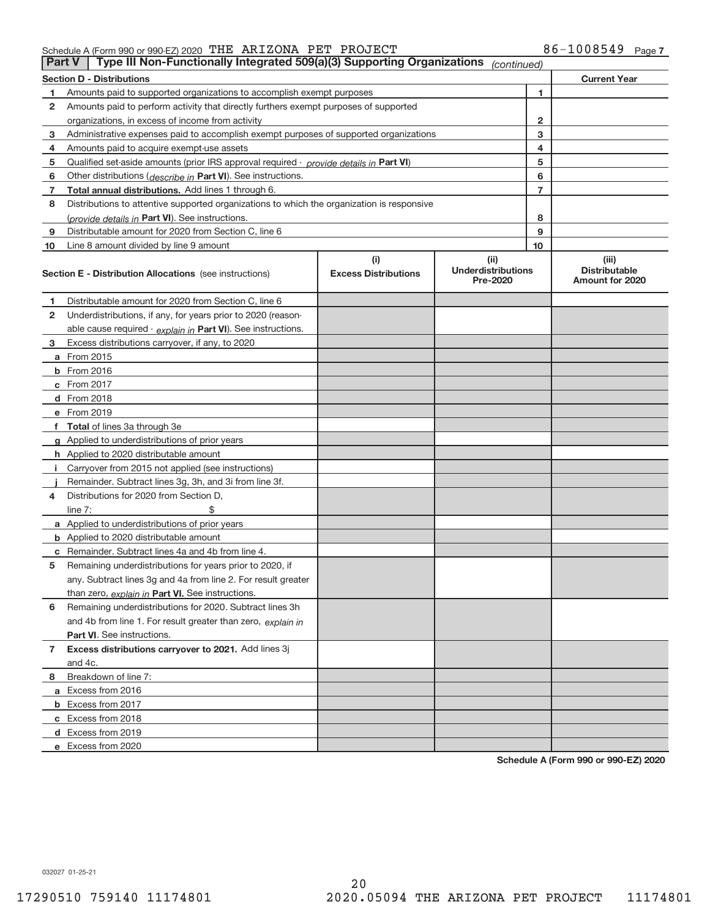Schedule A (Form 990 or 990-EZ) 2020 THE ARIZONA PET PROJECT 86-1008549 Page 7

**Part V | Type III Non-Functionally Integrated 509(a)(3) Supporting Organizations** *(continued)*

| Section D - Distributions | | | Current Year |
|---|---|---|---|
| 1 | Amounts paid to supported organizations to accomplish exempt purposes | 1 | |
| 2 | Amounts paid to perform activity that directly furthers exempt purposes of supported organizations, in excess of income from activity | 2 | |
| 3 | Administrative expenses paid to accomplish exempt purposes of supported organizations | 3 | |
| 4 | Amounts paid to acquire exempt-use assets | 4 | |
| 5 | Qualified set-aside amounts (prior IRS approval required - *provide details in* **Part VI**) | 5 | |
| 6 | Other distributions (*describe in* **Part VI**). See instructions. | 6 | |
| 7 | **Total annual distributions.** Add lines 1 through 6. | 7 | |
| 8 | Distributions to attentive supported organizations to which the organization is responsive (*provide details in* **Part VI**). See instructions. | 8 | |
| 9 | Distributable amount for 2020 from Section C, line 6 | 9 | |
| 10 | Line 8 amount divided by line 9 amount | 10 | |

| | **Section E - Distribution Allocations** (see instructions) | (i) Excess Distributions | (ii) Underdistributions Pre-2020 | (iii) Distributable Amount for 2020 |
|---|---|---|---|---|
| 1 | Distributable amount for 2020 from Section C, line 6 | | | |
| 2 | Underdistributions, if any, for years prior to 2020 (reasonable cause required - *explain in* **Part VI**). See instructions. | | | |
| 3 | Excess distributions carryover, if any, to 2020 | | | |
| a | From 2015 | | | |
| b | From 2016 | | | |
| c | From 2017 | | | |
| d | From 2018 | | | |
| e | From 2019 | | | |
| f | **Total** of lines 3a through 3e | | | |
| g | Applied to underdistributions of prior years | | | |
| h | Applied to 2020 distributable amount | | | |
| i | Carryover from 2015 not applied (see instructions) | | | |
| j | Remainder. Subtract lines 3g, 3h, and 3i from line 3f. | | | |
| 4 | Distributions for 2020 from Section D, line 7: $ | | | |
| a | Applied to underdistributions of prior years | | | |
| b | Applied to 2020 distributable amount | | | |
| c | Remainder. Subtract lines 4a and 4b from line 4. | | | |
| 5 | Remaining underdistributions for years prior to 2020, if any. Subtract lines 3g and 4a from line 2. For result greater than zero, *explain in* **Part VI.** See instructions. | | | |
| 6 | Remaining underdistributions for 2020. Subtract lines 3h and 4b from line 1. For result greater than zero, *explain in* **Part VI**. See instructions. | | | |
| 7 | **Excess distributions carryover to 2021.** Add lines 3j and 4c. | | | |
| 8 | Breakdown of line 7: | | | |
| a | Excess from 2016 | | | |
| b | Excess from 2017 | | | |
| c | Excess from 2018 | | | |
| d | Excess from 2019 | | | |
| e | Excess from 2020 | | | |

**Schedule A (Form 990 or 990-EZ) 2020**

032027 01-25-21

17290510 759140 11174801 2020.05094 THE ARIZONA PET PROJECT 11174801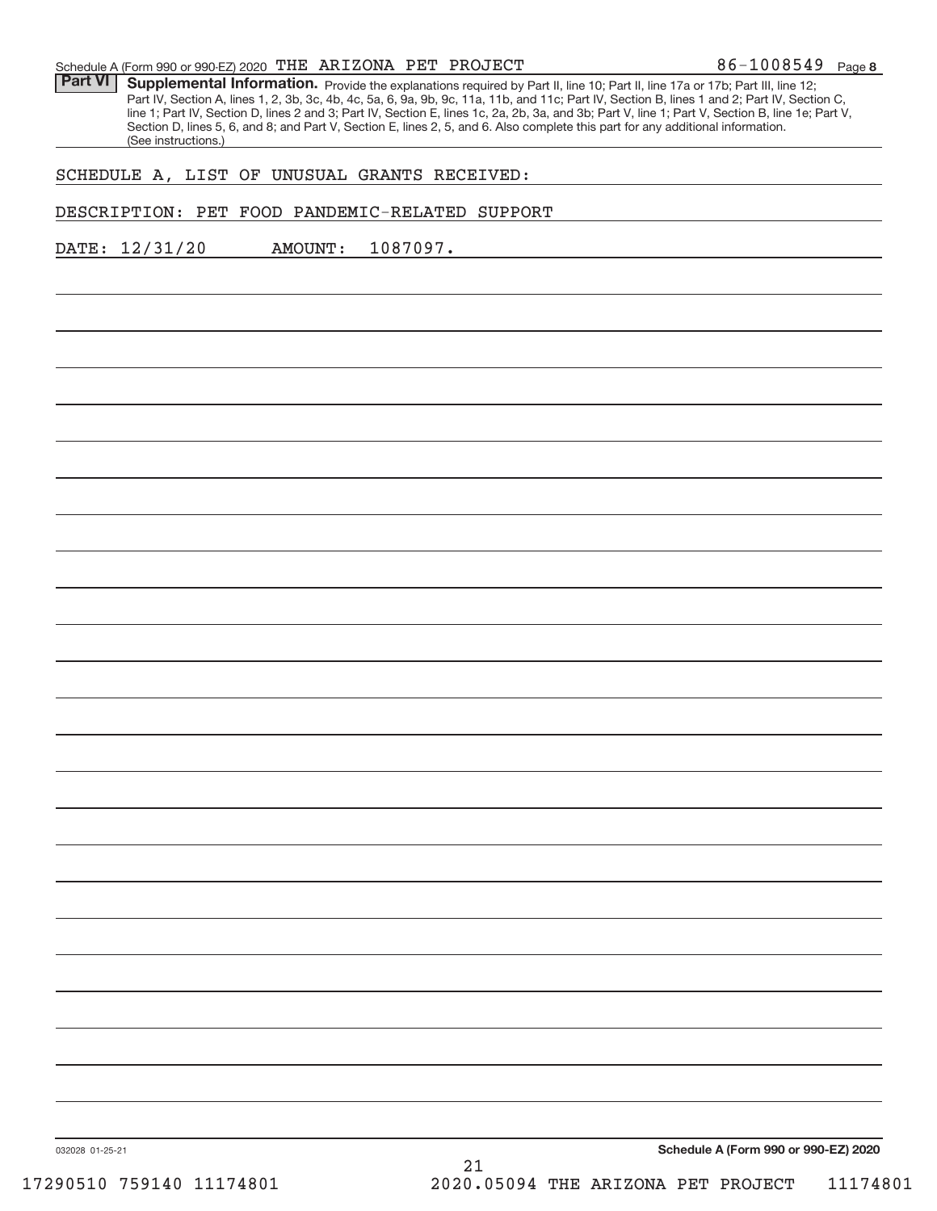Schedule A (Form 990 or 990-EZ) 2020 THE ARIZONA PET PROJECT 86-1008549 Page 8

**Part VI** **Supplemental Information.** Provide the explanations required by Part II, line 10; Part II, line 17a or 17b; Part III, line 12; Part IV, Section A, lines 1, 2, 3b, 3c, 4b, 4c, 5a, 6, 9a, 9b, 9c, 11a, 11b, and 11c; Part IV, Section B, lines 1 and 2; Part IV, Section C, line 1; Part IV, Section D, lines 2 and 3; Part IV, Section E, lines 1c, 2a, 2b, 3a, and 3b; Part V, line 1; Part V, Section B, line 1e; Part V, Section D, lines 5, 6, and 8; and Part V, Section E, lines 2, 5, and 6. Also complete this part for any additional information. (See instructions.)

SCHEDULE A, LIST OF UNUSUAL GRANTS RECEIVED:

DESCRIPTION: PET FOOD PANDEMIC-RELATED SUPPORT

DATE: 12/31/20 AMOUNT: 1087097.

032028 01-25-21

**Schedule A (Form 990 or 990-EZ) 2020**

17290510 759140 11174801 2020.05094 THE ARIZONA PET PROJECT 11174801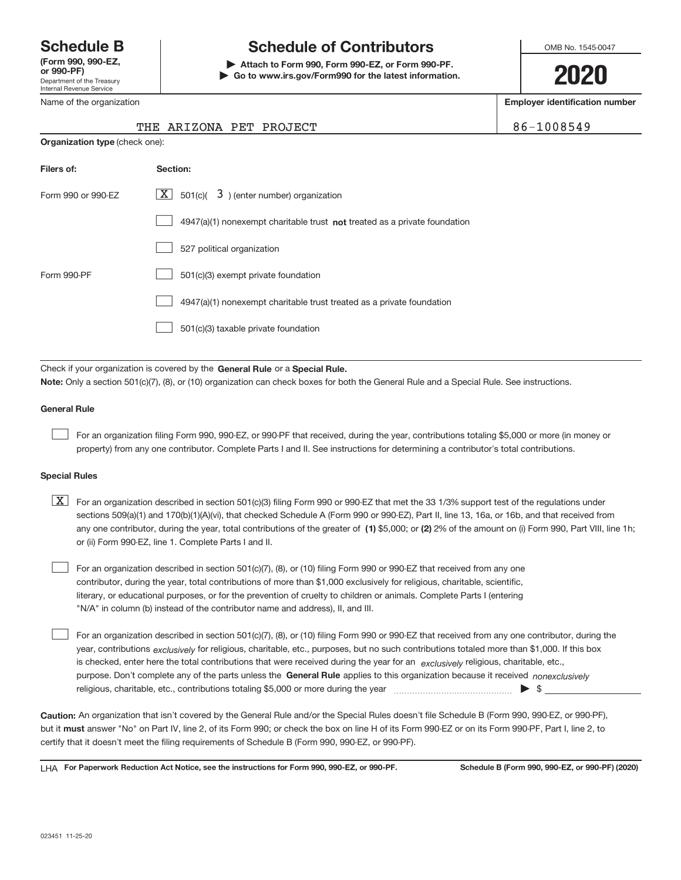# Schedule B

**(Form 990, 990-EZ, or 990-PF)**
Department of the Treasury
Internal Revenue Service

# Schedule of Contributors

**▶ Attach to Form 990, Form 990-EZ, or Form 990-PF.**
**▶ Go to www.irs.gov/Form990 for the latest information.**

OMB No. 1545-0047

**2020**

Name of the organization: THE ARIZONA PET PROJECT

**Employer identification number:** 86-1008549

**Organization type** (check one):

| Filers of: | Section: |
| --- | --- |
| Form 990 or 990-EZ | [X] 501(c)( 3 ) (enter number) organization |
| | [ ] 4947(a)(1) nonexempt charitable trust **not** treated as a private foundation |
| | [ ] 527 political organization |
| Form 990-PF | [ ] 501(c)(3) exempt private foundation |
| | [ ] 4947(a)(1) nonexempt charitable trust treated as a private foundation |
| | [ ] 501(c)(3) taxable private foundation |

Check if your organization is covered by the **General Rule** or a **Special Rule.**

**Note:** Only a section 501(c)(7), (8), or (10) organization can check boxes for both the General Rule and a Special Rule. See instructions.

### General Rule

[ ] For an organization filing Form 990, 990-EZ, or 990-PF that received, during the year, contributions totaling $5,000 or more (in money or property) from any one contributor. Complete Parts I and II. See instructions for determining a contributor's total contributions.

### Special Rules

[X] For an organization described in section 501(c)(3) filing Form 990 or 990-EZ that met the 33 1/3% support test of the regulations under sections 509(a)(1) and 170(b)(1)(A)(vi), that checked Schedule A (Form 990 or 990-EZ), Part II, line 13, 16a, or 16b, and that received from any one contributor, during the year, total contributions of the greater of **(1)** $5,000; or **(2)** 2% of the amount on (i) Form 990, Part VIII, line 1h; or (ii) Form 990-EZ, line 1. Complete Parts I and II.

[ ] For an organization described in section 501(c)(7), (8), or (10) filing Form 990 or 990-EZ that received from any one contributor, during the year, total contributions of more than $1,000 exclusively for religious, charitable, scientific, literary, or educational purposes, or for the prevention of cruelty to children or animals. Complete Parts I (entering "N/A" in column (b) instead of the contributor name and address), II, and III.

[ ] For an organization described in section 501(c)(7), (8), or (10) filing Form 990 or 990-EZ that received from any one contributor, during the year, contributions *exclusively* for religious, charitable, etc., purposes, but no such contributions totaled more than $1,000. If this box is checked, enter here the total contributions that were received during the year for an *exclusively* religious, charitable, etc., purpose. Don't complete any of the parts unless the **General Rule** applies to this organization because it received *nonexclusively* religious, charitable, etc., contributions totaling $5,000 or more during the year ▶ $

**Caution:** An organization that isn't covered by the General Rule and/or the Special Rules doesn't file Schedule B (Form 990, 990-EZ, or 990-PF), but it **must** answer "No" on Part IV, line 2, of its Form 990; or check the box on line H of its Form 990-EZ or on its Form 990-PF, Part I, line 2, to certify that it doesn't meet the filing requirements of Schedule B (Form 990, 990-EZ, or 990-PF).

LHA **For Paperwork Reduction Act Notice, see the instructions for Form 990, 990-EZ, or 990-PF.** **Schedule B (Form 990, 990-EZ, or 990-PF) (2020)**

023451 11-25-20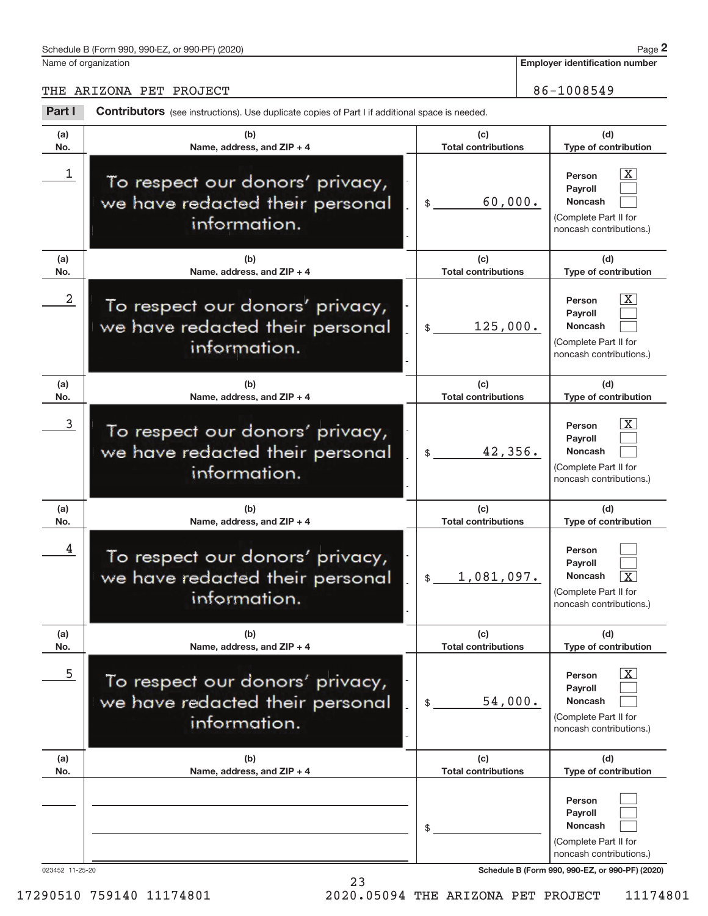Schedule B (Form 990, 990-EZ, or 990-PF) (2020)

Name of organization: THE ARIZONA PET PROJECT

Employer identification number: 86-1008549

**Part I** **Contributors** (see instructions). Use duplicate copies of Part I if additional space is needed.

| (a) No. | (b) Name, address, and ZIP + 4 | (c) Total contributions | (d) Type of contribution |
|---|---|---|---|
| 1 | To respect our donors' privacy, we have redacted their personal information. | $ 60,000. | Person [X] Payroll [ ] Noncash [ ] (Complete Part II for noncash contributions.) |
| 2 | To respect our donors' privacy, we have redacted their personal information. | $ 125,000. | Person [X] Payroll [ ] Noncash [ ] (Complete Part II for noncash contributions.) |
| 3 | To respect our donors' privacy, we have redacted their personal information. | $ 42,356. | Person [X] Payroll [ ] Noncash [ ] (Complete Part II for noncash contributions.) |
| 4 | To respect our donors' privacy, we have redacted their personal information. | $ 1,081,097. | Person [ ] Payroll [ ] Noncash [X] (Complete Part II for noncash contributions.) |
| 5 | To respect our donors' privacy, we have redacted their personal information. | $ 54,000. | Person [X] Payroll [ ] Noncash [ ] (Complete Part II for noncash contributions.) |
| | | $ | Person [ ] Payroll [ ] Noncash [ ] (Complete Part II for noncash contributions.) |

023452 11-25-20

Schedule B (Form 990, 990-EZ, or 990-PF) (2020)

17290510 759140 11174801 2020.05094 THE ARIZONA PET PROJECT 11174801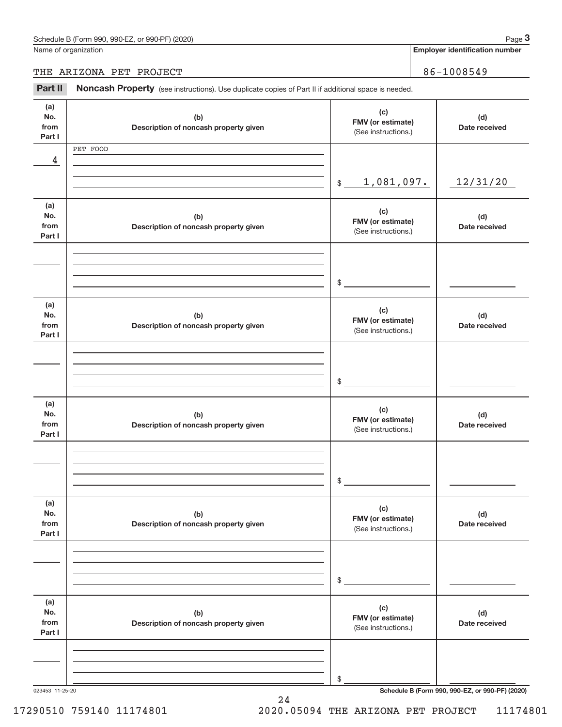Schedule B (Form 990, 990-EZ, or 990-PF) (2020)

Name of organization: THE ARIZONA PET PROJECT

Employer identification number: 86-1008549

## Part II Noncash Property (see instructions). Use duplicate copies of Part II if additional space is needed.

| (a) No. from Part I | (b) Description of noncash property given | (c) FMV (or estimate) (See instructions.) | (d) Date received |
|---|---|---|---|
| 4 | PET FOOD | $ 1,081,097. | 12/31/20 |
| | | $ | |
| | | $ | |
| | | $ | |
| | | $ | |
| | | $ | |

023453 11-25-20

Schedule B (Form 990, 990-EZ, or 990-PF) (2020)

17290510 759140 11174801 2020.05094 THE ARIZONA PET PROJECT 11174801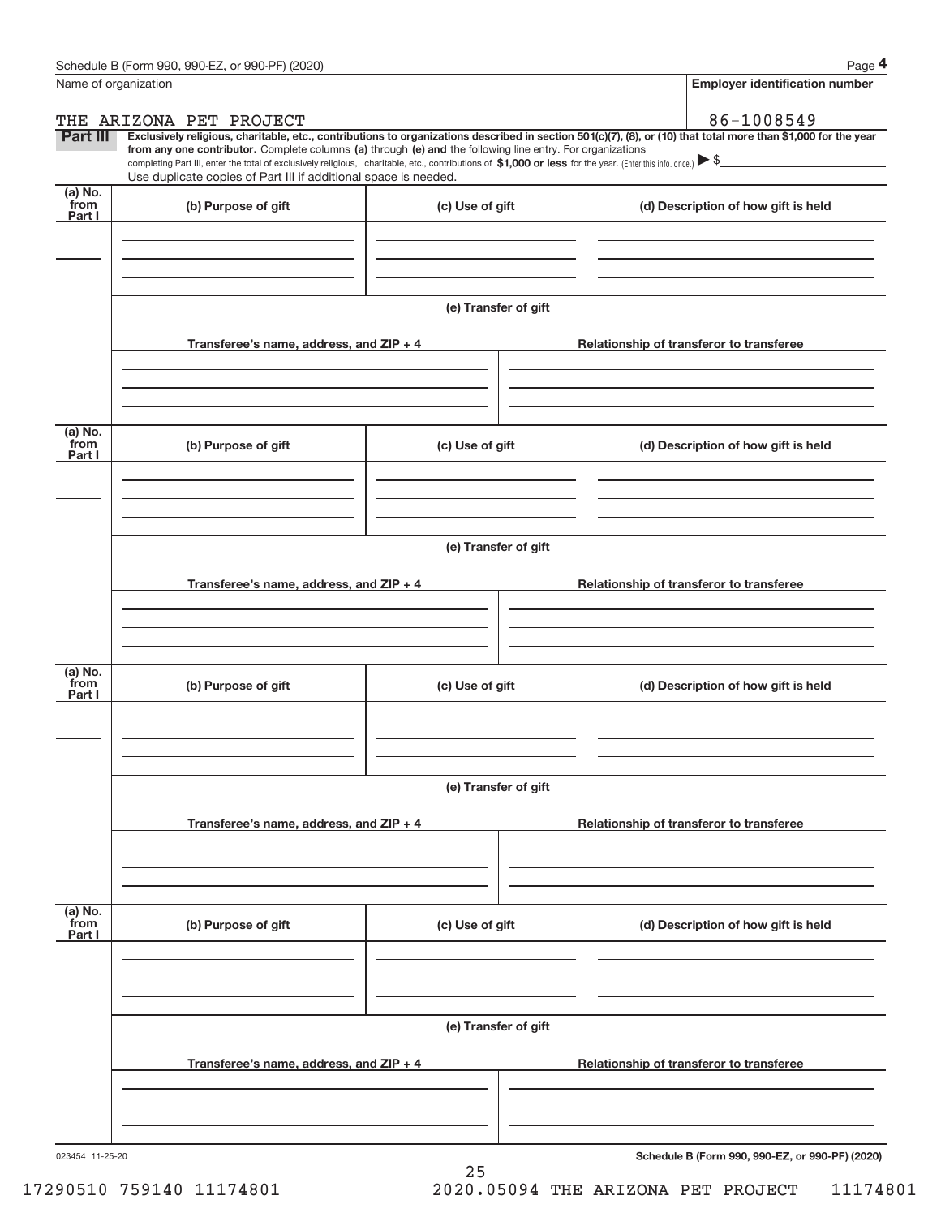Schedule B (Form 990, 990-EZ, or 990-PF) (2020)

Name of organization: THE ARIZONA PET PROJECT

Employer identification number: 86-1008549

**Part III** **Exclusively religious, charitable, etc., contributions to organizations described in section 501(c)(7), (8), or (10) that total more than $1,000 for the year from any one contributor.** Complete columns **(a)** through **(e) and** the following line entry. For organizations completing Part III, enter the total of exclusively religious, charitable, etc., contributions of **$1,000 or less** for the year. (Enter this info. once.) ▶ $

Use duplicate copies of Part III if additional space is needed.

| (a) No. from Part I | (b) Purpose of gift | (c) Use of gift | (d) Description of how gift is held |
| --- | --- | --- | --- |
| | | | |

(e) Transfer of gift

| Transferee's name, address, and ZIP + 4 | Relationship of transferor to transferee |
| --- | --- |
| | |

| (a) No. from Part I | (b) Purpose of gift | (c) Use of gift | (d) Description of how gift is held |
| --- | --- | --- | --- |
| | | | |

(e) Transfer of gift

| Transferee's name, address, and ZIP + 4 | Relationship of transferor to transferee |
| --- | --- |
| | |

| (a) No. from Part I | (b) Purpose of gift | (c) Use of gift | (d) Description of how gift is held |
| --- | --- | --- | --- |
| | | | |

(e) Transfer of gift

| Transferee's name, address, and ZIP + 4 | Relationship of transferor to transferee |
| --- | --- |
| | |

| (a) No. from Part I | (b) Purpose of gift | (c) Use of gift | (d) Description of how gift is held |
| --- | --- | --- | --- |
| | | | |

(e) Transfer of gift

| Transferee's name, address, and ZIP + 4 | Relationship of transferor to transferee |
| --- | --- |
| | |

023454 11-25-20

**Schedule B (Form 990, 990-EZ, or 990-PF) (2020)**

17290510 759140 11174801 2020.05094 THE ARIZONA PET PROJECT 11174801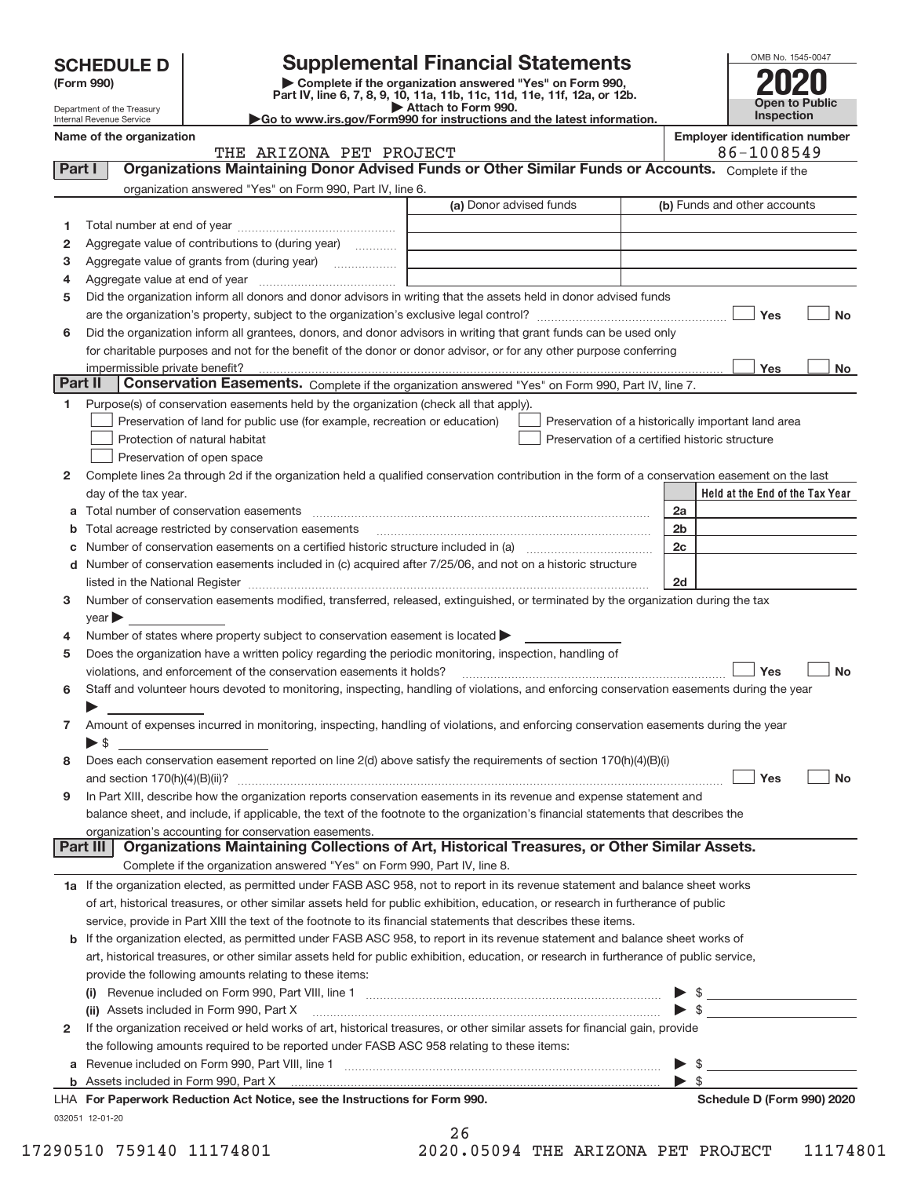# SCHEDULE D (Form 990)

Department of the Treasury
Internal Revenue Service

## Supplemental Financial Statements

▶ Complete if the organization answered "Yes" on Form 990, Part IV, line 6, 7, 8, 9, 10, 11a, 11b, 11c, 11d, 11e, 11f, 12a, or 12b.
▶ Attach to Form 990.
▶Go to www.irs.gov/Form990 for instructions and the latest information.

OMB No. 1545-0047

**2020**

**Open to Public Inspection**

**Name of the organization**: THE ARIZONA PET PROJECT

**Employer identification number**: 86-1008549

### Part I — Organizations Maintaining Donor Advised Funds or Other Similar Funds or Accounts.
Complete if the organization answered "Yes" on Form 990, Part IV, line 6.

| | | (a) Donor advised funds | (b) Funds and other accounts |
|---|---|---|---|
| 1 | Total number at end of year | | |
| 2 | Aggregate value of contributions to (during year) | | |
| 3 | Aggregate value of grants from (during year) | | |
| 4 | Aggregate value at end of year | | |

5 Did the organization inform all donors and donor advisors in writing that the assets held in donor advised funds are the organization's property, subject to the organization's exclusive legal control? ☐ Yes ☐ No

6 Did the organization inform all grantees, donors, and donor advisors in writing that grant funds can be used only for charitable purposes and not for the benefit of the donor or donor advisor, or for any other purpose conferring impermissible private benefit? ☐ Yes ☐ No

### Part II — Conservation Easements.
Complete if the organization answered "Yes" on Form 990, Part IV, line 7.

1 Purpose(s) of conservation easements held by the organization (check all that apply).

- ☐ Preservation of land for public use (for example, recreation or education)
- ☐ Protection of natural habitat
- ☐ Preservation of open space
- ☐ Preservation of a historically important land area
- ☐ Preservation of a certified historic structure

2 Complete lines 2a through 2d if the organization held a qualified conservation contribution in the form of a conservation easement on the last day of the tax year.

| | | | Held at the End of the Tax Year |
|---|---|---|---|
| a | Total number of conservation easements | 2a | |
| b | Total acreage restricted by conservation easements | 2b | |
| c | Number of conservation easements on a certified historic structure included in (a) | 2c | |
| d | Number of conservation easements included in (c) acquired after 7/25/06, and not on a historic structure listed in the National Register | 2d | |

3 Number of conservation easements modified, transferred, released, extinguished, or terminated by the organization during the tax year ▶

4 Number of states where property subject to conservation easement is located ▶

5 Does the organization have a written policy regarding the periodic monitoring, inspection, handling of violations, and enforcement of the conservation easements it holds? ☐ Yes ☐ No

6 Staff and volunteer hours devoted to monitoring, inspecting, handling of violations, and enforcing conservation easements during the year ▶

7 Amount of expenses incurred in monitoring, inspecting, handling of violations, and enforcing conservation easements during the year ▶ $

8 Does each conservation easement reported on line 2(d) above satisfy the requirements of section 170(h)(4)(B)(i) and section 170(h)(4)(B)(ii)? ☐ Yes ☐ No

9 In Part XIII, describe how the organization reports conservation easements in its revenue and expense statement and balance sheet, and include, if applicable, the text of the footnote to the organization's financial statements that describes the organization's accounting for conservation easements.

### Part III — Organizations Maintaining Collections of Art, Historical Treasures, or Other Similar Assets.
Complete if the organization answered "Yes" on Form 990, Part IV, line 8.

1a If the organization elected, as permitted under FASB ASC 958, not to report in its revenue statement and balance sheet works of art, historical treasures, or other similar assets held for public exhibition, education, or research in furtherance of public service, provide in Part XIII the text of the footnote to its financial statements that describes these items.

b If the organization elected, as permitted under FASB ASC 958, to report in its revenue statement and balance sheet works of art, historical treasures, or other similar assets held for public exhibition, education, or research in furtherance of public service, provide the following amounts relating to these items:

(i) Revenue included on Form 990, Part VIII, line 1 ▶ $

(ii) Assets included in Form 990, Part X ▶ $

2 If the organization received or held works of art, historical treasures, or other similar assets for financial gain, provide the following amounts required to be reported under FASB ASC 958 relating to these items:

a Revenue included on Form 990, Part VIII, line 1 ▶ $

b Assets included in Form 990, Part X ▶ $

**LHA For Paperwork Reduction Act Notice, see the Instructions for Form 990.** **Schedule D (Form 990) 2020**

032051 12-01-20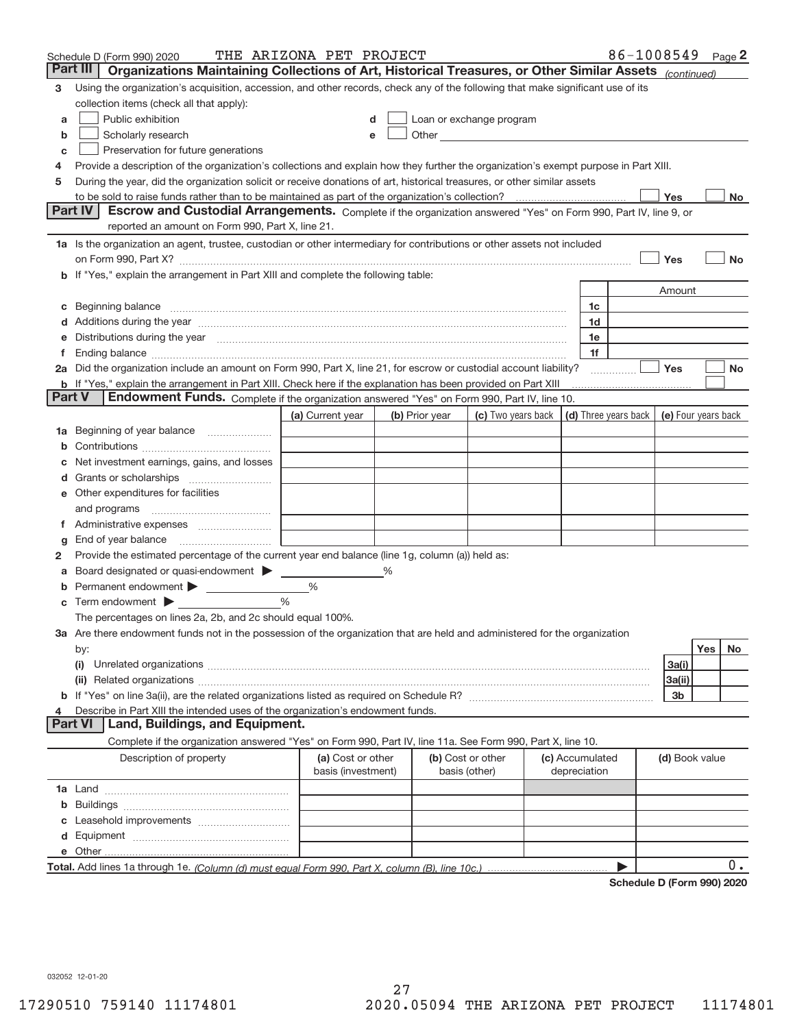Schedule D (Form 990) 2020 THE ARIZONA PET PROJECT 86-1008549 Page 2

**Part III | Organizations Maintaining Collections of Art, Historical Treasures, or Other Similar Assets** *(continued)*

3 Using the organization's acquisition, accession, and other records, check any of the following that make significant use of its collection items (check all that apply):

- a ☐ Public exhibition
- b ☐ Scholarly research
- c ☐ Preservation for future generations
- d ☐ Loan or exchange program
- e ☐ Other

4 Provide a description of the organization's collections and explain how they further the organization's exempt purpose in Part XIII.

5 During the year, did the organization solicit or receive donations of art, historical treasures, or other similar assets to be sold to raise funds rather than to be maintained as part of the organization's collection? ☐ Yes ☐ No

**Part IV | Escrow and Custodial Arrangements.** Complete if the organization answered "Yes" on Form 990, Part IV, line 9, or reported an amount on Form 990, Part X, line 21.

1a Is the organization an agent, trustee, custodian or other intermediary for contributions or other assets not included on Form 990, Part X? ☐ Yes ☐ No

b If "Yes," explain the arrangement in Part XIII and complete the following table:

| | | Amount |
|---|---|---|
| c Beginning balance | 1c | |
| d Additions during the year | 1d | |
| e Distributions during the year | 1e | |
| f Ending balance | 1f | |

2a Did the organization include an amount on Form 990, Part X, line 21, for escrow or custodial account liability? ☐ Yes ☐ No

b If "Yes," explain the arrangement in Part XIII. Check here if the explanation has been provided on Part XIII ☐

**Part V | Endowment Funds.** Complete if the organization answered "Yes" on Form 990, Part IV, line 10.

| | (a) Current year | (b) Prior year | (c) Two years back | (d) Three years back | (e) Four years back |
|---|---|---|---|---|---|
| 1a Beginning of year balance | | | | | |
| b Contributions | | | | | |
| c Net investment earnings, gains, and losses | | | | | |
| d Grants or scholarships | | | | | |
| e Other expenditures for facilities and programs | | | | | |
| f Administrative expenses | | | | | |
| g End of year balance | | | | | |

2 Provide the estimated percentage of the current year end balance (line 1g, column (a)) held as:

- a Board designated or quasi-endowment ▶ %
- b Permanent endowment ▶ %
- c Term endowment ▶ %

The percentages on lines 2a, 2b, and 2c should equal 100%.

3a Are there endowment funds not in the possession of the organization that are held and administered for the organization by:

| | | Yes | No |
|---|---|---|---|
| (i) Unrelated organizations | 3a(i) | | |
| (ii) Related organizations | 3a(ii) | | |
| b If "Yes" on line 3a(ii), are the related organizations listed as required on Schedule R? | 3b | | |

4 Describe in Part XIII the intended uses of the organization's endowment funds.

**Part VI | Land, Buildings, and Equipment.**

Complete if the organization answered "Yes" on Form 990, Part IV, line 11a. See Form 990, Part X, line 10.

| Description of property | (a) Cost or other basis (investment) | (b) Cost or other basis (other) | (c) Accumulated depreciation | (d) Book value |
|---|---|---|---|---|
| 1a Land | | | | |
| b Buildings | | | | |
| c Leasehold improvements | | | | |
| d Equipment | | | | |
| e Other | | | | |
| **Total.** Add lines 1a through 1e. *(Column (d) must equal Form 990, Part X, column (B), line 10c.)* ▶ | | | | 0. |

**Schedule D (Form 990) 2020**

032052 12-01-20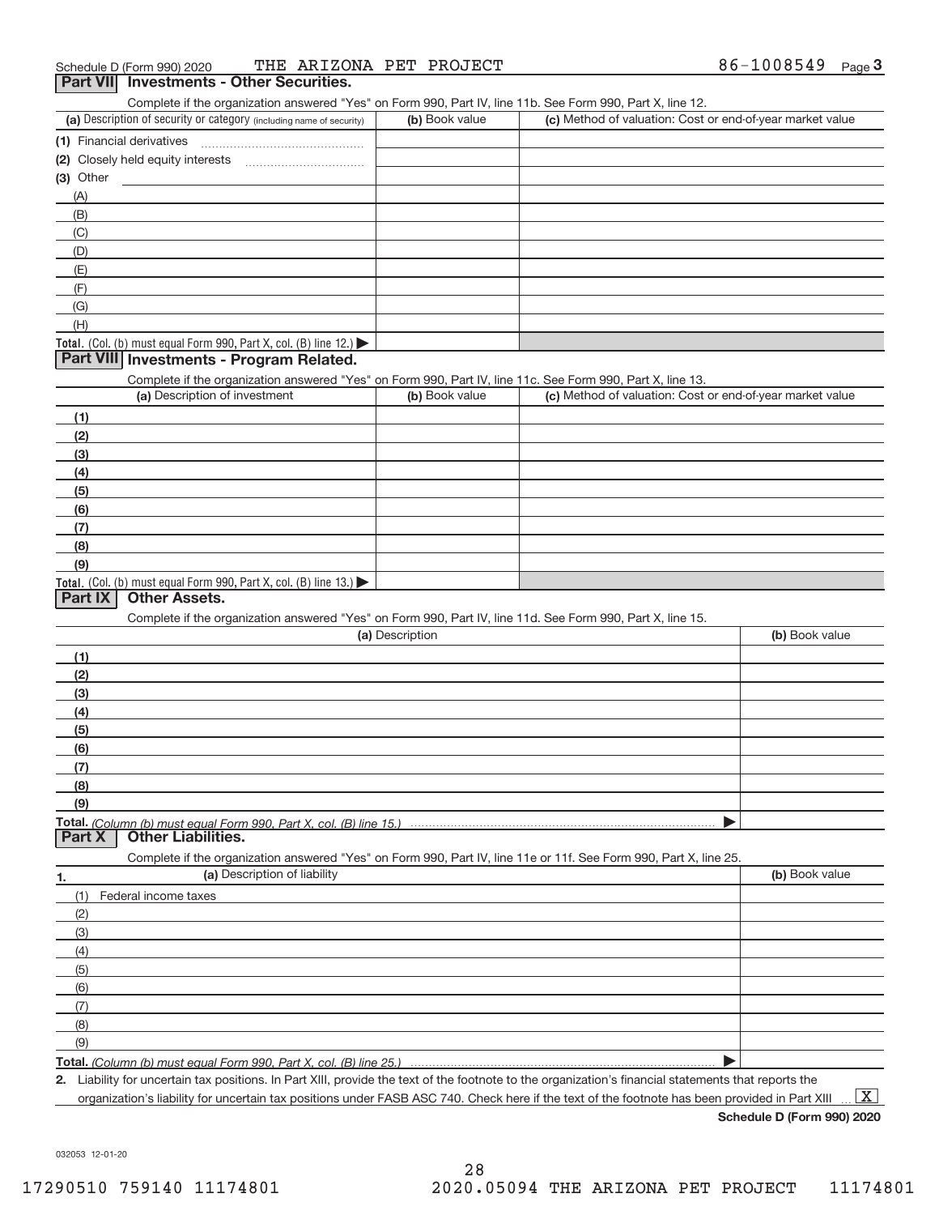Schedule D (Form 990) 2020 THE ARIZONA PET PROJECT 86-1008549 Page 3

## Part VII Investments - Other Securities.

Complete if the organization answered "Yes" on Form 990, Part IV, line 11b. See Form 990, Part X, line 12.

| (a) Description of security or category (including name of security) | (b) Book value | (c) Method of valuation: Cost or end-of-year market value |
|---|---|---|
| (1) Financial derivatives | | |
| (2) Closely held equity interests | | |
| (3) Other | | |
| (A) | | |
| (B) | | |
| (C) | | |
| (D) | | |
| (E) | | |
| (F) | | |
| (G) | | |
| (H) | | |
| Total. (Col. (b) must equal Form 990, Part X, col. (B) line 12.) ▶ | | |

## Part VIII Investments - Program Related.

Complete if the organization answered "Yes" on Form 990, Part IV, line 11c. See Form 990, Part X, line 13.

| (a) Description of investment | (b) Book value | (c) Method of valuation: Cost or end-of-year market value |
|---|---|---|
| (1) | | |
| (2) | | |
| (3) | | |
| (4) | | |
| (5) | | |
| (6) | | |
| (7) | | |
| (8) | | |
| (9) | | |
| Total. (Col. (b) must equal Form 990, Part X, col. (B) line 13.) ▶ | | |

## Part IX Other Assets.

Complete if the organization answered "Yes" on Form 990, Part IV, line 11d. See Form 990, Part X, line 15.

| (a) Description | (b) Book value |
|---|---|
| (1) | |
| (2) | |
| (3) | |
| (4) | |
| (5) | |
| (6) | |
| (7) | |
| (8) | |
| (9) | |
| Total. (Column (b) must equal Form 990, Part X, col. (B) line 15.) ▶ | |

## Part X Other Liabilities.

Complete if the organization answered "Yes" on Form 990, Part IV, line 11e or 11f. See Form 990, Part X, line 25.

| 1. (a) Description of liability | (b) Book value |
|---|---|
| (1) Federal income taxes | |
| (2) | |
| (3) | |
| (4) | |
| (5) | |
| (6) | |
| (7) | |
| (8) | |
| (9) | |
| Total. (Column (b) must equal Form 990, Part X, col. (B) line 25.) ▶ | |

2. Liability for uncertain tax positions. In Part XIII, provide the text of the footnote to the organization's financial statements that reports the organization's liability for uncertain tax positions under FASB ASC 740. Check here if the text of the footnote has been provided in Part XIII ... [X]

Schedule D (Form 990) 2020

032053 12-01-20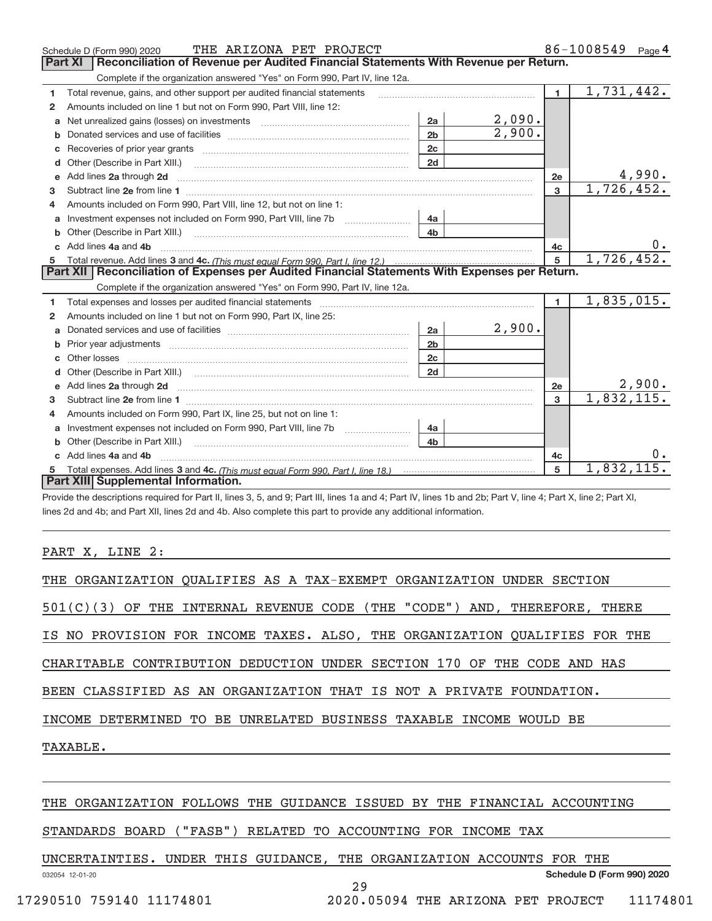Schedule D (Form 990) 2020 THE ARIZONA PET PROJECT 86-1008549 Page 4

## Part XI Reconciliation of Revenue per Audited Financial Statements With Revenue per Return.

Complete if the organization answered "Yes" on Form 990, Part IV, line 12a.

| | | | | | |
|---|---|---|---|---|---|
| 1 | Total revenue, gains, and other support per audited financial statements | | | 1 | 1,731,442. |
| 2 | Amounts included on line 1 but not on Form 990, Part VIII, line 12: | | | | |
| a | Net unrealized gains (losses) on investments | 2a | 2,090. | | |
| b | Donated services and use of facilities | 2b | 2,900. | | |
| c | Recoveries of prior year grants | 2c | | | |
| d | Other (Describe in Part XIII.) | 2d | | | |
| e | Add lines 2a through 2d | | | 2e | 4,990. |
| 3 | Subtract line 2e from line 1 | | | 3 | 1,726,452. |
| 4 | Amounts included on Form 990, Part VIII, line 12, but not on line 1: | | | | |
| a | Investment expenses not included on Form 990, Part VIII, line 7b | 4a | | | |
| b | Other (Describe in Part XIII.) | 4b | | | |
| c | Add lines 4a and 4b | | | 4c | 0. |
| 5 | Total revenue. Add lines 3 and 4c. *(This must equal Form 990, Part I, line 12.)* | | | 5 | 1,726,452. |

## Part XII Reconciliation of Expenses per Audited Financial Statements With Expenses per Return.

Complete if the organization answered "Yes" on Form 990, Part IV, line 12a.

| | | | | | |
|---|---|---|---|---|---|
| 1 | Total expenses and losses per audited financial statements | | | 1 | 1,835,015. |
| 2 | Amounts included on line 1 but not on Form 990, Part IX, line 25: | | | | |
| a | Donated services and use of facilities | 2a | 2,900. | | |
| b | Prior year adjustments | 2b | | | |
| c | Other losses | 2c | | | |
| d | Other (Describe in Part XIII.) | 2d | | | |
| e | Add lines 2a through 2d | | | 2e | 2,900. |
| 3 | Subtract line 2e from line 1 | | | 3 | 1,832,115. |
| 4 | Amounts included on Form 990, Part IX, line 25, but not on line 1: | | | | |
| a | Investment expenses not included on Form 990, Part VIII, line 7b | 4a | | | |
| b | Other (Describe in Part XIII.) | 4b | | | |
| c | Add lines 4a and 4b | | | 4c | 0. |
| 5 | Total expenses. Add lines 3 and 4c. *(This must equal Form 990, Part I, line 18.)* | | | 5 | 1,832,115. |

## Part XIII Supplemental Information.

Provide the descriptions required for Part II, lines 3, 5, and 9; Part III, lines 1a and 4; Part IV, lines 1b and 2b; Part V, line 4; Part X, line 2; Part XI, lines 2d and 4b; and Part XII, lines 2d and 4b. Also complete this part to provide any additional information.

PART X, LINE 2:

THE ORGANIZATION QUALIFIES AS A TAX-EXEMPT ORGANIZATION UNDER SECTION 501(C)(3) OF THE INTERNAL REVENUE CODE (THE "CODE") AND, THEREFORE, THERE IS NO PROVISION FOR INCOME TAXES. ALSO, THE ORGANIZATION QUALIFIES FOR THE CHARITABLE CONTRIBUTION DEDUCTION UNDER SECTION 170 OF THE CODE AND HAS BEEN CLASSIFIED AS AN ORGANIZATION THAT IS NOT A PRIVATE FOUNDATION. INCOME DETERMINED TO BE UNRELATED BUSINESS TAXABLE INCOME WOULD BE TAXABLE.

THE ORGANIZATION FOLLOWS THE GUIDANCE ISSUED BY THE FINANCIAL ACCOUNTING STANDARDS BOARD ("FASB") RELATED TO ACCOUNTING FOR INCOME TAX UNCERTAINTIES. UNDER THIS GUIDANCE, THE ORGANIZATION ACCOUNTS FOR THE

032054 12-01-20 Schedule D (Form 990) 2020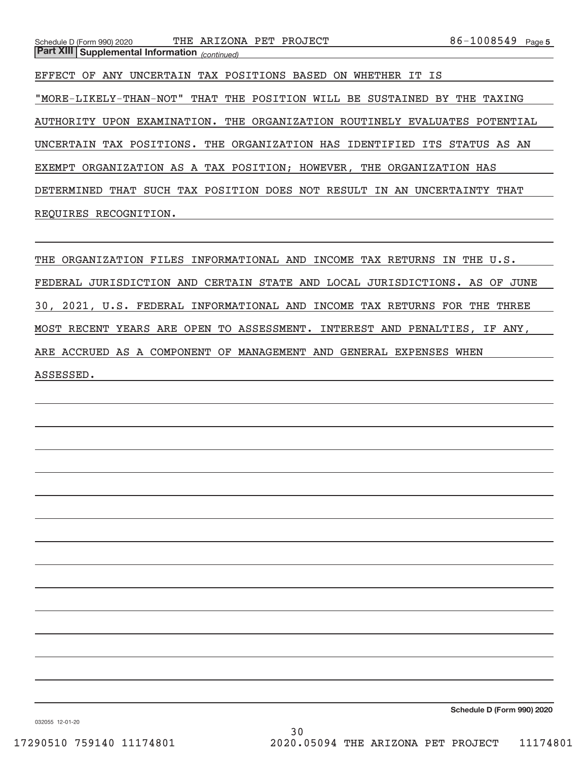**Part XIII | Supplemental Information** *(continued)*

EFFECT OF ANY UNCERTAIN TAX POSITIONS BASED ON WHETHER IT IS "MORE-LIKELY-THAN-NOT" THAT THE POSITION WILL BE SUSTAINED BY THE TAXING AUTHORITY UPON EXAMINATION. THE ORGANIZATION ROUTINELY EVALUATES POTENTIAL UNCERTAIN TAX POSITIONS. THE ORGANIZATION HAS IDENTIFIED ITS STATUS AS AN EXEMPT ORGANIZATION AS A TAX POSITION; HOWEVER, THE ORGANIZATION HAS DETERMINED THAT SUCH TAX POSITION DOES NOT RESULT IN AN UNCERTAINTY THAT REQUIRES RECOGNITION.

THE ORGANIZATION FILES INFORMATIONAL AND INCOME TAX RETURNS IN THE U.S. FEDERAL JURISDICTION AND CERTAIN STATE AND LOCAL JURISDICTIONS. AS OF JUNE 30, 2021, U.S. FEDERAL INFORMATIONAL AND INCOME TAX RETURNS FOR THE THREE MOST RECENT YEARS ARE OPEN TO ASSESSMENT. INTEREST AND PENALTIES, IF ANY, ARE ACCRUED AS A COMPONENT OF MANAGEMENT AND GENERAL EXPENSES WHEN ASSESSED.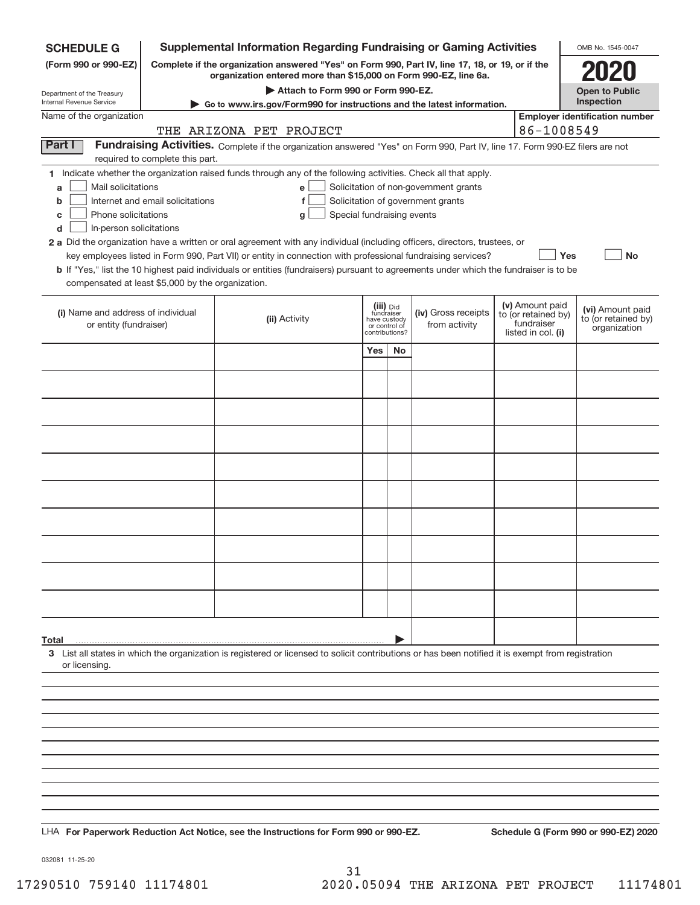**SCHEDULE G** (Form 990 or 990-EZ)

Department of the Treasury
Internal Revenue Service

# Supplemental Information Regarding Fundraising or Gaming Activities

**Complete if the organization answered "Yes" on Form 990, Part IV, line 17, 18, or 19, or if the organization entered more than $15,000 on Form 990-EZ, line 6a.**

**▶ Attach to Form 990 or Form 990-EZ.**

**▶ Go to www.irs.gov/Form990 for instructions and the latest information.**

OMB No. 1545-0047

**2020**

**Open to Public Inspection**

Name of the organization: THE ARIZONA PET PROJECT

**Employer identification number**: 86-1008549

**Part I** **Fundraising Activities.** Complete if the organization answered "Yes" on Form 990, Part IV, line 17. Form 990-EZ filers are not required to complete this part.

**1** Indicate whether the organization raised funds through any of the following activities. Check all that apply.

- **a** ☐ Mail solicitations
- **b** ☐ Internet and email solicitations
- **c** ☐ Phone solicitations
- **d** ☐ In-person solicitations
- **e** ☐ Solicitation of non-government grants
- **f** ☐ Solicitation of government grants
- **g** ☐ Special fundraising events

**2 a** Did the organization have a written or oral agreement with any individual (including officers, directors, trustees, or key employees listed in Form 990, Part VII) or entity in connection with professional fundraising services? ☐ **Yes** ☐ **No**

**b** If "Yes," list the 10 highest paid individuals or entities (fundraisers) pursuant to agreements under which the fundraiser is to be compensated at least $5,000 by the organization.

| **(i)** Name and address of individual or entity (fundraiser) | **(ii)** Activity | **(iii)** Did fundraiser have custody or control of contributions? Yes | No | **(iv)** Gross receipts from activity | **(v)** Amount paid to (or retained by) fundraiser listed in col. **(i)** | **(vi)** Amount paid to (or retained by) organization |
|---|---|---|---|---|---|---|
| | | | | | | |
| | | | | | | |
| | | | | | | |
| | | | | | | |
| | | | | | | |
| | | | | | | |
| | | | | | | |
| | | | | | | |
| | | | | | | |
| | | | | | | |
| **Total** ▶ | | | | | | |

**3** List all states in which the organization is registered or licensed to solicit contributions or has been notified it is exempt from registration or licensing.

LHA **For Paperwork Reduction Act Notice, see the Instructions for Form 990 or 990-EZ.** **Schedule G (Form 990 or 990-EZ) 2020**

032081 11-25-20

17290510 759140 11174801 2020.05094 THE ARIZONA PET PROJECT 11174801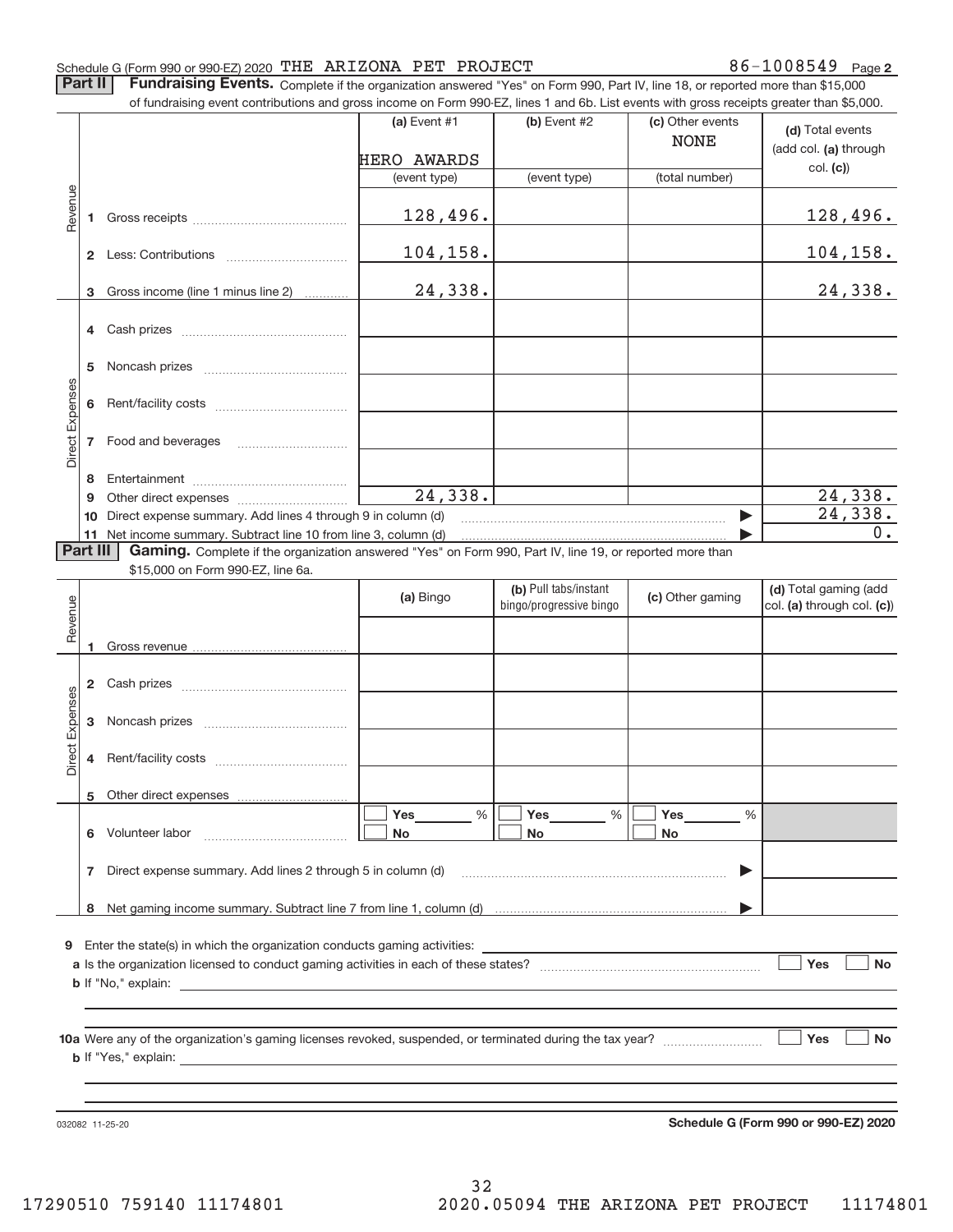Schedule G (Form 990 or 990-EZ) 2020 THE ARIZONA PET PROJECT 86-1008549 Page 2

**Part II** **Fundraising Events.** Complete if the organization answered "Yes" on Form 990, Part IV, line 18, or reported more than $15,000 of fundraising event contributions and gross income on Form 990-EZ, lines 1 and 6b. List events with gross receipts greater than $5,000.

| | | | (a) Event #1 HERO AWARDS (event type) | (b) Event #2 (event type) | (c) Other events NONE (total number) | (d) Total events (add col. (a) through col. (c)) |
|---|---|---|---|---|---|---|
| Revenue | 1 | Gross receipts | 128,496. | | | 128,496. |
| | 2 | Less: Contributions | 104,158. | | | 104,158. |
| | 3 | Gross income (line 1 minus line 2) | 24,338. | | | 24,338. |
| Direct Expenses | 4 | Cash prizes | | | | |
| | 5 | Noncash prizes | | | | |
| | 6 | Rent/facility costs | | | | |
| | 7 | Food and beverages | | | | |
| | 8 | Entertainment | | | | |
| | 9 | Other direct expenses | 24,338. | | | 24,338. |
| | 10 | Direct expense summary. Add lines 4 through 9 in column (d) | | | | 24,338. |
| | 11 | Net income summary. Subtract line 10 from line 3, column (d) | | | | 0. |

**Part III** **Gaming.** Complete if the organization answered "Yes" on Form 990, Part IV, line 19, or reported more than $15,000 on Form 990-EZ, line 6a.

| | | | (a) Bingo | (b) Pull tabs/instant bingo/progressive bingo | (c) Other gaming | (d) Total gaming (add col. (a) through col. (c)) |
|---|---|---|---|---|---|---|
| Revenue | 1 | Gross revenue | | | | |
| Direct Expenses | 2 | Cash prizes | | | | |
| | 3 | Noncash prizes | | | | |
| | 4 | Rent/facility costs | | | | |
| | 5 | Other direct expenses | | | | |
| | 6 | Volunteer labor | ☐ Yes ___ % ☐ No | ☐ Yes ___ % ☐ No | ☐ Yes ___ % ☐ No | |
| | 7 | Direct expense summary. Add lines 2 through 5 in column (d) | | | | |
| | 8 | Net gaming income summary. Subtract line 7 from line 1, column (d) | | | | |

**9** Enter the state(s) in which the organization conducts gaming activities: ____________________

**a** Is the organization licensed to conduct gaming activities in each of these states? ☐ Yes ☐ No

**b** If "No," explain: ____________________

**10a** Were any of the organization's gaming licenses revoked, suspended, or terminated during the tax year? ☐ Yes ☐ No

**b** If "Yes," explain: ____________________

032082 11-25-20 **Schedule G (Form 990 or 990-EZ) 2020**

17290510 759140 11174801 2020.05094 THE ARIZONA PET PROJECT 11174801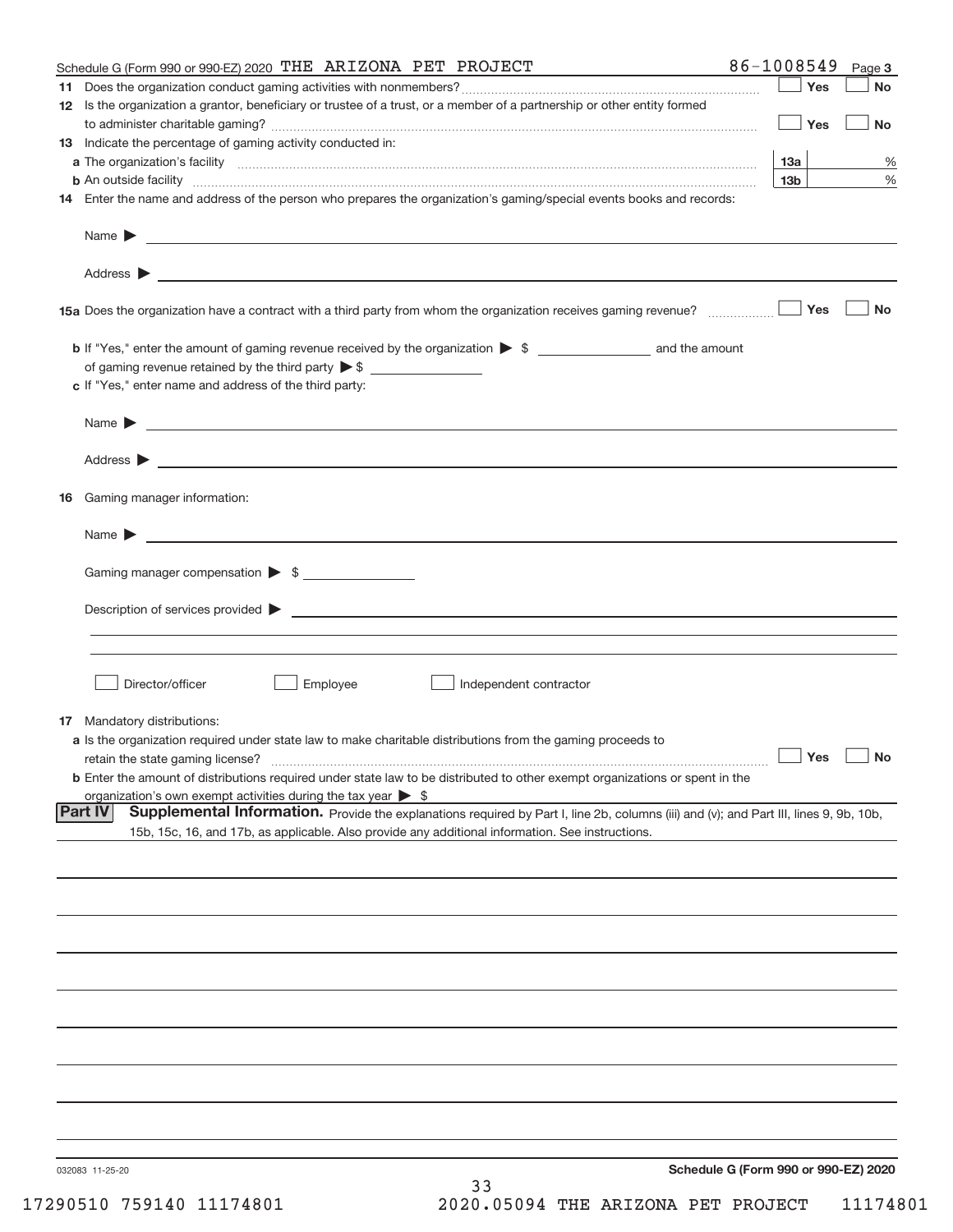Schedule G (Form 990 or 990-EZ) 2020 THE ARIZONA PET PROJECT 86-1008549 Page 3

**11** Does the organization conduct gaming activities with nonmembers? ☐ Yes ☐ No

**12** Is the organization a grantor, beneficiary or trustee of a trust, or a member of a partnership or other entity formed to administer charitable gaming? ☐ Yes ☐ No

**13** Indicate the percentage of gaming activity conducted in:

**a** The organization's facility **13a** %

**b** An outside facility **13b** %

**14** Enter the name and address of the person who prepares the organization's gaming/special events books and records:

Name ▶

Address ▶

**15a** Does the organization have a contract with a third party from whom the organization receives gaming revenue? ☐ Yes ☐ No

**b** If "Yes," enter the amount of gaming revenue received by the organization ▶ $ __________ and the amount of gaming revenue retained by the third party ▶ $ __________

**c** If "Yes," enter name and address of the third party:

Name ▶

Address ▶

**16** Gaming manager information:

Name ▶

Gaming manager compensation ▶ $

Description of services provided ▶

☐ Director/officer ☐ Employee ☐ Independent contractor

**17** Mandatory distributions:

**a** Is the organization required under state law to make charitable distributions from the gaming proceeds to retain the state gaming license? ☐ Yes ☐ No

**b** Enter the amount of distributions required under state law to be distributed to other exempt organizations or spent in the organization's own exempt activities during the tax year ▶ $

## Part IV Supplemental Information.

Provide the explanations required by Part I, line 2b, columns (iii) and (v); and Part III, lines 9, 9b, 10b, 15b, 15c, 16, and 17b, as applicable. Also provide any additional information. See instructions.

032083 11-25-20 **Schedule G (Form 990 or 990-EZ) 2020**

17290510 759140 11174801 2020.05094 THE ARIZONA PET PROJECT 11174801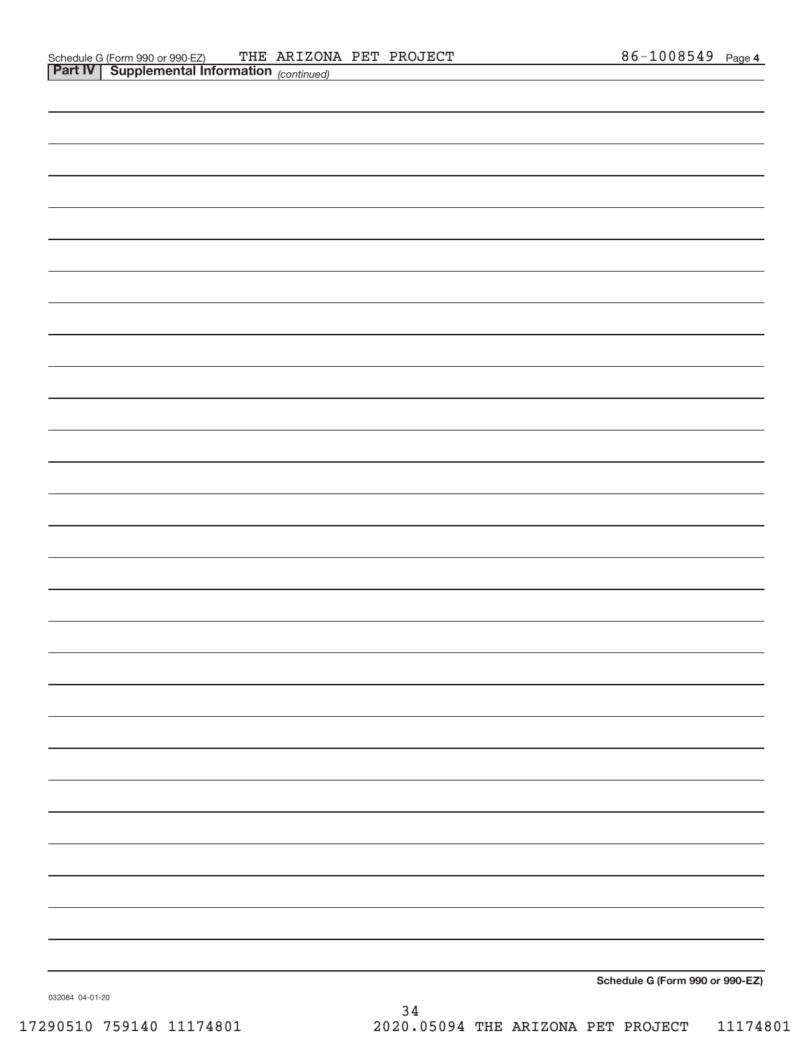Schedule G (Form 990 or 990-EZ) THE ARIZONA PET PROJECT 86-1008549 Page 4

**Part IV | Supplemental Information** *(continued)*

**Schedule G (Form 990 or 990-EZ)**

032084 04-01-20

17290510 759140 11174801 2020.05094 THE ARIZONA PET PROJECT 11174801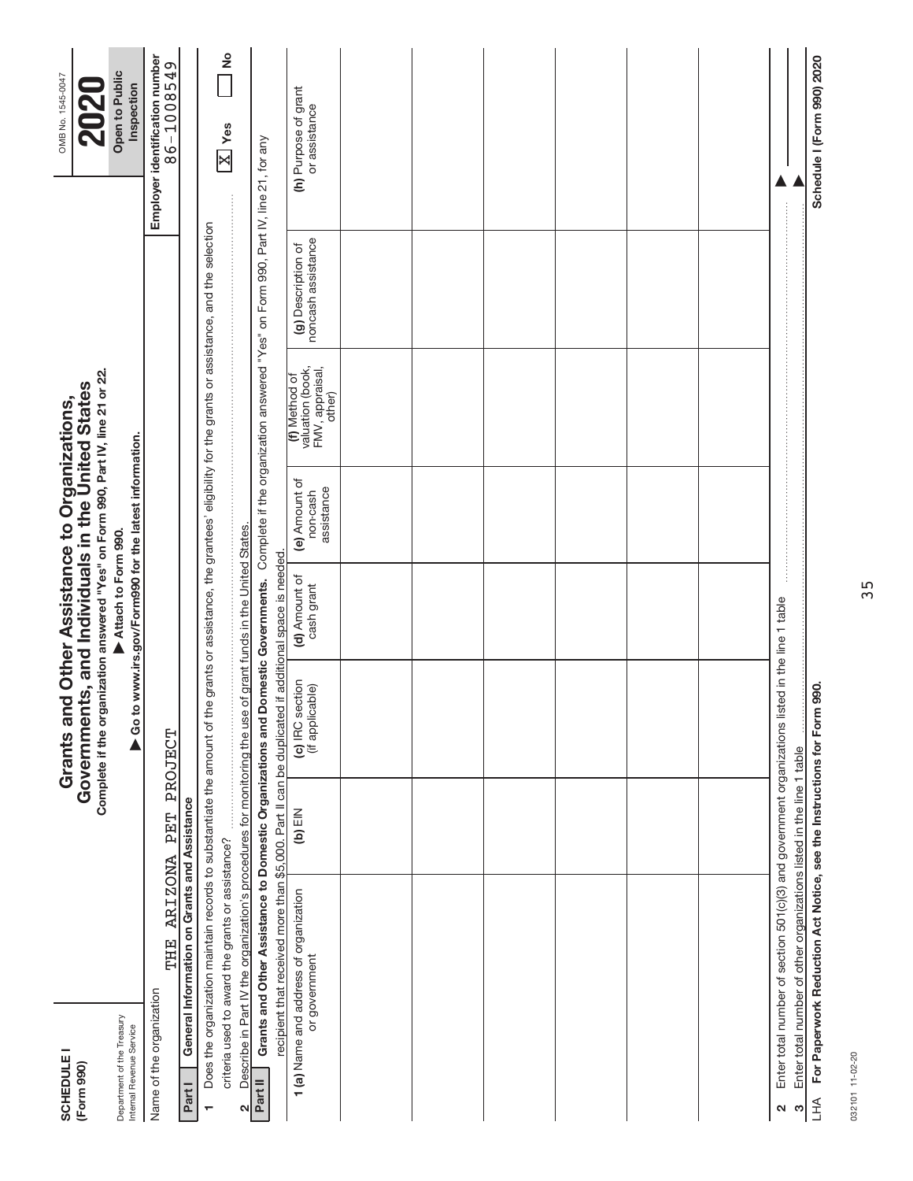**SCHEDULE I**
**(Form 990)**

Department of the Treasury
Internal Revenue Service

# Grants and Other Assistance to Organizations, Governments, and Individuals in the United States

**Complete if the organization answered "Yes" on Form 990, Part IV, line 21 or 22.**

**▶ Attach to Form 990.**

**▶ Go to www.irs.gov/Form990 for the latest information.**

OMB No. 1545-0047

**2020**

**Open to Public Inspection**

Name of the organization: THE ARIZONA PET PROJECT

Employer identification number: 86-1008549

## Part I General Information on Grants and Assistance

1 Does the organization maintain records to substantiate the amount of the grants or assistance, the grantees' eligibility for the grants or assistance, and the selection criteria used to award the grants or assistance? [X] Yes [ ] No

2 Describe in Part IV the organization's procedures for monitoring the use of grant funds in the United States.

## Part II Grants and Other Assistance to Domestic Organizations and Domestic Governments.

Complete if the organization answered "Yes" on Form 990, Part IV, line 21, for any recipient that received more than $5,000. Part II can be duplicated if additional space is needed.

| 1 (a) Name and address of organization or government | (b) EIN | (c) IRC section (if applicable) | (d) Amount of cash grant | (e) Amount of non-cash assistance | (f) Method of valuation (book, FMV, appraisal, other) | (g) Description of noncash assistance | (h) Purpose of grant or assistance |
|---|---|---|---|---|---|---|---|
| | | | | | | | |
| | | | | | | | |
| | | | | | | | |
| | | | | | | | |
| | | | | | | | |
| | | | | | | | |
| | | | | | | | |

2 Enter total number of section 501(c)(3) and government organizations listed in the line 1 table ▶

3 Enter total number of other organizations listed in the line 1 table ▶

LHA **For Paperwork Reduction Act Notice, see the Instructions for Form 990.** **Schedule I (Form 990) 2020**

032101 11-02-20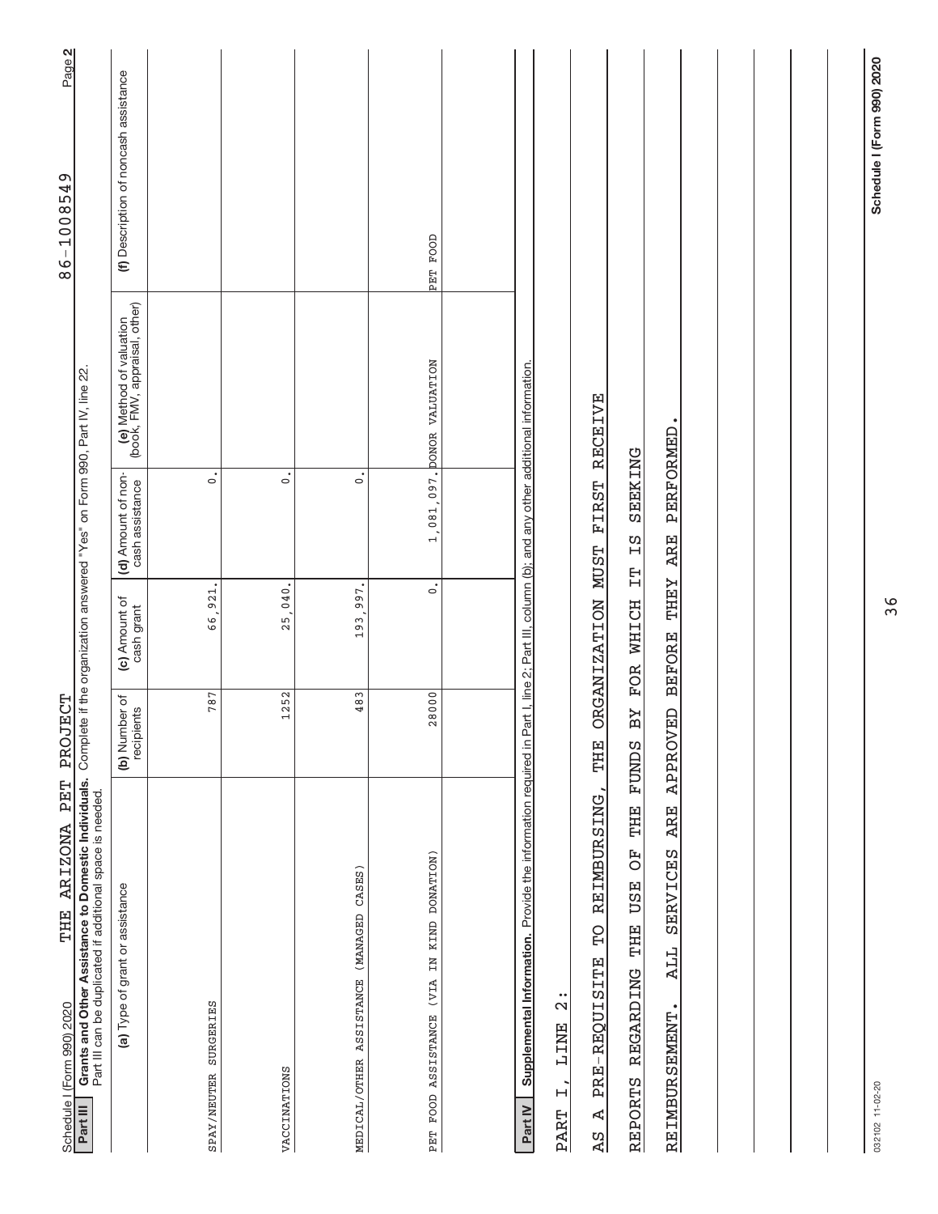Schedule I (Form 990) 2020 THE ARIZONA PET PROJECT 86-1008549 Page 2

**Part III Grants and Other Assistance to Domestic Individuals.** Complete if the organization answered "Yes" on Form 990, Part IV, line 22.
Part III can be duplicated if additional space is needed.

| (a) Type of grant or assistance | (b) Number of recipients | (c) Amount of cash grant | (d) Amount of non-cash assistance | (e) Method of valuation (book, FMV, appraisal, other) | (f) Description of noncash assistance |
|---|---|---|---|---|---|
| SPAY/NEUTER SURGERIES | 787 | 66,921. | 0. | | |
| VACCINATIONS | 1252 | 25,040. | 0. | | |
| MEDICAL/OTHER ASSISTANCE (MANAGED CASES) | 483 | 193,997. | 0. | | |
| PET FOOD ASSISTANCE (VIA IN KIND DONATION) | 28000 | 0. | 1,081,097. | DONOR VALUATION | PET FOOD |

**Part IV Supplemental Information.** Provide the information required in Part I, line 2; Part III, column (b); and any other additional information.

PART I, LINE 2:

AS A PRE-REQUISITE TO REIMBURSING, THE ORGANIZATION MUST FIRST RECEIVE REPORTS REGARDING THE USE OF THE FUNDS BY FOR WHICH IT IS SEEKING REIMBURSEMENT. ALL SERVICES ARE APPROVED BEFORE THEY ARE PERFORMED.

032102 11-02-20 Schedule I (Form 990) 2020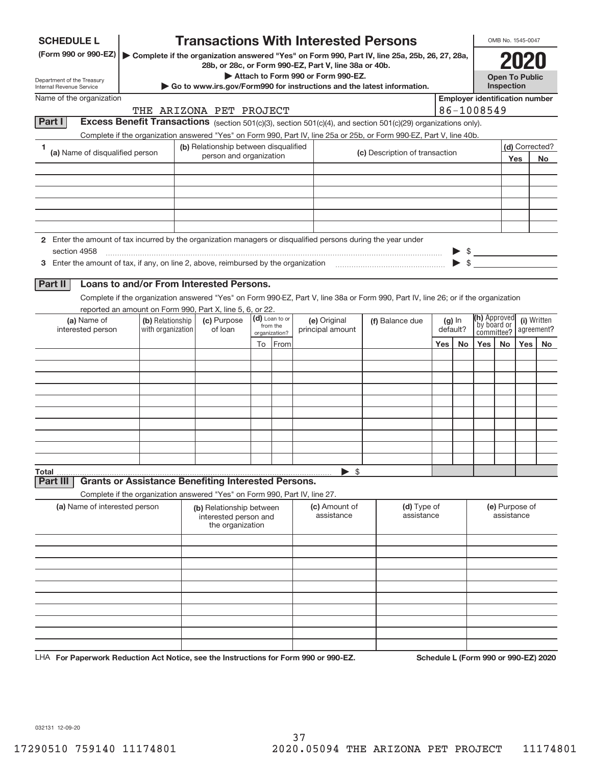**SCHEDULE L (Form 990 or 990-EZ)**

Department of the Treasury
Internal Revenue Service

# Transactions With Interested Persons

▶ Complete if the organization answered "Yes" on Form 990, Part IV, line 25a, 25b, 26, 27, 28a, 28b, or 28c, or Form 990-EZ, Part V, line 38a or 40b.

▶ Attach to Form 990 or Form 990-EZ.

▶ Go to www.irs.gov/Form990 for instructions and the latest information.

OMB No. 1545-0047

**2020**

**Open To Public Inspection**

Name of the organization: THE ARIZONA PET PROJECT

Employer identification number: 86-1008549

## Part I Excess Benefit Transactions (section 501(c)(3), section 501(c)(4), and section 501(c)(29) organizations only).

Complete if the organization answered "Yes" on Form 990, Part IV, line 25a or 25b, or Form 990-EZ, Part V, line 40b.

| 1 (a) Name of disqualified person | (b) Relationship between disqualified person and organization | (c) Description of transaction | (d) Corrected? Yes | No |
|---|---|---|---|---|
| | | | | |
| | | | | |
| | | | | |
| | | | | |
| | | | | |
| | | | | |

2 Enter the amount of tax incurred by the organization managers or disqualified persons during the year under section 4958 ▶ $

3 Enter the amount of tax, if any, on line 2, above, reimbursed by the organization ▶ $

## Part II Loans to and/or From Interested Persons.

Complete if the organization answered "Yes" on Form 990-EZ, Part V, line 38a or Form 990, Part IV, line 26; or if the organization reported an amount on Form 990, Part X, line 5, 6, or 22.

| (a) Name of interested person | (b) Relationship with organization | (c) Purpose of loan | (d) Loan to or from the organization? To | From | (e) Original principal amount | (f) Balance due | (g) In default? Yes | No | (h) Approved by board or committee? Yes | No | (i) Written agreement? Yes | No |
|---|---|---|---|---|---|---|---|---|---|---|---|---|
| | | | | | | | | | | | | |
| | | | | | | | | | | | | |
| | | | | | | | | | | | | |
| | | | | | | | | | | | | |
| | | | | | | | | | | | | |
| | | | | | | | | | | | | |
| | | | | | | | | | | | | |
| | | | | | | | | | | | | |
| | | | | | | | | | | | | |
| | | | | | | | | | | | | |
| **Total** | | | | | ▶ $ | | | | | | | |

## Part III Grants or Assistance Benefiting Interested Persons.

Complete if the organization answered "Yes" on Form 990, Part IV, line 27.

| (a) Name of interested person | (b) Relationship between interested person and the organization | (c) Amount of assistance | (d) Type of assistance | (e) Purpose of assistance |
|---|---|---|---|---|
| | | | | |
| | | | | |
| | | | | |
| | | | | |
| | | | | |
| | | | | |
| | | | | |
| | | | | |
| | | | | |
| | | | | |

LHA **For Paperwork Reduction Act Notice, see the Instructions for Form 990 or 990-EZ.** **Schedule L (Form 990 or 990-EZ) 2020**

032131 12-09-20

17290510 759140 11174801 2020.05094 THE ARIZONA PET PROJECT 11174801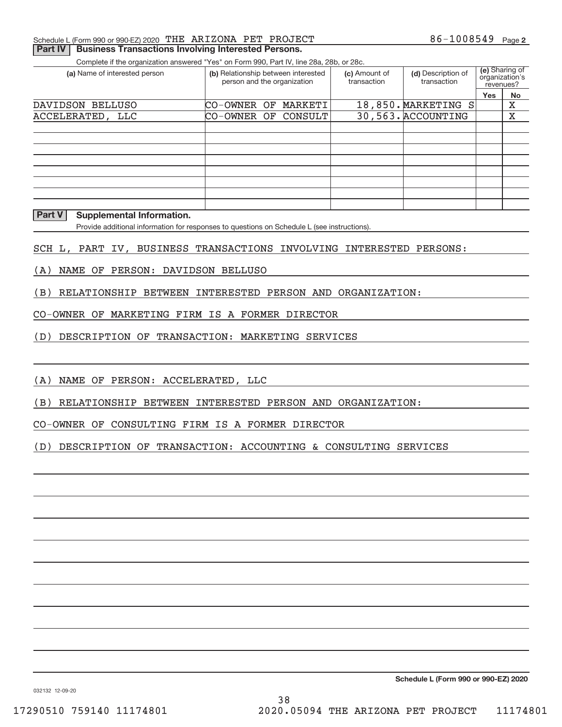Schedule L (Form 990 or 990-EZ) 2020 THE ARIZONA PET PROJECT 86-1008549 Page 2

## Part IV Business Transactions Involving Interested Persons.

Complete if the organization answered "Yes" on Form 990, Part IV, line 28a, 28b, or 28c.

| (a) Name of interested person | (b) Relationship between interested person and the organization | (c) Amount of transaction | (d) Description of transaction | (e) Sharing of organization's revenues? | |
|---|---|---|---|---|---|
| | | | | Yes | No |
| DAVIDSON BELLUSO | CO-OWNER OF MARKETI | 18,850. | MARKETING S | | X |
| ACCELERATED, LLC | CO-OWNER OF CONSULT | 30,563. | ACCOUNTING | | X |
| | | | | | |
| | | | | | |
| | | | | | |
| | | | | | |
| | | | | | |
| | | | | | |

## Part V Supplemental Information.

Provide additional information for responses to questions on Schedule L (see instructions).

SCH L, PART IV, BUSINESS TRANSACTIONS INVOLVING INTERESTED PERSONS:

(A) NAME OF PERSON: DAVIDSON BELLUSO

(B) RELATIONSHIP BETWEEN INTERESTED PERSON AND ORGANIZATION:

CO-OWNER OF MARKETING FIRM IS A FORMER DIRECTOR

(D) DESCRIPTION OF TRANSACTION: MARKETING SERVICES

(A) NAME OF PERSON: ACCELERATED, LLC

(B) RELATIONSHIP BETWEEN INTERESTED PERSON AND ORGANIZATION:

CO-OWNER OF CONSULTING FIRM IS A FORMER DIRECTOR

(D) DESCRIPTION OF TRANSACTION: ACCOUNTING & CONSULTING SERVICES

Schedule L (Form 990 or 990-EZ) 2020

032132 12-09-20

17290510 759140 11174801 2020.05094 THE ARIZONA PET PROJECT 11174801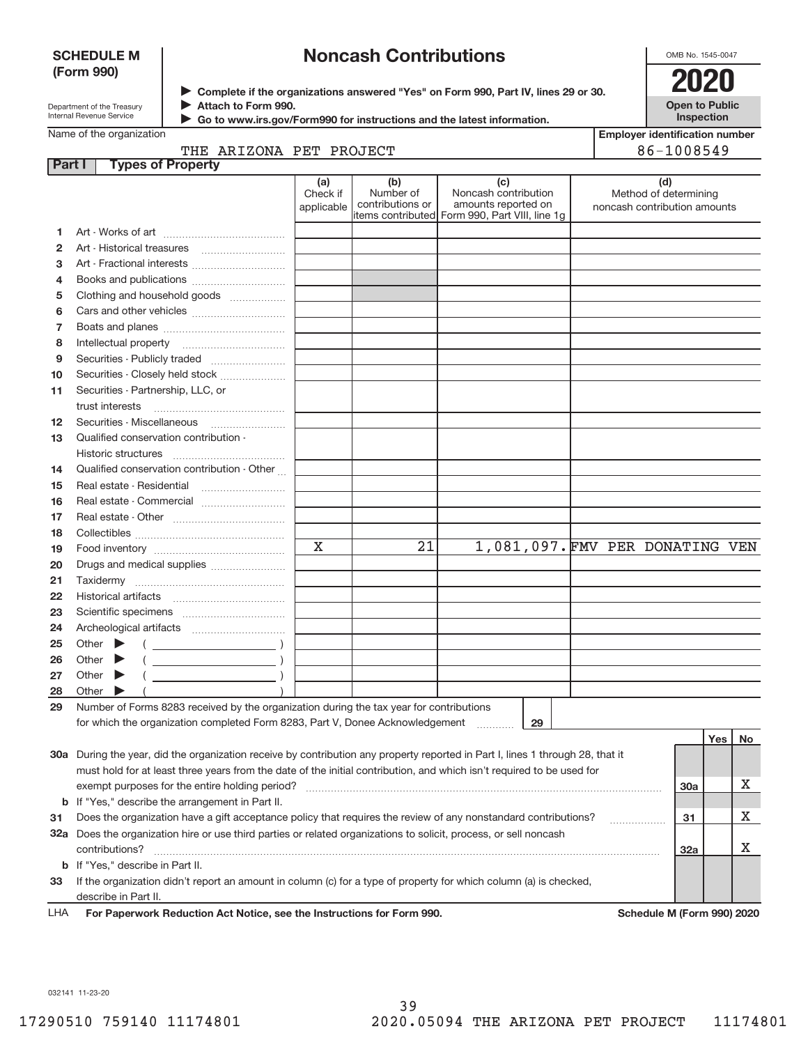**SCHEDULE M (Form 990)**

Department of the Treasury
Internal Revenue Service

# Noncash Contributions

▶ Complete if the organizations answered "Yes" on Form 990, Part IV, lines 29 or 30.
▶ Attach to Form 990.
▶ Go to www.irs.gov/Form990 for instructions and the latest information.

OMB No. 1545-0047

**2020**

**Open to Public Inspection**

Name of the organization: THE ARIZONA PET PROJECT

Employer identification number: 86-1008549

**Part I — Types of Property**

| | | (a) Check if applicable | (b) Number of contributions or items contributed | (c) Noncash contribution amounts reported on Form 990, Part VIII, line 1g | (d) Method of determining noncash contribution amounts |
|---|---|---|---|---|---|
| 1 | Art - Works of art | | | | |
| 2 | Art - Historical treasures | | | | |
| 3 | Art - Fractional interests | | | | |
| 4 | Books and publications | | | | |
| 5 | Clothing and household goods | | | | |
| 6 | Cars and other vehicles | | | | |
| 7 | Boats and planes | | | | |
| 8 | Intellectual property | | | | |
| 9 | Securities - Publicly traded | | | | |
| 10 | Securities - Closely held stock | | | | |
| 11 | Securities - Partnership, LLC, or trust interests | | | | |
| 12 | Securities - Miscellaneous | | | | |
| 13 | Qualified conservation contribution - Historic structures | | | | |
| 14 | Qualified conservation contribution - Other | | | | |
| 15 | Real estate - Residential | | | | |
| 16 | Real estate - Commercial | | | | |
| 17 | Real estate - Other | | | | |
| 18 | Collectibles | | | | |
| 19 | Food inventory | X | 21 | 1,081,097. | FMV PER DONATING VEN |
| 20 | Drugs and medical supplies | | | | |
| 21 | Taxidermy | | | | |
| 22 | Historical artifacts | | | | |
| 23 | Scientific specimens | | | | |
| 24 | Archeological artifacts | | | | |
| 25 | Other ▶ ( ) | | | | |
| 26 | Other ▶ ( ) | | | | |
| 27 | Other ▶ ( ) | | | | |
| 28 | Other ▶ ( ) | | | | |

29 Number of Forms 8283 received by the organization during the tax year for contributions for which the organization completed Form 8283, Part V, Donee Acknowledgement ..... 29

| | | | Yes | No |
|---|---|---|---|---|
| 30a | During the year, did the organization receive by contribution any property reported in Part I, lines 1 through 28, that it must hold for at least three years from the date of the initial contribution, and which isn't required to be used for exempt purposes for the entire holding period? | 30a | | X |
| b | If "Yes," describe the arrangement in Part II. | | | |
| 31 | Does the organization have a gift acceptance policy that requires the review of any nonstandard contributions? | 31 | | X |
| 32a | Does the organization hire or use third parties or related organizations to solicit, process, or sell noncash contributions? | 32a | | X |
| b | If "Yes," describe in Part II. | | | |
| 33 | If the organization didn't report an amount in column (c) for a type of property for which column (a) is checked, describe in Part II. | | | |

LHA **For Paperwork Reduction Act Notice, see the Instructions for Form 990.** **Schedule M (Form 990) 2020**

032141 11-23-20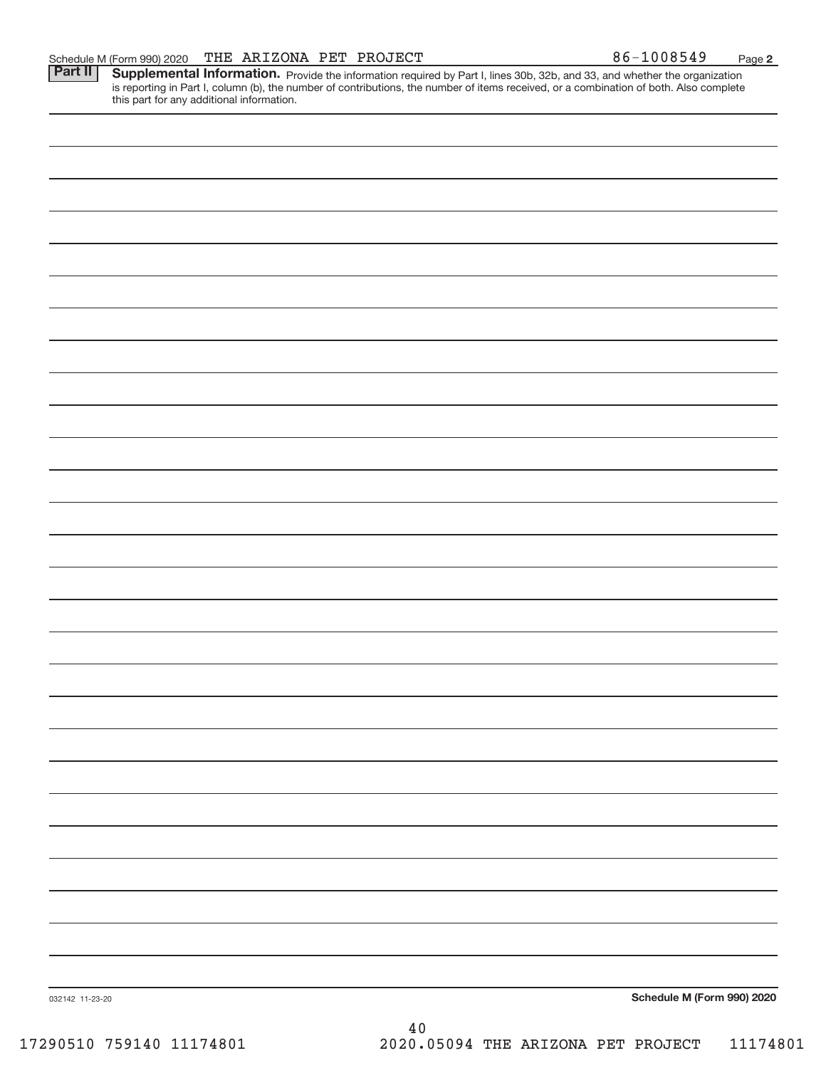Schedule M (Form 990) 2020 THE ARIZONA PET PROJECT 86-1008549 Page 2

**Part II** **Supplemental Information.** Provide the information required by Part I, lines 30b, 32b, and 33, and whether the organization is reporting in Part I, column (b), the number of contributions, the number of items received, or a combination of both. Also complete this part for any additional information.

032142 11-23-20 **Schedule M (Form 990) 2020**

17290510 759140 11174801 2020.05094 THE ARIZONA PET PROJECT 11174801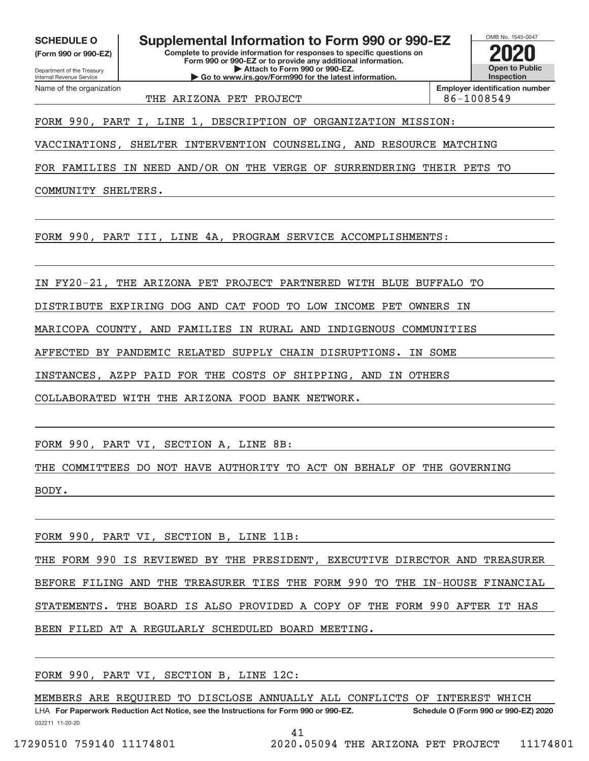**SCHEDULE O** (Form 990 or 990-EZ)

Department of the Treasury
Internal Revenue Service

# Supplemental Information to Form 990 or 990-EZ

**Complete to provide information for responses to specific questions on Form 990 or 990-EZ or to provide any additional information.**
**▶ Attach to Form 990 or 990-EZ.**
**▶ Go to www.irs.gov/Form990 for the latest information.**

OMB No. 1545-0047

**2020**

**Open to Public Inspection**

Name of the organization: THE ARIZONA PET PROJECT

**Employer identification number:** 86-1008549

FORM 990, PART I, LINE 1, DESCRIPTION OF ORGANIZATION MISSION:

VACCINATIONS, SHELTER INTERVENTION COUNSELING, AND RESOURCE MATCHING FOR FAMILIES IN NEED AND/OR ON THE VERGE OF SURRENDERING THEIR PETS TO COMMUNITY SHELTERS.

FORM 990, PART III, LINE 4A, PROGRAM SERVICE ACCOMPLISHMENTS:

IN FY20-21, THE ARIZONA PET PROJECT PARTNERED WITH BLUE BUFFALO TO DISTRIBUTE EXPIRING DOG AND CAT FOOD TO LOW INCOME PET OWNERS IN MARICOPA COUNTY, AND FAMILIES IN RURAL AND INDIGENOUS COMMUNITIES AFFECTED BY PANDEMIC RELATED SUPPLY CHAIN DISRUPTIONS. IN SOME INSTANCES, AZPP PAID FOR THE COSTS OF SHIPPING, AND IN OTHERS COLLABORATED WITH THE ARIZONA FOOD BANK NETWORK.

FORM 990, PART VI, SECTION A, LINE 8B:

THE COMMITTEES DO NOT HAVE AUTHORITY TO ACT ON BEHALF OF THE GOVERNING BODY.

FORM 990, PART VI, SECTION B, LINE 11B:

THE FORM 990 IS REVIEWED BY THE PRESIDENT, EXECUTIVE DIRECTOR AND TREASURER BEFORE FILING AND THE TREASURER TIES THE FORM 990 TO THE IN-HOUSE FINANCIAL STATEMENTS. THE BOARD IS ALSO PROVIDED A COPY OF THE FORM 990 AFTER IT HAS BEEN FILED AT A REGULARLY SCHEDULED BOARD MEETING.

FORM 990, PART VI, SECTION B, LINE 12C:

MEMBERS ARE REQUIRED TO DISCLOSE ANNUALLY ALL CONFLICTS OF INTEREST WHICH

LHA **For Paperwork Reduction Act Notice, see the Instructions for Form 990 or 990-EZ.** **Schedule O (Form 990 or 990-EZ) 2020**

032211 11-20-20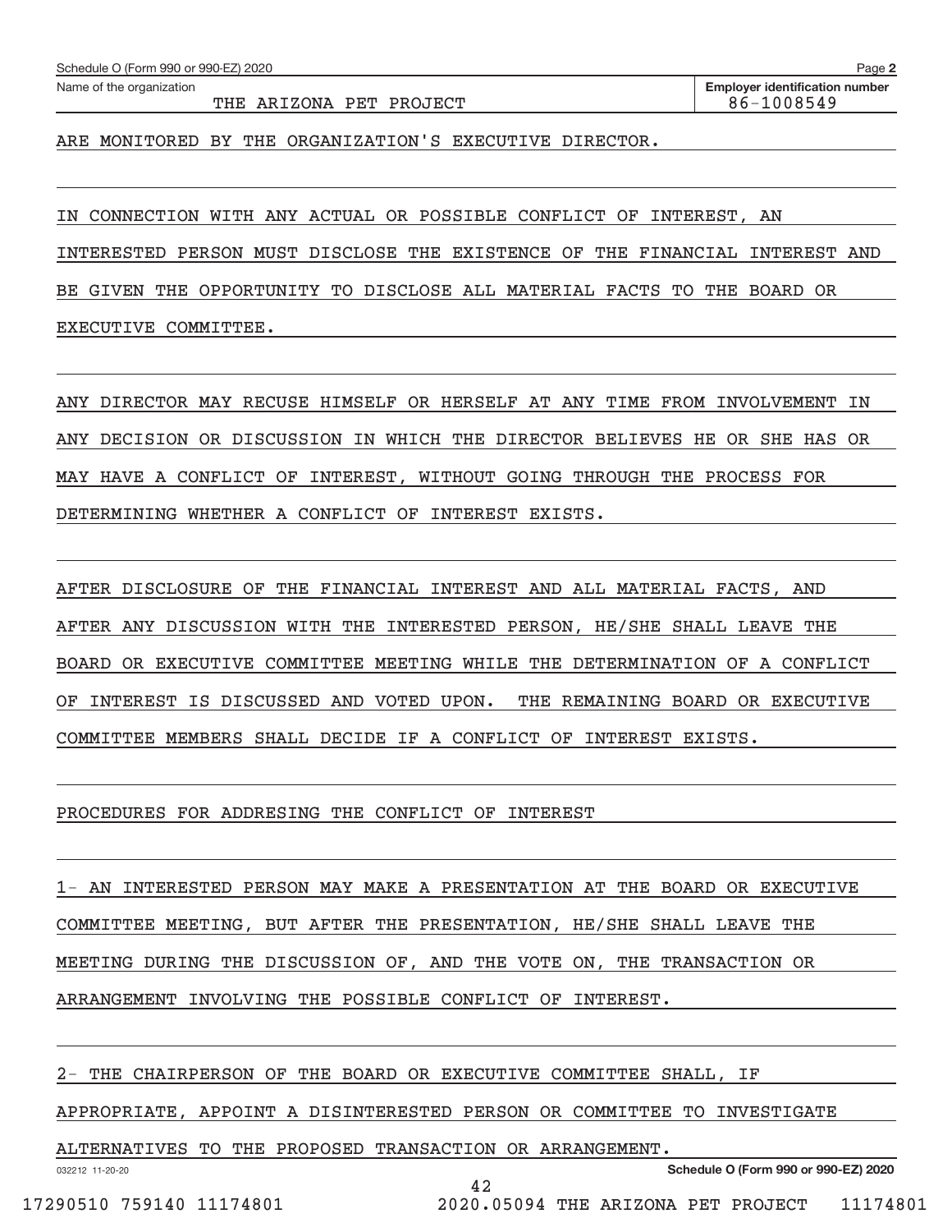Schedule O (Form 990 or 990-EZ) 2020

Name of the organization: THE ARIZONA PET PROJECT

Employer identification number: 86-1008549

ARE MONITORED BY THE ORGANIZATION'S EXECUTIVE DIRECTOR.

IN CONNECTION WITH ANY ACTUAL OR POSSIBLE CONFLICT OF INTEREST, AN INTERESTED PERSON MUST DISCLOSE THE EXISTENCE OF THE FINANCIAL INTEREST AND BE GIVEN THE OPPORTUNITY TO DISCLOSE ALL MATERIAL FACTS TO THE BOARD OR EXECUTIVE COMMITTEE.

ANY DIRECTOR MAY RECUSE HIMSELF OR HERSELF AT ANY TIME FROM INVOLVEMENT IN ANY DECISION OR DISCUSSION IN WHICH THE DIRECTOR BELIEVES HE OR SHE HAS OR MAY HAVE A CONFLICT OF INTEREST, WITHOUT GOING THROUGH THE PROCESS FOR DETERMINING WHETHER A CONFLICT OF INTEREST EXISTS.

AFTER DISCLOSURE OF THE FINANCIAL INTEREST AND ALL MATERIAL FACTS, AND AFTER ANY DISCUSSION WITH THE INTERESTED PERSON, HE/SHE SHALL LEAVE THE BOARD OR EXECUTIVE COMMITTEE MEETING WHILE THE DETERMINATION OF A CONFLICT OF INTEREST IS DISCUSSED AND VOTED UPON. THE REMAINING BOARD OR EXECUTIVE COMMITTEE MEMBERS SHALL DECIDE IF A CONFLICT OF INTEREST EXISTS.

PROCEDURES FOR ADDRESING THE CONFLICT OF INTEREST

1- AN INTERESTED PERSON MAY MAKE A PRESENTATION AT THE BOARD OR EXECUTIVE COMMITTEE MEETING, BUT AFTER THE PRESENTATION, HE/SHE SHALL LEAVE THE MEETING DURING THE DISCUSSION OF, AND THE VOTE ON, THE TRANSACTION OR ARRANGEMENT INVOLVING THE POSSIBLE CONFLICT OF INTEREST.

2- THE CHAIRPERSON OF THE BOARD OR EXECUTIVE COMMITTEE SHALL, IF APPROPRIATE, APPOINT A DISINTERESTED PERSON OR COMMITTEE TO INVESTIGATE ALTERNATIVES TO THE PROPOSED TRANSACTION OR ARRANGEMENT.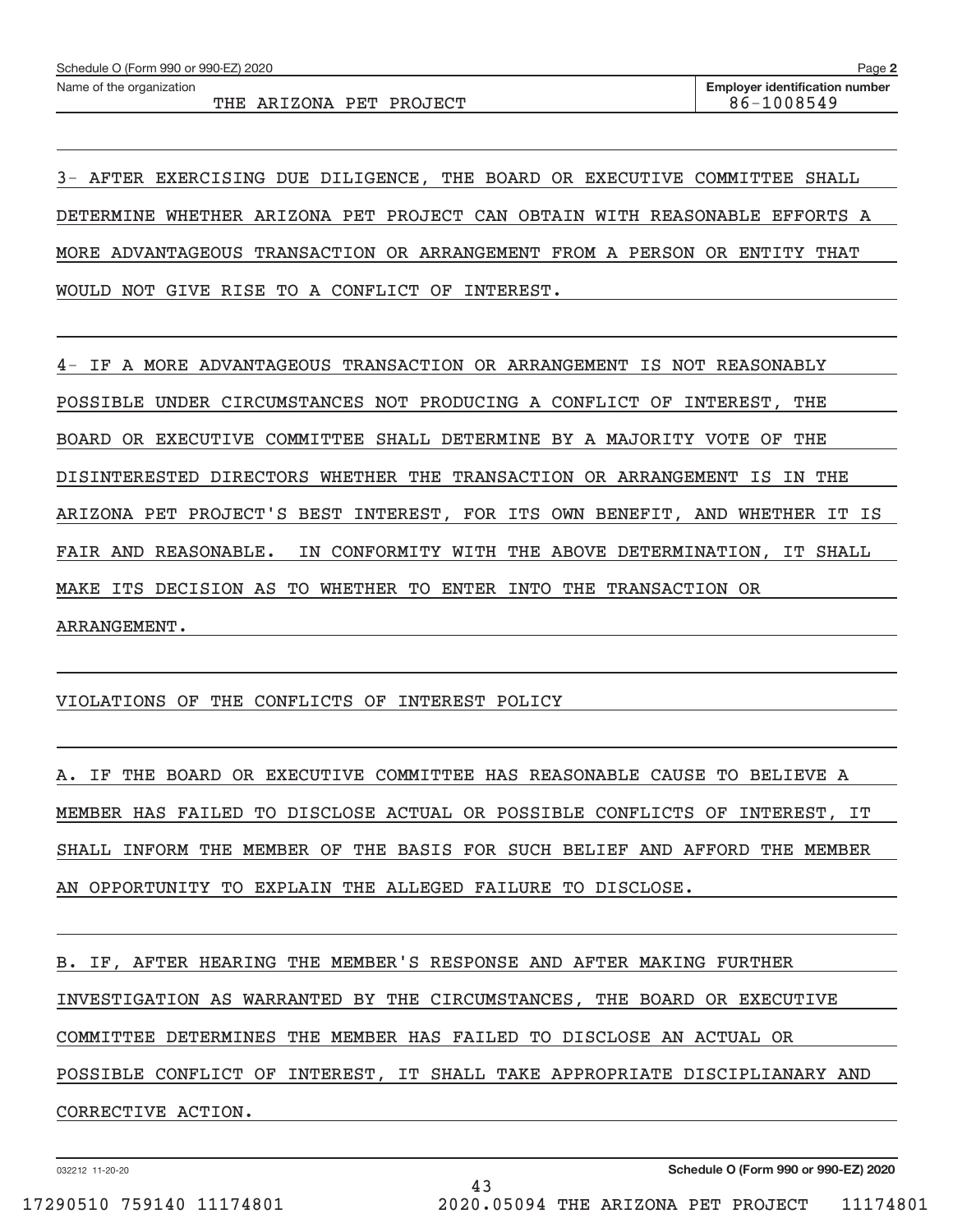Schedule O (Form 990 or 990-EZ) 2020

Name of the organization: THE ARIZONA PET PROJECT

Employer identification number: 86-1008549

3- AFTER EXERCISING DUE DILIGENCE, THE BOARD OR EXECUTIVE COMMITTEE SHALL DETERMINE WHETHER ARIZONA PET PROJECT CAN OBTAIN WITH REASONABLE EFFORTS A MORE ADVANTAGEOUS TRANSACTION OR ARRANGEMENT FROM A PERSON OR ENTITY THAT WOULD NOT GIVE RISE TO A CONFLICT OF INTEREST.

4- IF A MORE ADVANTAGEOUS TRANSACTION OR ARRANGEMENT IS NOT REASONABLY POSSIBLE UNDER CIRCUMSTANCES NOT PRODUCING A CONFLICT OF INTEREST, THE BOARD OR EXECUTIVE COMMITTEE SHALL DETERMINE BY A MAJORITY VOTE OF THE DISINTERESTED DIRECTORS WHETHER THE TRANSACTION OR ARRANGEMENT IS IN THE ARIZONA PET PROJECT'S BEST INTEREST, FOR ITS OWN BENEFIT, AND WHETHER IT IS FAIR AND REASONABLE. IN CONFORMITY WITH THE ABOVE DETERMINATION, IT SHALL MAKE ITS DECISION AS TO WHETHER TO ENTER INTO THE TRANSACTION OR ARRANGEMENT.

VIOLATIONS OF THE CONFLICTS OF INTEREST POLICY

A. IF THE BOARD OR EXECUTIVE COMMITTEE HAS REASONABLE CAUSE TO BELIEVE A MEMBER HAS FAILED TO DISCLOSE ACTUAL OR POSSIBLE CONFLICTS OF INTEREST, IT SHALL INFORM THE MEMBER OF THE BASIS FOR SUCH BELIEF AND AFFORD THE MEMBER AN OPPORTUNITY TO EXPLAIN THE ALLEGED FAILURE TO DISCLOSE.

B. IF, AFTER HEARING THE MEMBER'S RESPONSE AND AFTER MAKING FURTHER INVESTIGATION AS WARRANTED BY THE CIRCUMSTANCES, THE BOARD OR EXECUTIVE COMMITTEE DETERMINES THE MEMBER HAS FAILED TO DISCLOSE AN ACTUAL OR POSSIBLE CONFLICT OF INTEREST, IT SHALL TAKE APPROPRIATE DISCIPLIANARY AND CORRECTIVE ACTION.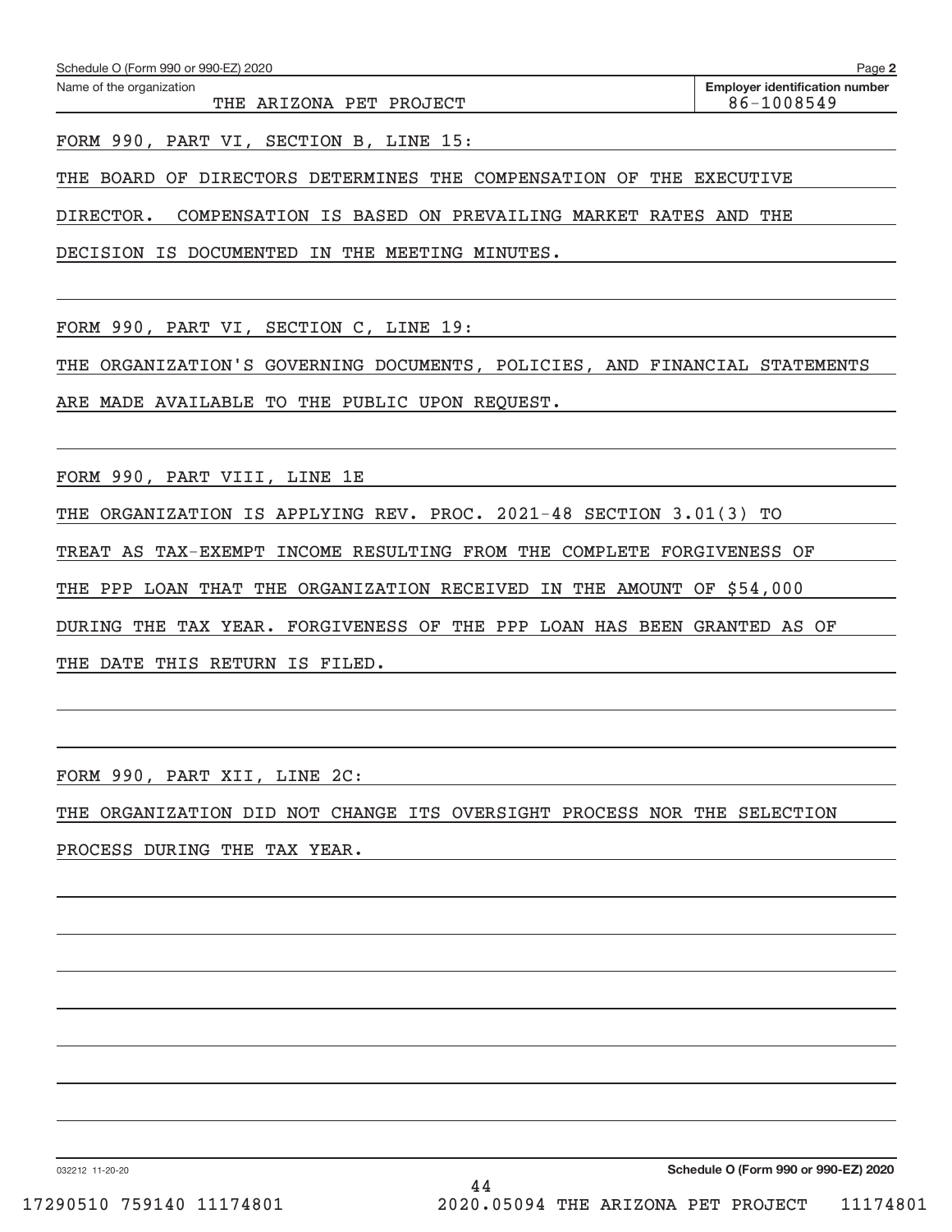Schedule O (Form 990 or 990-EZ) 2020 Page **2**

| Name of the organization | Employer identification number |
|---|---|
| THE ARIZONA PET PROJECT | 86-1008549 |

FORM 990, PART VI, SECTION B, LINE 15:

THE BOARD OF DIRECTORS DETERMINES THE COMPENSATION OF THE EXECUTIVE DIRECTOR. COMPENSATION IS BASED ON PREVAILING MARKET RATES AND THE DECISION IS DOCUMENTED IN THE MEETING MINUTES.

FORM 990, PART VI, SECTION C, LINE 19:

THE ORGANIZATION'S GOVERNING DOCUMENTS, POLICIES, AND FINANCIAL STATEMENTS ARE MADE AVAILABLE TO THE PUBLIC UPON REQUEST.

FORM 990, PART VIII, LINE 1E

THE ORGANIZATION IS APPLYING REV. PROC. 2021-48 SECTION 3.01(3) TO TREAT AS TAX-EXEMPT INCOME RESULTING FROM THE COMPLETE FORGIVENESS OF THE PPP LOAN THAT THE ORGANIZATION RECEIVED IN THE AMOUNT OF $54,000 DURING THE TAX YEAR. FORGIVENESS OF THE PPP LOAN HAS BEEN GRANTED AS OF THE DATE THIS RETURN IS FILED.

FORM 990, PART XII, LINE 2C:

THE ORGANIZATION DID NOT CHANGE ITS OVERSIGHT PROCESS NOR THE SELECTION PROCESS DURING THE TAX YEAR.

032212 11-20-20 **Schedule O (Form 990 or 990-EZ) 2020**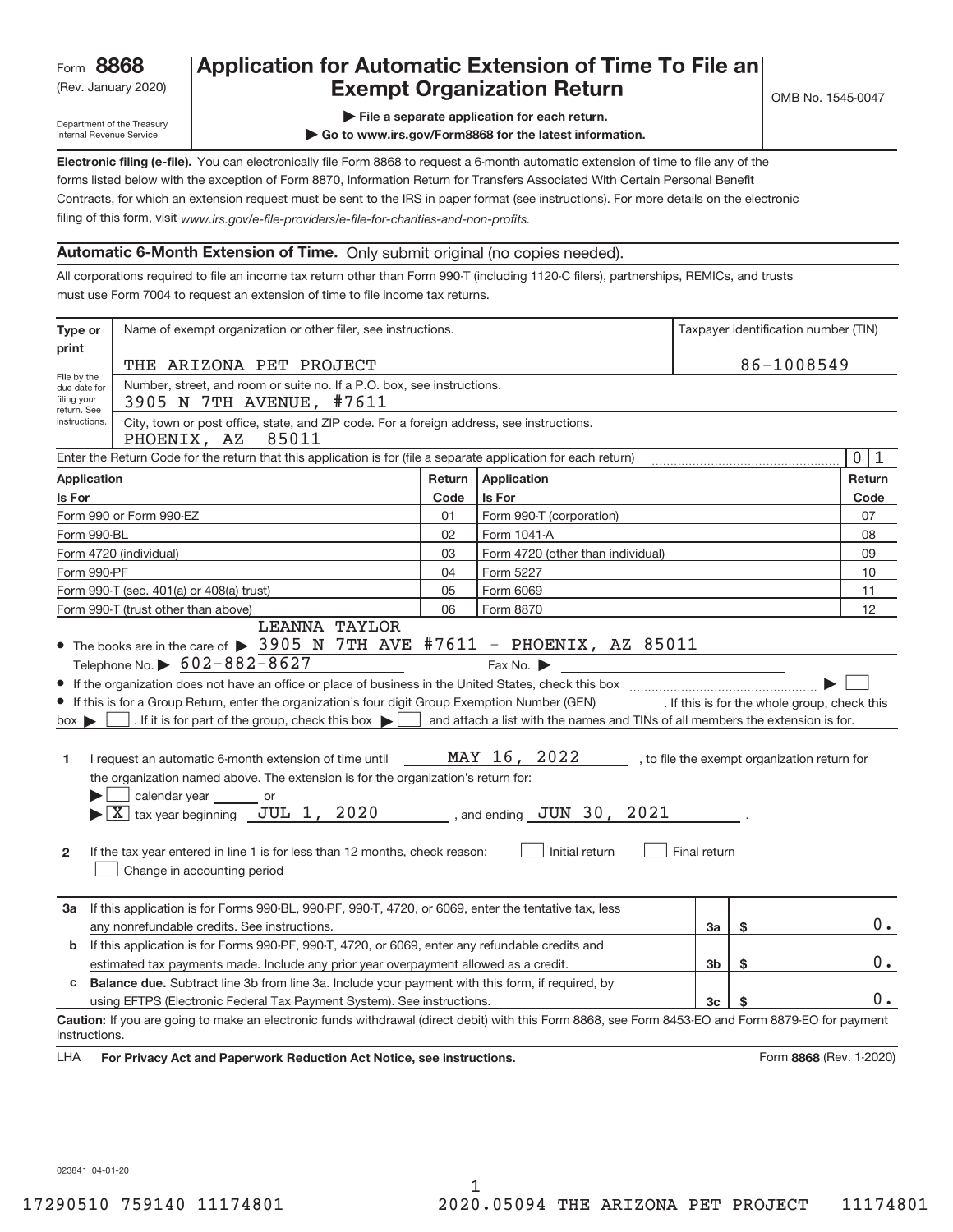Form **8868**
(Rev. January 2020)
Department of the Treasury
Internal Revenue Service

# Application for Automatic Extension of Time To File an Exempt Organization Return

▶ File a separate application for each return.
▶ Go to www.irs.gov/Form8868 for the latest information.

OMB No. 1545-0047

**Electronic filing (e-file).** You can electronically file Form 8868 to request a 6-month automatic extension of time to file any of the forms listed below with the exception of Form 8870, Information Return for Transfers Associated With Certain Personal Benefit Contracts, for which an extension request must be sent to the IRS in paper format (see instructions). For more details on the electronic filing of this form, visit *www.irs.gov/e-file-providers/e-file-for-charities-and-non-profits.*

**Automatic 6-Month Extension of Time.** Only submit original (no copies needed).

All corporations required to file an income tax return other than Form 990-T (including 1120-C filers), partnerships, REMICs, and trusts must use Form 7004 to request an extension of time to file income tax returns.

| Type or print | Name of exempt organization or other filer, see instructions. | Taxpayer identification number (TIN) |
|---|---|---|
| File by the due date for filing your return. See instructions. | THE ARIZONA PET PROJECT | 86-1008549 |
| | Number, street, and room or suite no. If a P.O. box, see instructions. 3905 N 7TH AVENUE, #7611 | |
| | City, town or post office, state, and ZIP code. For a foreign address, see instructions. PHOENIX, AZ 85011 | |

Enter the Return Code for the return that this application is for (file a separate application for each return) ........ 0 1

| Application Is For | Return Code | Application Is For | Return Code |
|---|---|---|---|
| Form 990 or Form 990-EZ | 01 | Form 990-T (corporation) | 07 |
| Form 990-BL | 02 | Form 1041-A | 08 |
| Form 4720 (individual) | 03 | Form 4720 (other than individual) | 09 |
| Form 990-PF | 04 | Form 5227 | 10 |
| Form 990-T (sec. 401(a) or 408(a) trust) | 05 | Form 6069 | 11 |
| Form 990-T (trust other than above) | 06 | Form 8870 | 12 |

- The books are in the care of ▶ LEANNA TAYLOR 3905 N 7TH AVE #7611 - PHOENIX, AZ 85011
  Telephone No. ▶ 602-882-8627 Fax No. ▶
- If the organization does not have an office or place of business in the United States, check this box ........ ▶ ☐
- If this is for a Group Return, enter the organization's four digit Group Exemption Number (GEN) ______ . If this is for the whole group, check this box ▶ ☐ . If it is for part of the group, check this box ▶ ☐ and attach a list with the names and TINs of all members the extension is for.

**1** I request an automatic 6-month extension of time until MAY 16, 2022 , to file the exempt organization return for the organization named above. The extension is for the organization's return for:
▶ ☐ calendar year ______ or
▶ ☒ tax year beginning JUL 1, 2020 , and ending JUN 30, 2021 .

**2** If the tax year entered in line 1 is for less than 12 months, check reason: ☐ Initial return ☐ Final return ☐ Change in accounting period

| | | | | |
|---|---|---|---|---|
| **3a** | If this application is for Forms 990-BL, 990-PF, 990-T, 4720, or 6069, enter the tentative tax, less any nonrefundable credits. See instructions. | 3a | $ | 0. |
| **b** | If this application is for Forms 990-PF, 990-T, 4720, or 6069, enter any refundable credits and estimated tax payments made. Include any prior year overpayment allowed as a credit. | 3b | $ | 0. |
| **c** | **Balance due.** Subtract line 3b from line 3a. Include your payment with this form, if required, by using EFTPS (Electronic Federal Tax Payment System). See instructions. | 3c | $ | 0. |

**Caution:** If you are going to make an electronic funds withdrawal (direct debit) with this Form 8868, see Form 8453-EO and Form 8879-EO for payment instructions.

LHA **For Privacy Act and Paperwork Reduction Act Notice, see instructions.** Form **8868** (Rev. 1-2020)

023841 04-01-20

17290510 759140 11174801 2020.05094 THE ARIZONA PET PROJECT 11174801